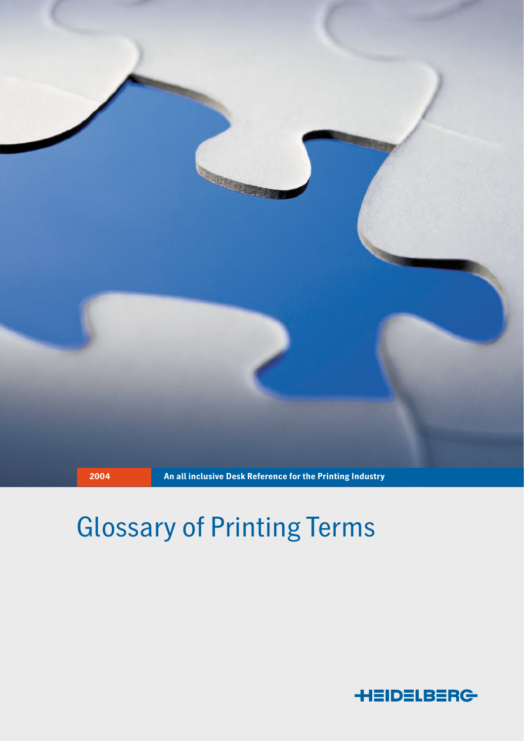2004

**An all inclusive Desk Reference for the Printing Industry**

# Glossary of Printing Terms

HEIDELBERG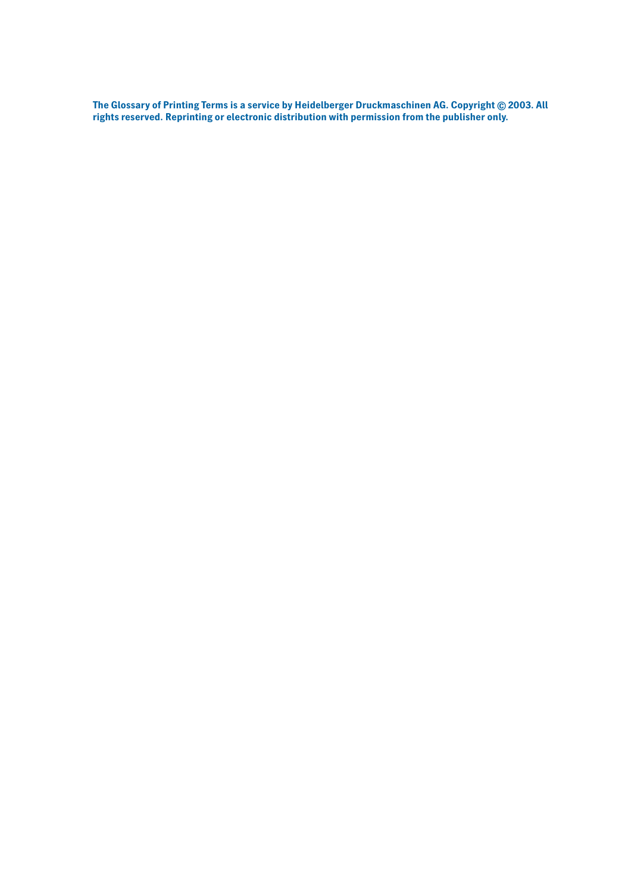**The Glossary of Printing Terms is a service by Heidelberger Druckmaschinen AG. Copyright © 2003. All rights reserved. Reprinting or electronic distribution with permission from the publisher only.**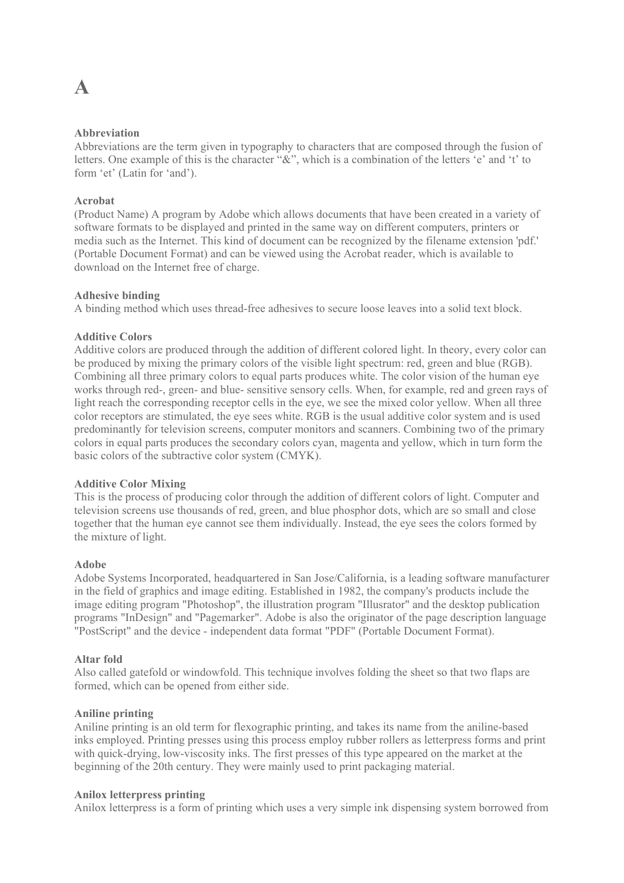# A

**Abbreviation**
Abbreviations are the term given in typography to characters that are composed through the fusion of letters. One example of this is the character “&”, which is a combination of the letters ‘e’ and ‘t’ to form ‘et’ (Latin for ‘and’).

**Acrobat**
(Product Name) A program by Adobe which allows documents that have been created in a variety of software formats to be displayed and printed in the same way on different computers, printers or media such as the Internet. This kind of document can be recognized by the filename extension 'pdf.' (Portable Document Format) and can be viewed using the Acrobat reader, which is available to download on the Internet free of charge.

**Adhesive binding**
A binding method which uses thread-free adhesives to secure loose leaves into a solid text block.

**Additive Colors**
Additive colors are produced through the addition of different colored light. In theory, every color can be produced by mixing the primary colors of the visible light spectrum: red, green and blue (RGB). Combining all three primary colors to equal parts produces white. The color vision of the human eye works through red-, green- and blue- sensitive sensory cells. When, for example, red and green rays of light reach the corresponding receptor cells in the eye, we see the mixed color yellow. When all three color receptors are stimulated, the eye sees white. RGB is the usual additive color system and is used predominantly for television screens, computer monitors and scanners. Combining two of the primary colors in equal parts produces the secondary colors cyan, magenta and yellow, which in turn form the basic colors of the subtractive color system (CMYK).

**Additive Color Mixing**
This is the process of producing color through the addition of different colors of light. Computer and television screens use thousands of red, green, and blue phosphor dots, which are so small and close together that the human eye cannot see them individually. Instead, the eye sees the colors formed by the mixture of light.

**Adobe**
Adobe Systems Incorporated, headquartered in San Jose/California, is a leading software manufacturer in the field of graphics and image editing. Established in 1982, the company's products include the image editing program "Photoshop", the illustration program "Illusrator" and the desktop publication programs "InDesign" and "Pagemarker". Adobe is also the originator of the page description language "PostScript" and the device - independent data format "PDF" (Portable Document Format).

**Altar fold**
Also called gatefold or windowfold. This technique involves folding the sheet so that two flaps are formed, which can be opened from either side.

**Aniline printing**
Aniline printing is an old term for flexographic printing, and takes its name from the aniline-based inks employed. Printing presses using this process employ rubber rollers as letterpress forms and print with quick-drying, low-viscosity inks. The first presses of this type appeared on the market at the beginning of the 20th century. They were mainly used to print packaging material.

**Anilox letterpress printing**
Anilox letterpress is a form of printing which uses a very simple ink dispensing system borrowed from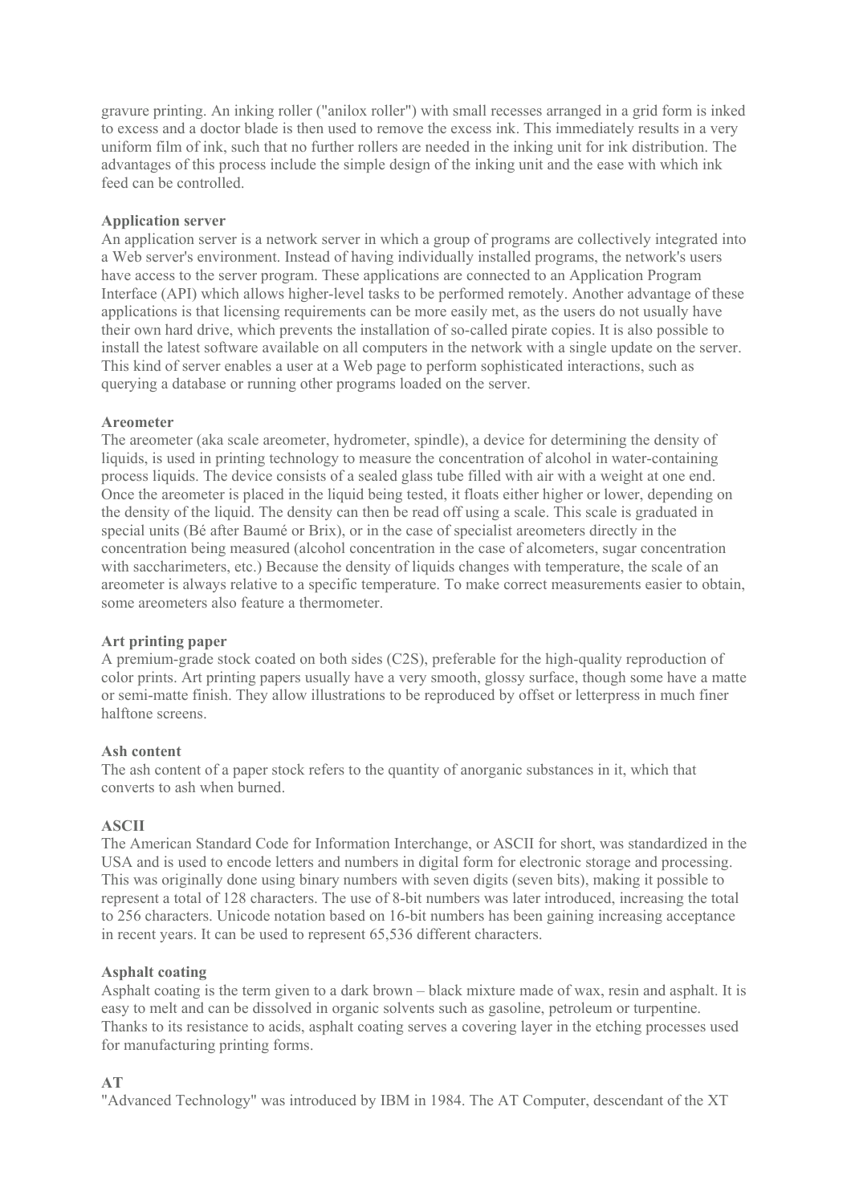gravure printing. An inking roller ("anilox roller") with small recesses arranged in a grid form is inked to excess and a doctor blade is then used to remove the excess ink. This immediately results in a very uniform film of ink, such that no further rollers are needed in the inking unit for ink distribution. The advantages of this process include the simple design of the inking unit and the ease with which ink feed can be controlled.

**Application server**
An application server is a network server in which a group of programs are collectively integrated into a Web server's environment. Instead of having individually installed programs, the network's users have access to the server program. These applications are connected to an Application Program Interface (API) which allows higher-level tasks to be performed remotely. Another advantage of these applications is that licensing requirements can be more easily met, as the users do not usually have their own hard drive, which prevents the installation of so-called pirate copies. It is also possible to install the latest software available on all computers in the network with a single update on the server. This kind of server enables a user at a Web page to perform sophisticated interactions, such as querying a database or running other programs loaded on the server.

**Areometer**
The areometer (aka scale areometer, hydrometer, spindle), a device for determining the density of liquids, is used in printing technology to measure the concentration of alcohol in water-containing process liquids. The device consists of a sealed glass tube filled with air with a weight at one end. Once the areometer is placed in the liquid being tested, it floats either higher or lower, depending on the density of the liquid. The density can then be read off using a scale. This scale is graduated in special units (Bé after Baumé or Brix), or in the case of specialist areometers directly in the concentration being measured (alcohol concentration in the case of alcometers, sugar concentration with saccharimeters, etc.) Because the density of liquids changes with temperature, the scale of an areometer is always relative to a specific temperature. To make correct measurements easier to obtain, some areometers also feature a thermometer.

**Art printing paper**
A premium-grade stock coated on both sides (C2S), preferable for the high-quality reproduction of color prints. Art printing papers usually have a very smooth, glossy surface, though some have a matte or semi-matte finish. They allow illustrations to be reproduced by offset or letterpress in much finer halftone screens.

**Ash content**
The ash content of a paper stock refers to the quantity of anorganic substances in it, which that converts to ash when burned.

**ASCII**
The American Standard Code for Information Interchange, or ASCII for short, was standardized in the USA and is used to encode letters and numbers in digital form for electronic storage and processing. This was originally done using binary numbers with seven digits (seven bits), making it possible to represent a total of 128 characters. The use of 8-bit numbers was later introduced, increasing the total to 256 characters. Unicode notation based on 16-bit numbers has been gaining increasing acceptance in recent years. It can be used to represent 65,536 different characters.

**Asphalt coating**
Asphalt coating is the term given to a dark brown – black mixture made of wax, resin and asphalt. It is easy to melt and can be dissolved in organic solvents such as gasoline, petroleum or turpentine. Thanks to its resistance to acids, asphalt coating serves a covering layer in the etching processes used for manufacturing printing forms.

**AT**
"Advanced Technology" was introduced by IBM in 1984. The AT Computer, descendant of the XT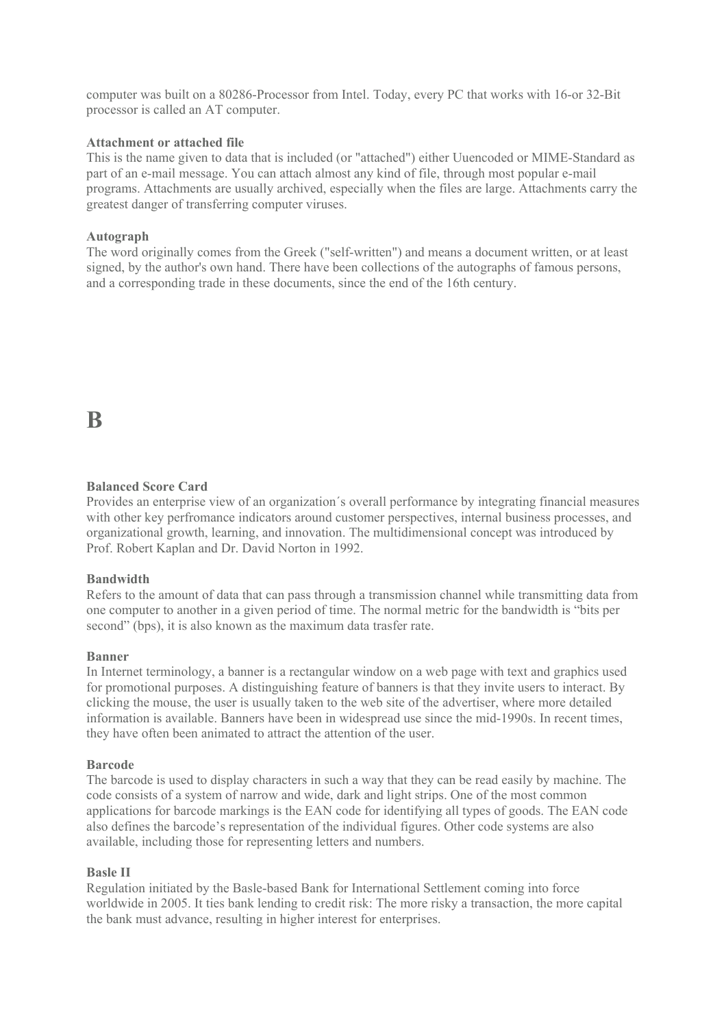computer was built on a 80286-Processor from Intel. Today, every PC that works with 16-or 32-Bit processor is called an AT computer.

**Attachment or attached file**
This is the name given to data that is included (or "attached") either Uuencoded or MIME-Standard as part of an e-mail message. You can attach almost any kind of file, through most popular e-mail programs. Attachments are usually archived, especially when the files are large. Attachments carry the greatest danger of transferring computer viruses.

**Autograph**
The word originally comes from the Greek ("self-written") and means a document written, or at least signed, by the author's own hand. There have been collections of the autographs of famous persons, and a corresponding trade in these documents, since the end of the 16th century.

# B

**Balanced Score Card**
Provides an enterprise view of an organization´s overall performance by integrating financial measures with other key perfromance indicators around customer perspectives, internal business processes, and organizational growth, learning, and innovation. The multidimensional concept was introduced by Prof. Robert Kaplan and Dr. David Norton in 1992.

**Bandwidth**
Refers to the amount of data that can pass through a transmission channel while transmitting data from one computer to another in a given period of time. The normal metric for the bandwidth is "bits per second" (bps), it is also known as the maximum data trasfer rate.

**Banner**
In Internet terminology, a banner is a rectangular window on a web page with text and graphics used for promotional purposes. A distinguishing feature of banners is that they invite users to interact. By clicking the mouse, the user is usually taken to the web site of the advertiser, where more detailed information is available. Banners have been in widespread use since the mid-1990s. In recent times, they have often been animated to attract the attention of the user.

**Barcode**
The barcode is used to display characters in such a way that they can be read easily by machine. The code consists of a system of narrow and wide, dark and light strips. One of the most common applications for barcode markings is the EAN code for identifying all types of goods. The EAN code also defines the barcode's representation of the individual figures. Other code systems are also available, including those for representing letters and numbers.

**Basle II**
Regulation initiated by the Basle-based Bank for International Settlement coming into force worldwide in 2005. It ties bank lending to credit risk: The more risky a transaction, the more capital the bank must advance, resulting in higher interest for enterprises.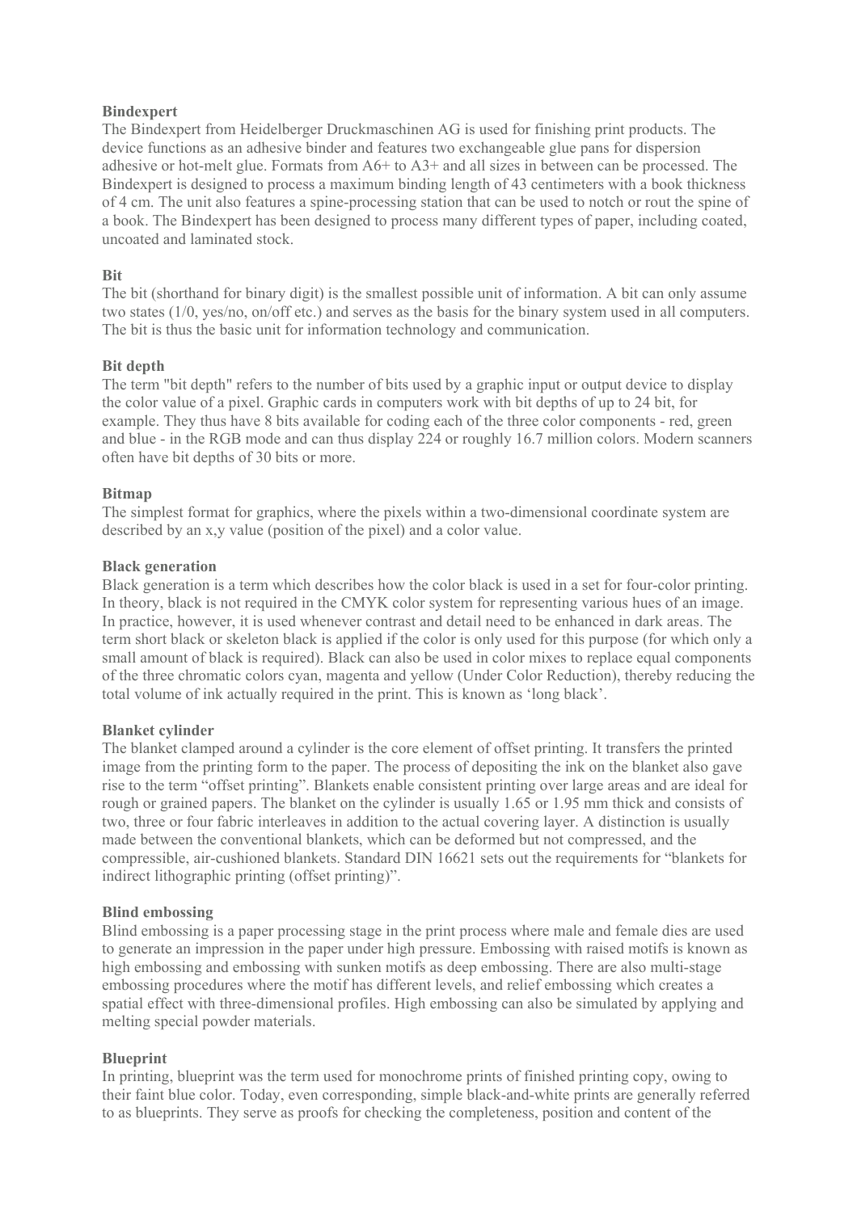**Bindexpert**

The Bindexpert from Heidelberger Druckmaschinen AG is used for finishing print products. The device functions as an adhesive binder and features two exchangeable glue pans for dispersion adhesive or hot-melt glue. Formats from A6+ to A3+ and all sizes in between can be processed. The Bindexpert is designed to process a maximum binding length of 43 centimeters with a book thickness of 4 cm. The unit also features a spine-processing station that can be used to notch or rout the spine of a book. The Bindexpert has been designed to process many different types of paper, including coated, uncoated and laminated stock.

**Bit**

The bit (shorthand for binary digit) is the smallest possible unit of information. A bit can only assume two states (1/0, yes/no, on/off etc.) and serves as the basis for the binary system used in all computers. The bit is thus the basic unit for information technology and communication.

**Bit depth**

The term "bit depth" refers to the number of bits used by a graphic input or output device to display the color value of a pixel. Graphic cards in computers work with bit depths of up to 24 bit, for example. They thus have 8 bits available for coding each of the three color components - red, green and blue - in the RGB mode and can thus display 224 or roughly 16.7 million colors. Modern scanners often have bit depths of 30 bits or more.

**Bitmap**

The simplest format for graphics, where the pixels within a two-dimensional coordinate system are described by an x,y value (position of the pixel) and a color value.

**Black generation**

Black generation is a term which describes how the color black is used in a set for four-color printing. In theory, black is not required in the CMYK color system for representing various hues of an image. In practice, however, it is used whenever contrast and detail need to be enhanced in dark areas. The term short black or skeleton black is applied if the color is only used for this purpose (for which only a small amount of black is required). Black can also be used in color mixes to replace equal components of the three chromatic colors cyan, magenta and yellow (Under Color Reduction), thereby reducing the total volume of ink actually required in the print. This is known as 'long black'.

**Blanket cylinder**

The blanket clamped around a cylinder is the core element of offset printing. It transfers the printed image from the printing form to the paper. The process of depositing the ink on the blanket also gave rise to the term "offset printing". Blankets enable consistent printing over large areas and are ideal for rough or grained papers. The blanket on the cylinder is usually 1.65 or 1.95 mm thick and consists of two, three or four fabric interleaves in addition to the actual covering layer. A distinction is usually made between the conventional blankets, which can be deformed but not compressed, and the compressible, air-cushioned blankets. Standard DIN 16621 sets out the requirements for "blankets for indirect lithographic printing (offset printing)".

**Blind embossing**

Blind embossing is a paper processing stage in the print process where male and female dies are used to generate an impression in the paper under high pressure. Embossing with raised motifs is known as high embossing and embossing with sunken motifs as deep embossing. There are also multi-stage embossing procedures where the motif has different levels, and relief embossing which creates a spatial effect with three-dimensional profiles. High embossing can also be simulated by applying and melting special powder materials.

**Blueprint**

In printing, blueprint was the term used for monochrome prints of finished printing copy, owing to their faint blue color. Today, even corresponding, simple black-and-white prints are generally referred to as blueprints. They serve as proofs for checking the completeness, position and content of the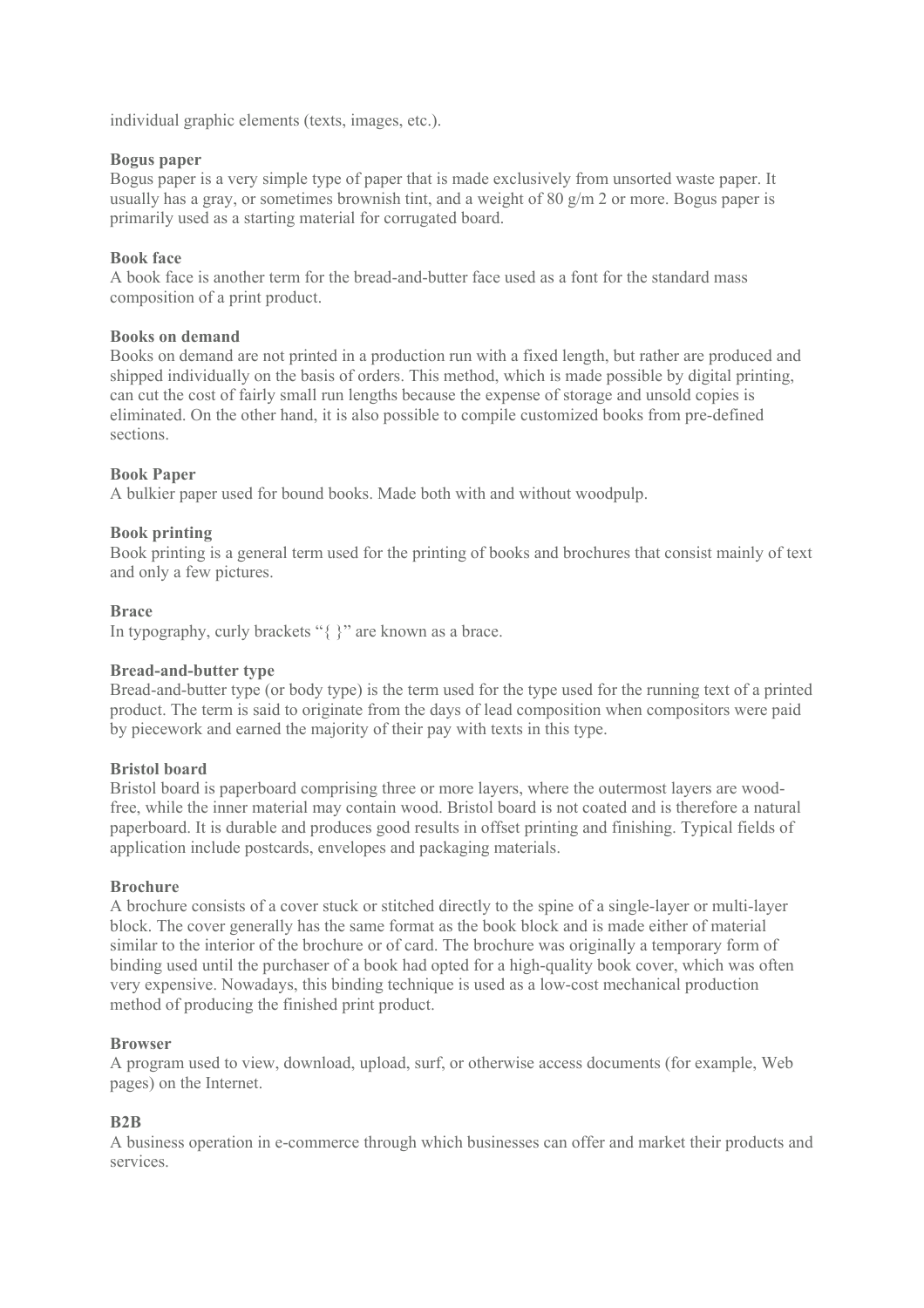individual graphic elements (texts, images, etc.).

**Bogus paper**
Bogus paper is a very simple type of paper that is made exclusively from unsorted waste paper. It usually has a gray, or sometimes brownish tint, and a weight of 80 $g/m^2$ or more. Bogus paper is primarily used as a starting material for corrugated board.

**Book face**
A book face is another term for the bread-and-butter face used as a font for the standard mass composition of a print product.

**Books on demand**
Books on demand are not printed in a production run with a fixed length, but rather are produced and shipped individually on the basis of orders. This method, which is made possible by digital printing, can cut the cost of fairly small run lengths because the expense of storage and unsold copies is eliminated. On the other hand, it is also possible to compile customized books from pre-defined sections.

**Book Paper**
A bulkier paper used for bound books. Made both with and without woodpulp.

**Book printing**
Book printing is a general term used for the printing of books and brochures that consist mainly of text and only a few pictures.

**Brace**
In typography, curly brackets "{ }" are known as a brace.

**Bread-and-butter type**
Bread-and-butter type (or body type) is the term used for the type used for the running text of a printed product. The term is said to originate from the days of lead composition when compositors were paid by piecework and earned the majority of their pay with texts in this type.

**Bristol board**
Bristol board is paperboard comprising three or more layers, where the outermost layers are wood-free, while the inner material may contain wood. Bristol board is not coated and is therefore a natural paperboard. It is durable and produces good results in offset printing and finishing. Typical fields of application include postcards, envelopes and packaging materials.

**Brochure**
A brochure consists of a cover stuck or stitched directly to the spine of a single-layer or multi-layer block. The cover generally has the same format as the book block and is made either of material similar to the interior of the brochure or of card. The brochure was originally a temporary form of binding used until the purchaser of a book had opted for a high-quality book cover, which was often very expensive. Nowadays, this binding technique is used as a low-cost mechanical production method of producing the finished print product.

**Browser**
A program used to view, download, upload, surf, or otherwise access documents (for example, Web pages) on the Internet.

**B2B**
A business operation in e-commerce through which businesses can offer and market their products and services.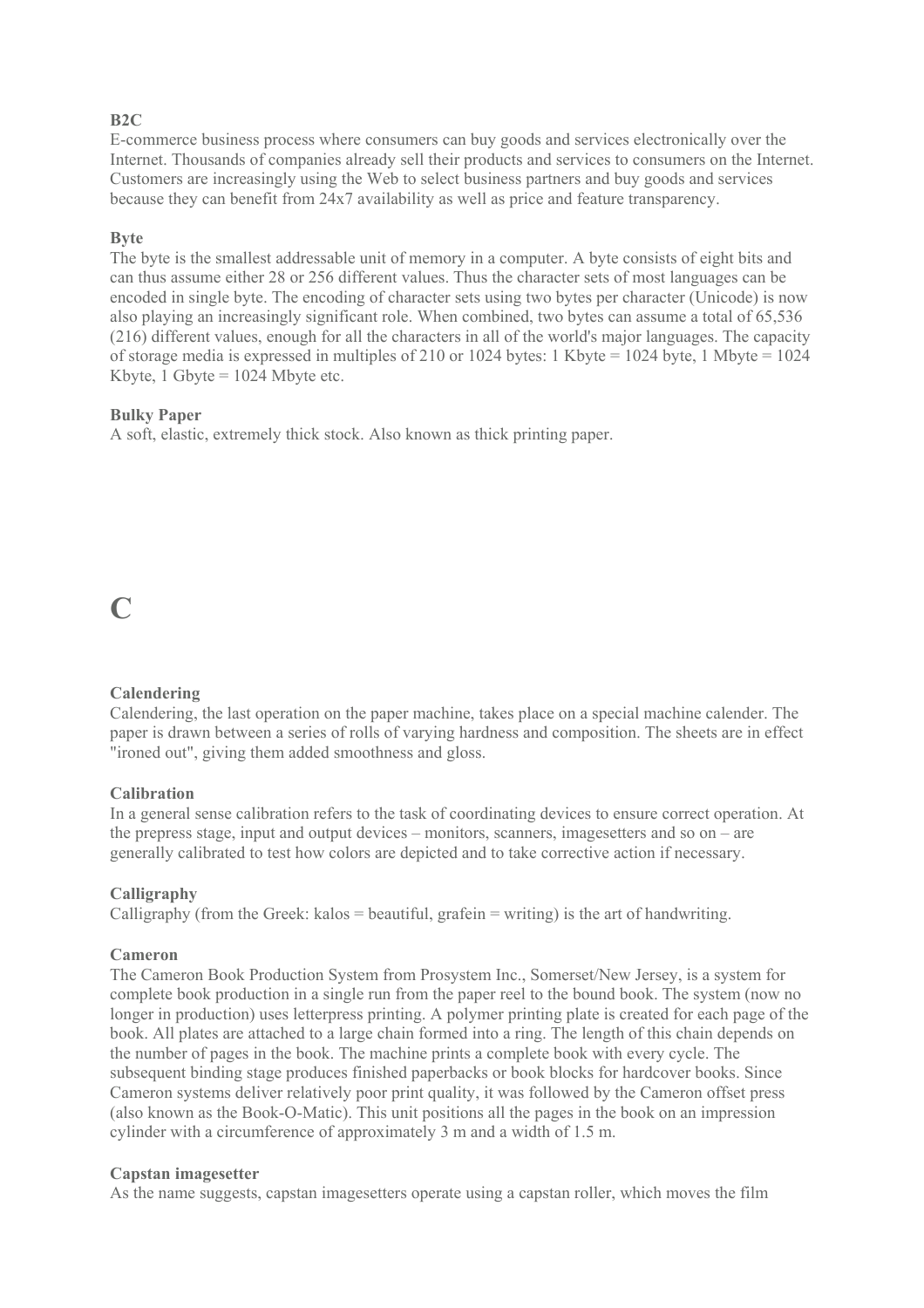**B2C**
E-commerce business process where consumers can buy goods and services electronically over the Internet. Thousands of companies already sell their products and services to consumers on the Internet. Customers are increasingly using the Web to select business partners and buy goods and services because they can benefit from 24x7 availability as well as price and feature transparency.

**Byte**
The byte is the smallest addressable unit of memory in a computer. A byte consists of eight bits and can thus assume either 28 or 256 different values. Thus the character sets of most languages can be encoded in single byte. The encoding of character sets using two bytes per character (Unicode) is now also playing an increasingly significant role. When combined, two bytes can assume a total of 65,536 (216) different values, enough for all the characters in all of the world's major languages. The capacity of storage media is expressed in multiples of 210 or 1024 bytes: 1 Kbyte = 1024 byte, 1 Mbyte = 1024 Kbyte, 1 Gbyte = 1024 Mbyte etc.

**Bulky Paper**
A soft, elastic, extremely thick stock. Also known as thick printing paper.

# C

**Calendering**
Calendering, the last operation on the paper machine, takes place on a special machine calender. The paper is drawn between a series of rolls of varying hardness and composition. The sheets are in effect "ironed out", giving them added smoothness and gloss.

**Calibration**
In a general sense calibration refers to the task of coordinating devices to ensure correct operation. At the prepress stage, input and output devices – monitors, scanners, imagesetters and so on – are generally calibrated to test how colors are depicted and to take corrective action if necessary.

**Calligraphy**
Calligraphy (from the Greek: kalos = beautiful, grafein = writing) is the art of handwriting.

**Cameron**
The Cameron Book Production System from Prosystem Inc., Somerset/New Jersey, is a system for complete book production in a single run from the paper reel to the bound book. The system (now no longer in production) uses letterpress printing. A polymer printing plate is created for each page of the book. All plates are attached to a large chain formed into a ring. The length of this chain depends on the number of pages in the book. The machine prints a complete book with every cycle. The subsequent binding stage produces finished paperbacks or book blocks for hardcover books. Since Cameron systems deliver relatively poor print quality, it was followed by the Cameron offset press (also known as the Book-O-Matic). This unit positions all the pages in the book on an impression cylinder with a circumference of approximately 3 m and a width of 1.5 m.

**Capstan imagesetter**
As the name suggests, capstan imagesetters operate using a capstan roller, which moves the film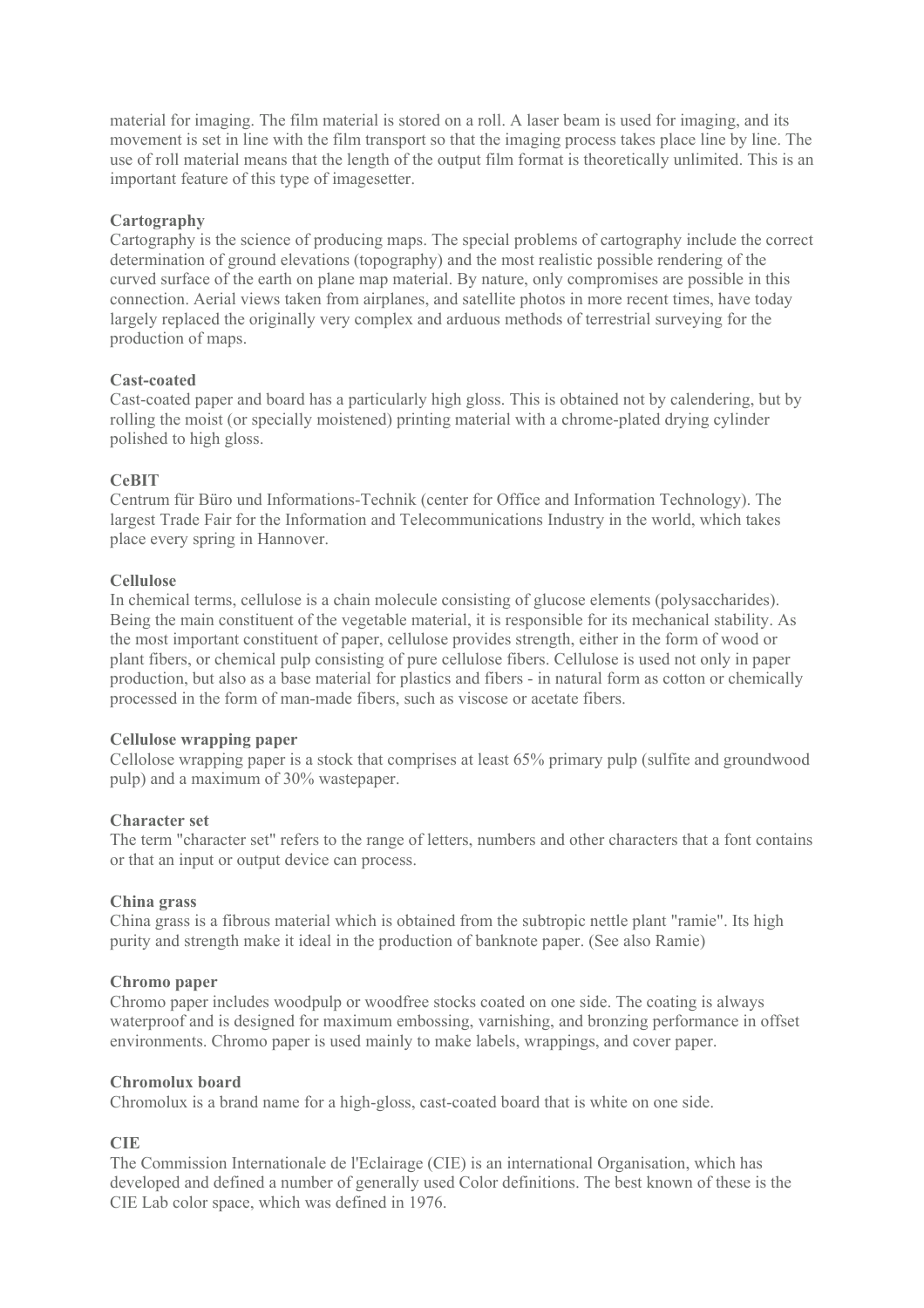material for imaging. The film material is stored on a roll. A laser beam is used for imaging, and its movement is set in line with the film transport so that the imaging process takes place line by line. The use of roll material means that the length of the output film format is theoretically unlimited. This is an important feature of this type of imagesetter.

**Cartography**
Cartography is the science of producing maps. The special problems of cartography include the correct determination of ground elevations (topography) and the most realistic possible rendering of the curved surface of the earth on plane map material. By nature, only compromises are possible in this connection. Aerial views taken from airplanes, and satellite photos in more recent times, have today largely replaced the originally very complex and arduous methods of terrestrial surveying for the production of maps.

**Cast-coated**
Cast-coated paper and board has a particularly high gloss. This is obtained not by calendering, but by rolling the moist (or specially moistened) printing material with a chrome-plated drying cylinder polished to high gloss.

**CeBIT**
Centrum für Büro und Informations-Technik (center for Office and Information Technology). The largest Trade Fair for the Information and Telecommunications Industry in the world, which takes place every spring in Hannover.

**Cellulose**
In chemical terms, cellulose is a chain molecule consisting of glucose elements (polysaccharides). Being the main constituent of the vegetable material, it is responsible for its mechanical stability. As the most important constituent of paper, cellulose provides strength, either in the form of wood or plant fibers, or chemical pulp consisting of pure cellulose fibers. Cellulose is used not only in paper production, but also as a base material for plastics and fibers - in natural form as cotton or chemically processed in the form of man-made fibers, such as viscose or acetate fibers.

**Cellulose wrapping paper**
Cellolose wrapping paper is a stock that comprises at least 65% primary pulp (sulfite and groundwood pulp) and a maximum of 30% wastepaper.

**Character set**
The term "character set" refers to the range of letters, numbers and other characters that a font contains or that an input or output device can process.

**China grass**
China grass is a fibrous material which is obtained from the subtropic nettle plant "ramie". Its high purity and strength make it ideal in the production of banknote paper. (See also Ramie)

**Chromo paper**
Chromo paper includes woodpulp or woodfree stocks coated on one side. The coating is always waterproof and is designed for maximum embossing, varnishing, and bronzing performance in offset environments. Chromo paper is used mainly to make labels, wrappings, and cover paper.

**Chromolux board**
Chromolux is a brand name for a high-gloss, cast-coated board that is white on one side.

**CIE**
The Commission Internationale de l'Eclairage (CIE) is an international Organisation, which has developed and defined a number of generally used Color definitions. The best known of these is the CIE Lab color space, which was defined in 1976.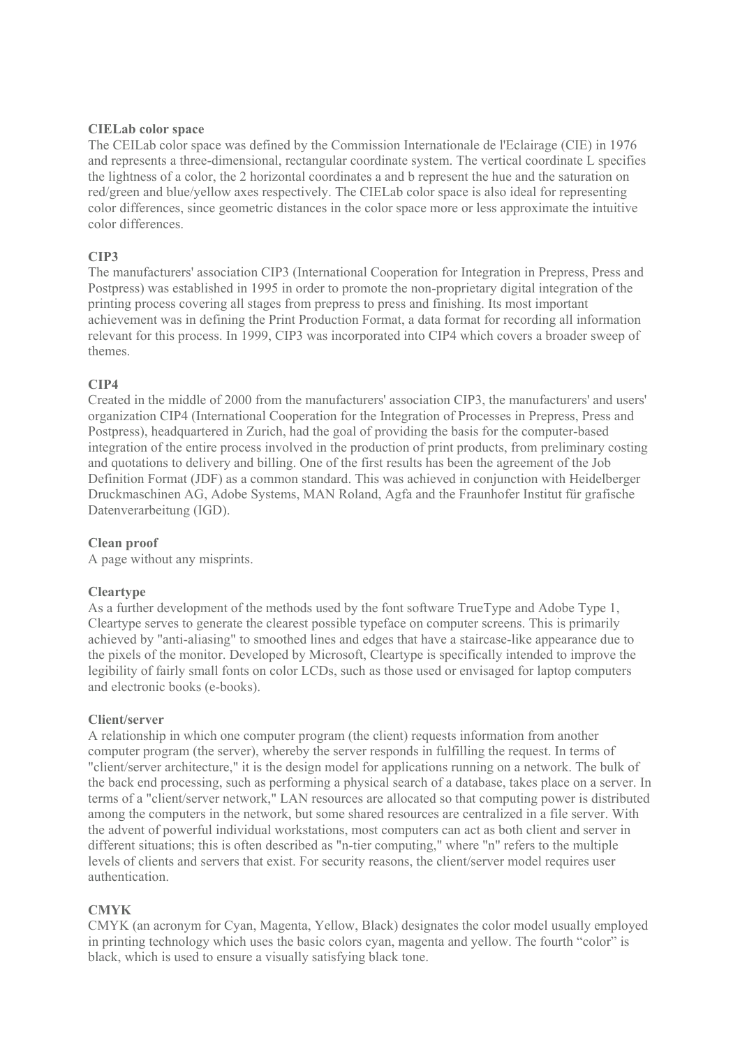**CIELab color space**

The CEILab color space was defined by the Commission Internationale de l'Eclairage (CIE) in 1976 and represents a three-dimensional, rectangular coordinate system. The vertical coordinate L specifies the lightness of a color, the 2 horizontal coordinates a and b represent the hue and the saturation on red/green and blue/yellow axes respectively. The CIELab color space is also ideal for representing color differences, since geometric distances in the color space more or less approximate the intuitive color differences.

**CIP3**

The manufacturers' association CIP3 (International Cooperation for Integration in Prepress, Press and Postpress) was established in 1995 in order to promote the non-proprietary digital integration of the printing process covering all stages from prepress to press and finishing. Its most important achievement was in defining the Print Production Format, a data format for recording all information relevant for this process. In 1999, CIP3 was incorporated into CIP4 which covers a broader sweep of themes.

**CIP4**

Created in the middle of 2000 from the manufacturers' association CIP3, the manufacturers' and users' organization CIP4 (International Cooperation for the Integration of Processes in Prepress, Press and Postpress), headquartered in Zurich, had the goal of providing the basis for the computer-based integration of the entire process involved in the production of print products, from preliminary costing and quotations to delivery and billing. One of the first results has been the agreement of the Job Definition Format (JDF) as a common standard. This was achieved in conjunction with Heidelberger Druckmaschinen AG, Adobe Systems, MAN Roland, Agfa and the Fraunhofer Institut für grafische Datenverarbeitung (IGD).

**Clean proof**

A page without any misprints.

**Cleartype**

As a further development of the methods used by the font software TrueType and Adobe Type 1, Cleartype serves to generate the clearest possible typeface on computer screens. This is primarily achieved by "anti-aliasing" to smoothed lines and edges that have a staircase-like appearance due to the pixels of the monitor. Developed by Microsoft, Cleartype is specifically intended to improve the legibility of fairly small fonts on color LCDs, such as those used or envisaged for laptop computers and electronic books (e-books).

**Client/server**

A relationship in which one computer program (the client) requests information from another computer program (the server), whereby the server responds in fulfilling the request. In terms of "client/server architecture," it is the design model for applications running on a network. The bulk of the back end processing, such as performing a physical search of a database, takes place on a server. In terms of a "client/server network," LAN resources are allocated so that computing power is distributed among the computers in the network, but some shared resources are centralized in a file server. With the advent of powerful individual workstations, most computers can act as both client and server in different situations; this is often described as "n-tier computing," where "n" refers to the multiple levels of clients and servers that exist. For security reasons, the client/server model requires user authentication.

**CMYK**

CMYK (an acronym for Cyan, Magenta, Yellow, Black) designates the color model usually employed in printing technology which uses the basic colors cyan, magenta and yellow. The fourth "color" is black, which is used to ensure a visually satisfying black tone.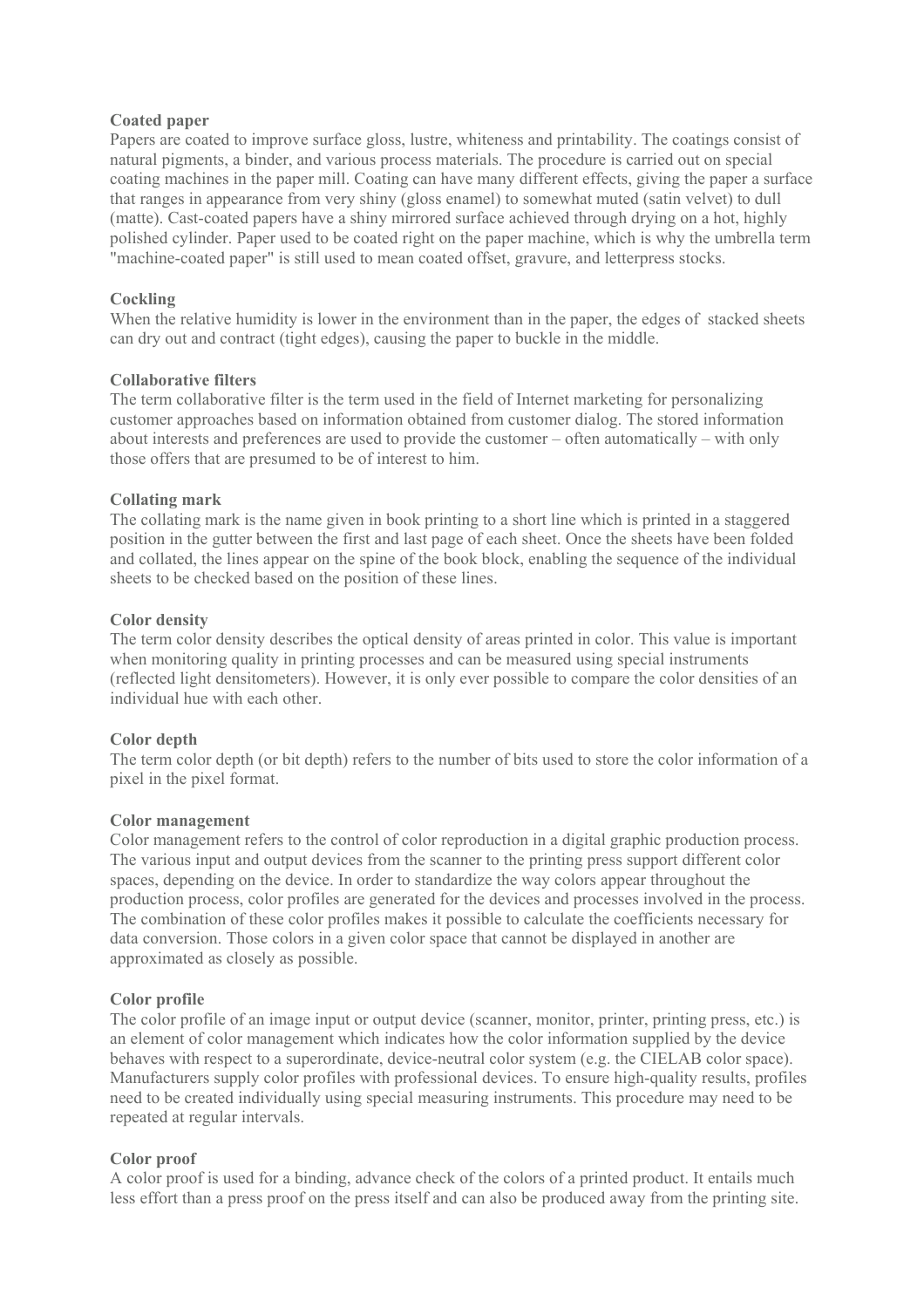**Coated paper**

Papers are coated to improve surface gloss, lustre, whiteness and printability. The coatings consist of natural pigments, a binder, and various process materials. The procedure is carried out on special coating machines in the paper mill. Coating can have many different effects, giving the paper a surface that ranges in appearance from very shiny (gloss enamel) to somewhat muted (satin velvet) to dull (matte). Cast-coated papers have a shiny mirrored surface achieved through drying on a hot, highly polished cylinder. Paper used to be coated right on the paper machine, which is why the umbrella term "machine-coated paper" is still used to mean coated offset, gravure, and letterpress stocks.

**Cockling**

When the relative humidity is lower in the environment than in the paper, the edges of stacked sheets can dry out and contract (tight edges), causing the paper to buckle in the middle.

**Collaborative filters**

The term collaborative filter is the term used in the field of Internet marketing for personalizing customer approaches based on information obtained from customer dialog. The stored information about interests and preferences are used to provide the customer – often automatically – with only those offers that are presumed to be of interest to him.

**Collating mark**

The collating mark is the name given in book printing to a short line which is printed in a staggered position in the gutter between the first and last page of each sheet. Once the sheets have been folded and collated, the lines appear on the spine of the book block, enabling the sequence of the individual sheets to be checked based on the position of these lines.

**Color density**

The term color density describes the optical density of areas printed in color. This value is important when monitoring quality in printing processes and can be measured using special instruments (reflected light densitometers). However, it is only ever possible to compare the color densities of an individual hue with each other.

**Color depth**

The term color depth (or bit depth) refers to the number of bits used to store the color information of a pixel in the pixel format.

**Color management**

Color management refers to the control of color reproduction in a digital graphic production process. The various input and output devices from the scanner to the printing press support different color spaces, depending on the device. In order to standardize the way colors appear throughout the production process, color profiles are generated for the devices and processes involved in the process. The combination of these color profiles makes it possible to calculate the coefficients necessary for data conversion. Those colors in a given color space that cannot be displayed in another are approximated as closely as possible.

**Color profile**

The color profile of an image input or output device (scanner, monitor, printer, printing press, etc.) is an element of color management which indicates how the color information supplied by the device behaves with respect to a superordinate, device-neutral color system (e.g. the CIELAB color space). Manufacturers supply color profiles with professional devices. To ensure high-quality results, profiles need to be created individually using special measuring instruments. This procedure may need to be repeated at regular intervals.

**Color proof**

A color proof is used for a binding, advance check of the colors of a printed product. It entails much less effort than a press proof on the press itself and can also be produced away from the printing site.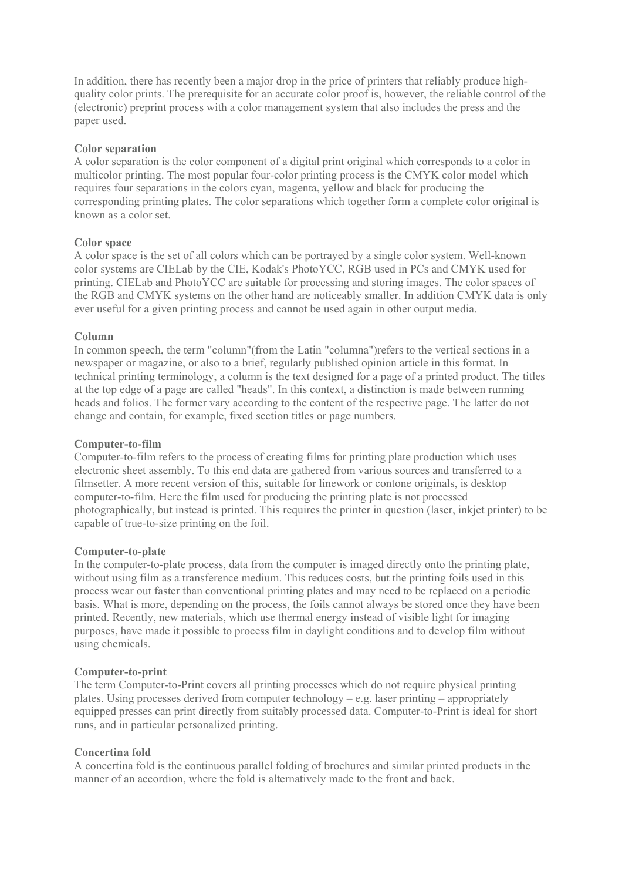In addition, there has recently been a major drop in the price of printers that reliably produce high-quality color prints. The prerequisite for an accurate color proof is, however, the reliable control of the (electronic) preprint process with a color management system that also includes the press and the paper used.

**Color separation**
A color separation is the color component of a digital print original which corresponds to a color in multicolor printing. The most popular four-color printing process is the CMYK color model which requires four separations in the colors cyan, magenta, yellow and black for producing the corresponding printing plates. The color separations which together form a complete color original is known as a color set.

**Color space**
A color space is the set of all colors which can be portrayed by a single color system. Well-known color systems are CIELab by the CIE, Kodak's PhotoYCC, RGB used in PCs and CMYK used for printing. CIELab and PhotoYCC are suitable for processing and storing images. The color spaces of the RGB and CMYK systems on the other hand are noticeably smaller. In addition CMYK data is only ever useful for a given printing process and cannot be used again in other output media.

**Column**
In common speech, the term "column"(from the Latin "columna")refers to the vertical sections in a newspaper or magazine, or also to a brief, regularly published opinion article in this format. In technical printing terminology, a column is the text designed for a page of a printed product. The titles at the top edge of a page are called "heads". In this context, a distinction is made between running heads and folios. The former vary according to the content of the respective page. The latter do not change and contain, for example, fixed section titles or page numbers.

**Computer-to-film**
Computer-to-film refers to the process of creating films for printing plate production which uses electronic sheet assembly. To this end data are gathered from various sources and transferred to a filmsetter. A more recent version of this, suitable for linework or contone originals, is desktop computer-to-film. Here the film used for producing the printing plate is not processed photographically, but instead is printed. This requires the printer in question (laser, inkjet printer) to be capable of true-to-size printing on the foil.

**Computer-to-plate**
In the computer-to-plate process, data from the computer is imaged directly onto the printing plate, without using film as a transference medium. This reduces costs, but the printing foils used in this process wear out faster than conventional printing plates and may need to be replaced on a periodic basis. What is more, depending on the process, the foils cannot always be stored once they have been printed. Recently, new materials, which use thermal energy instead of visible light for imaging purposes, have made it possible to process film in daylight conditions and to develop film without using chemicals.

**Computer-to-print**
The term Computer-to-Print covers all printing processes which do not require physical printing plates. Using processes derived from computer technology – e.g. laser printing – appropriately equipped presses can print directly from suitably processed data. Computer-to-Print is ideal for short runs, and in particular personalized printing.

**Concertina fold**
A concertina fold is the continuous parallel folding of brochures and similar printed products in the manner of an accordion, where the fold is alternatively made to the front and back.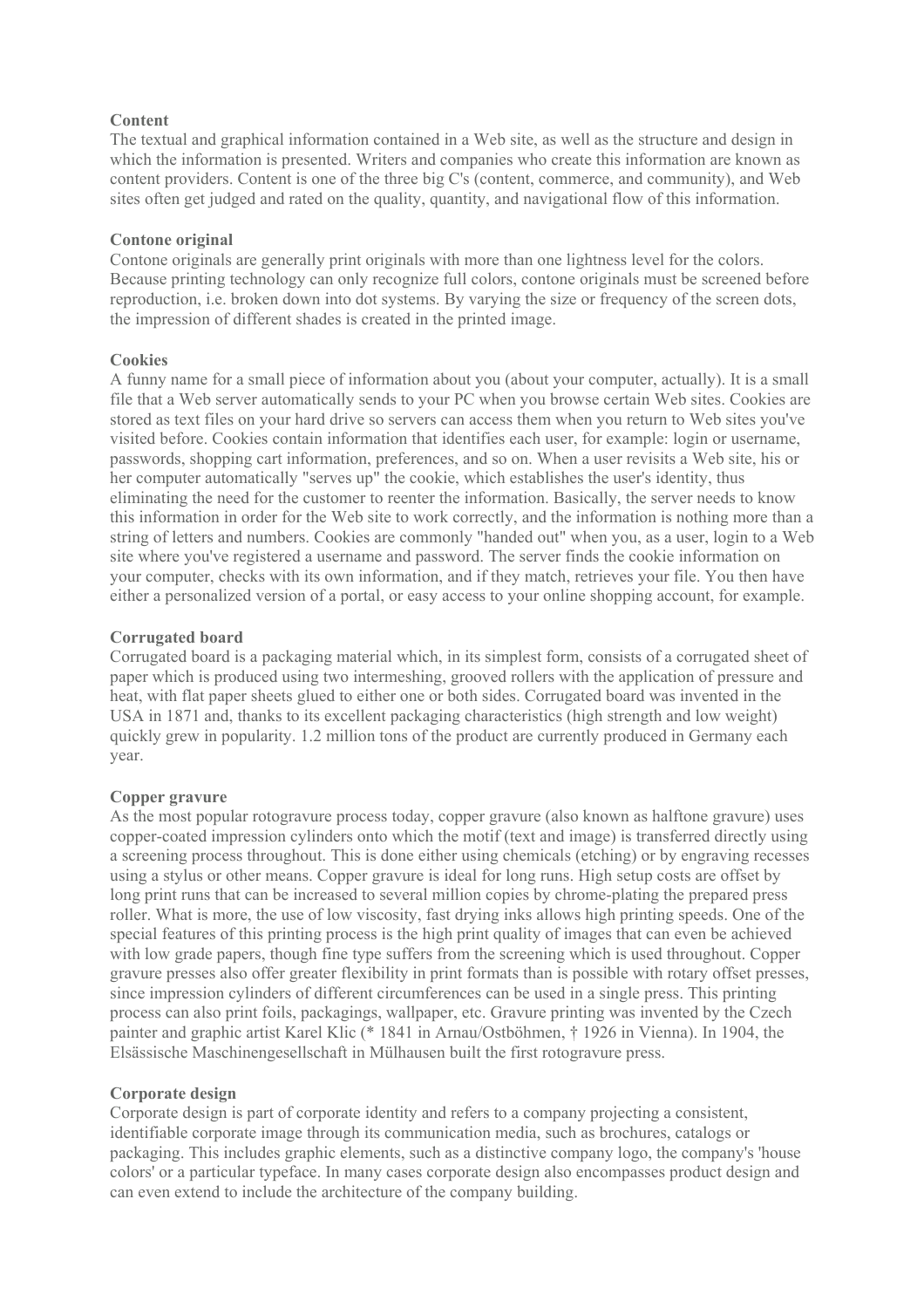**Content**

The textual and graphical information contained in a Web site, as well as the structure and design in which the information is presented. Writers and companies who create this information are known as content providers. Content is one of the three big C's (content, commerce, and community), and Web sites often get judged and rated on the quality, quantity, and navigational flow of this information.

**Contone original**

Contone originals are generally print originals with more than one lightness level for the colors. Because printing technology can only recognize full colors, contone originals must be screened before reproduction, i.e. broken down into dot systems. By varying the size or frequency of the screen dots, the impression of different shades is created in the printed image.

**Cookies**

A funny name for a small piece of information about you (about your computer, actually). It is a small file that a Web server automatically sends to your PC when you browse certain Web sites. Cookies are stored as text files on your hard drive so servers can access them when you return to Web sites you've visited before. Cookies contain information that identifies each user, for example: login or username, passwords, shopping cart information, preferences, and so on. When a user revisits a Web site, his or her computer automatically "serves up" the cookie, which establishes the user's identity, thus eliminating the need for the customer to reenter the information. Basically, the server needs to know this information in order for the Web site to work correctly, and the information is nothing more than a string of letters and numbers. Cookies are commonly "handed out" when you, as a user, login to a Web site where you've registered a username and password. The server finds the cookie information on your computer, checks with its own information, and if they match, retrieves your file. You then have either a personalized version of a portal, or easy access to your online shopping account, for example.

**Corrugated board**

Corrugated board is a packaging material which, in its simplest form, consists of a corrugated sheet of paper which is produced using two intermeshing, grooved rollers with the application of pressure and heat, with flat paper sheets glued to either one or both sides. Corrugated board was invented in the USA in 1871 and, thanks to its excellent packaging characteristics (high strength and low weight) quickly grew in popularity. 1.2 million tons of the product are currently produced in Germany each year.

**Copper gravure**

As the most popular rotogravure process today, copper gravure (also known as halftone gravure) uses copper-coated impression cylinders onto which the motif (text and image) is transferred directly using a screening process throughout. This is done either using chemicals (etching) or by engraving recesses using a stylus or other means. Copper gravure is ideal for long runs. High setup costs are offset by long print runs that can be increased to several million copies by chrome-plating the prepared press roller. What is more, the use of low viscosity, fast drying inks allows high printing speeds. One of the special features of this printing process is the high print quality of images that can even be achieved with low grade papers, though fine type suffers from the screening which is used throughout. Copper gravure presses also offer greater flexibility in print formats than is possible with rotary offset presses, since impression cylinders of different circumferences can be used in a single press. This printing process can also print foils, packagings, wallpaper, etc. Gravure printing was invented by the Czech painter and graphic artist Karel Klic (* 1841 in Arnau/Ostböhmen, † 1926 in Vienna). In 1904, the Elsässische Maschinengesellschaft in Mülhausen built the first rotogravure press.

**Corporate design**

Corporate design is part of corporate identity and refers to a company projecting a consistent, identifiable corporate image through its communication media, such as brochures, catalogs or packaging. This includes graphic elements, such as a distinctive company logo, the company's 'house colors' or a particular typeface. In many cases corporate design also encompasses product design and can even extend to include the architecture of the company building.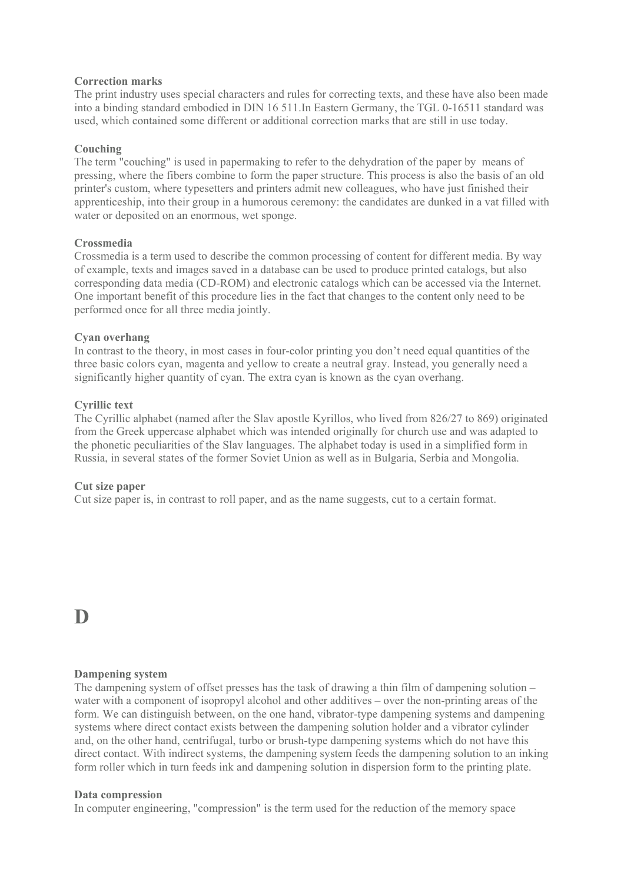**Correction marks**
The print industry uses special characters and rules for correcting texts, and these have also been made into a binding standard embodied in DIN 16 511.In Eastern Germany, the TGL 0-16511 standard was used, which contained some different or additional correction marks that are still in use today.

**Couching**
The term "couching" is used in papermaking to refer to the dehydration of the paper by means of pressing, where the fibers combine to form the paper structure. This process is also the basis of an old printer's custom, where typesetters and printers admit new colleagues, who have just finished their apprenticeship, into their group in a humorous ceremony: the candidates are dunked in a vat filled with water or deposited on an enormous, wet sponge.

**Crossmedia**
Crossmedia is a term used to describe the common processing of content for different media. By way of example, texts and images saved in a database can be used to produce printed catalogs, but also corresponding data media (CD-ROM) and electronic catalogs which can be accessed via the Internet. One important benefit of this procedure lies in the fact that changes to the content only need to be performed once for all three media jointly.

**Cyan overhang**
In contrast to the theory, in most cases in four-color printing you don't need equal quantities of the three basic colors cyan, magenta and yellow to create a neutral gray. Instead, you generally need a significantly higher quantity of cyan. The extra cyan is known as the cyan overhang.

**Cyrillic text**
The Cyrillic alphabet (named after the Slav apostle Kyrillos, who lived from 826/27 to 869) originated from the Greek uppercase alphabet which was intended originally for church use and was adapted to the phonetic peculiarities of the Slav languages. The alphabet today is used in a simplified form in Russia, in several states of the former Soviet Union as well as in Bulgaria, Serbia and Mongolia.

**Cut size paper**
Cut size paper is, in contrast to roll paper, and as the name suggests, cut to a certain format.

# D

**Dampening system**
The dampening system of offset presses has the task of drawing a thin film of dampening solution – water with a component of isopropyl alcohol and other additives – over the non-printing areas of the form. We can distinguish between, on the one hand, vibrator-type dampening systems and dampening systems where direct contact exists between the dampening solution holder and a vibrator cylinder and, on the other hand, centrifugal, turbo or brush-type dampening systems which do not have this direct contact. With indirect systems, the dampening system feeds the dampening solution to an inking form roller which in turn feeds ink and dampening solution in dispersion form to the printing plate.

**Data compression**
In computer engineering, "compression" is the term used for the reduction of the memory space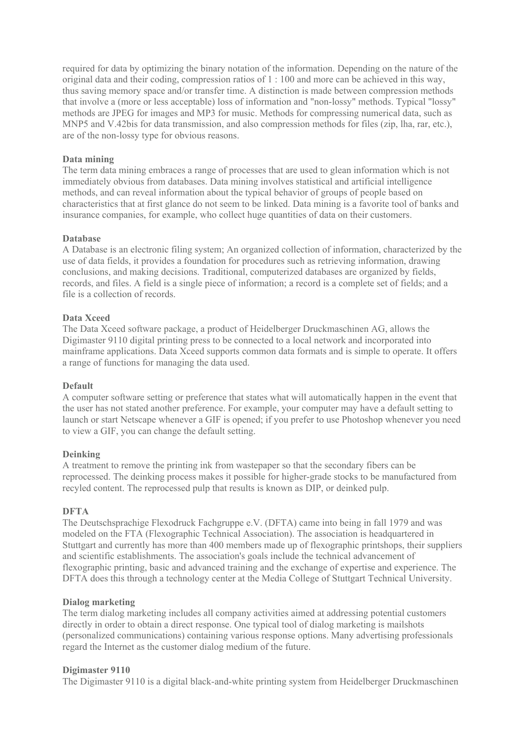required for data by optimizing the binary notation of the information. Depending on the nature of the original data and their coding, compression ratios of 1 : 100 and more can be achieved in this way, thus saving memory space and/or transfer time. A distinction is made between compression methods that involve a (more or less acceptable) loss of information and "non-lossy" methods. Typical "lossy" methods are JPEG for images and MP3 for music. Methods for compressing numerical data, such as MNP5 and V.42bis for data transmission, and also compression methods for files (zip, lha, rar, etc.), are of the non-lossy type for obvious reasons.

**Data mining**
The term data mining embraces a range of processes that are used to glean information which is not immediately obvious from databases. Data mining involves statistical and artificial intelligence methods, and can reveal information about the typical behavior of groups of people based on characteristics that at first glance do not seem to be linked. Data mining is a favorite tool of banks and insurance companies, for example, who collect huge quantities of data on their customers.

**Database**
A Database is an electronic filing system; An organized collection of information, characterized by the use of data fields, it provides a foundation for procedures such as retrieving information, drawing conclusions, and making decisions. Traditional, computerized databases are organized by fields, records, and files. A field is a single piece of information; a record is a complete set of fields; and a file is a collection of records.

**Data Xceed**
The Data Xceed software package, a product of Heidelberger Druckmaschinen AG, allows the Digimaster 9110 digital printing press to be connected to a local network and incorporated into mainframe applications. Data Xceed supports common data formats and is simple to operate. It offers a range of functions for managing the data used.

**Default**
A computer software setting or preference that states what will automatically happen in the event that the user has not stated another preference. For example, your computer may have a default setting to launch or start Netscape whenever a GIF is opened; if you prefer to use Photoshop whenever you need to view a GIF, you can change the default setting.

**Deinking**
A treatment to remove the printing ink from wastepaper so that the secondary fibers can be reprocessed. The deinking process makes it possible for higher-grade stocks to be manufactured from recyled content. The reprocessed pulp that results is known as DIP, or deinked pulp.

**DFTA**
The Deutschsprachige Flexodruck Fachgruppe e.V. (DFTA) came into being in fall 1979 and was modeled on the FTA (Flexographic Technical Association). The association is headquartered in Stuttgart and currently has more than 400 members made up of flexographic printshops, their suppliers and scientific establishments. The association's goals include the technical advancement of flexographic printing, basic and advanced training and the exchange of expertise and experience. The DFTA does this through a technology center at the Media College of Stuttgart Technical University.

**Dialog marketing**
The term dialog marketing includes all company activities aimed at addressing potential customers directly in order to obtain a direct response. One typical tool of dialog marketing is mailshots (personalized communications) containing various response options. Many advertising professionals regard the Internet as the customer dialog medium of the future.

**Digimaster 9110**
The Digimaster 9110 is a digital black-and-white printing system from Heidelberger Druckmaschinen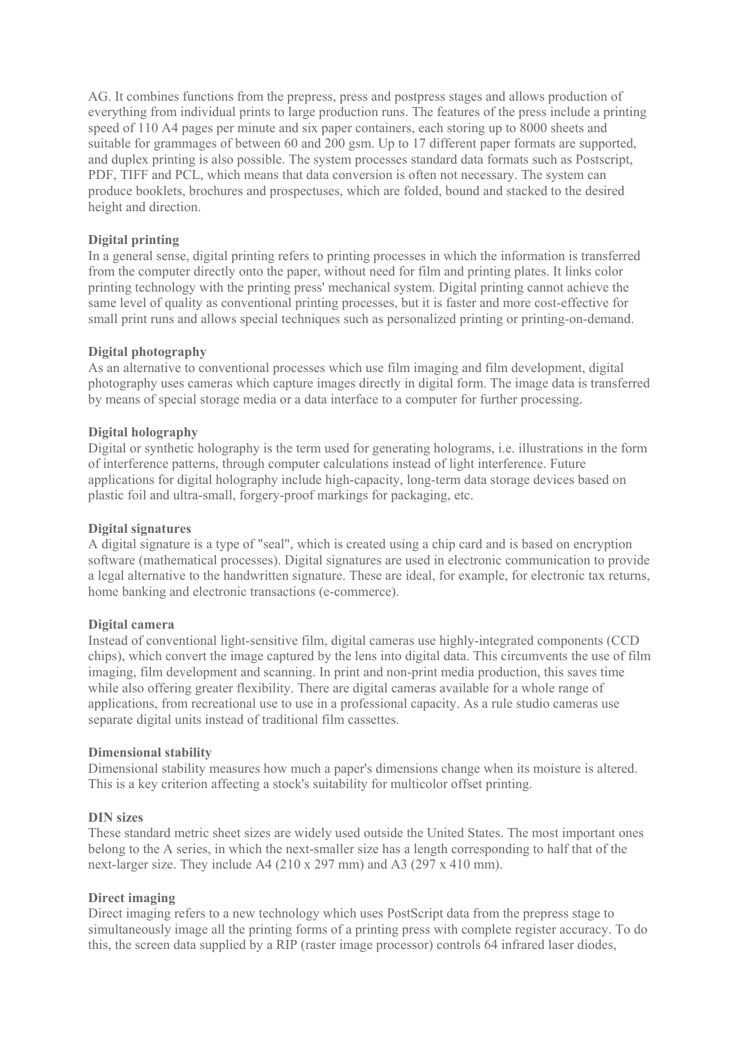AG. It combines functions from the prepress, press and postpress stages and allows production of everything from individual prints to large production runs. The features of the press include a printing speed of 110 A4 pages per minute and six paper containers, each storing up to 8000 sheets and suitable for grammages of between 60 and 200 gsm. Up to 17 different paper formats are supported, and duplex printing is also possible. The system processes standard data formats such as Postscript, PDF, TIFF and PCL, which means that data conversion is often not necessary. The system can produce booklets, brochures and prospectuses, which are folded, bound and stacked to the desired height and direction.

**Digital printing**
In a general sense, digital printing refers to printing processes in which the information is transferred from the computer directly onto the paper, without need for film and printing plates. It links color printing technology with the printing press' mechanical system. Digital printing cannot achieve the same level of quality as conventional printing processes, but it is faster and more cost-effective for small print runs and allows special techniques such as personalized printing or printing-on-demand.

**Digital photography**
As an alternative to conventional processes which use film imaging and film development, digital photography uses cameras which capture images directly in digital form. The image data is transferred by means of special storage media or a data interface to a computer for further processing.

**Digital holography**
Digital or synthetic holography is the term used for generating holograms, i.e. illustrations in the form of interference patterns, through computer calculations instead of light interference. Future applications for digital holography include high-capacity, long-term data storage devices based on plastic foil and ultra-small, forgery-proof markings for packaging, etc.

**Digital signatures**
A digital signature is a type of "seal", which is created using a chip card and is based on encryption software (mathematical processes). Digital signatures are used in electronic communication to provide a legal alternative to the handwritten signature. These are ideal, for example, for electronic tax returns, home banking and electronic transactions (e-commerce).

**Digital camera**
Instead of conventional light-sensitive film, digital cameras use highly-integrated components (CCD chips), which convert the image captured by the lens into digital data. This circumvents the use of film imaging, film development and scanning. In print and non-print media production, this saves time while also offering greater flexibility. There are digital cameras available for a whole range of applications, from recreational use to use in a professional capacity. As a rule studio cameras use separate digital units instead of traditional film cassettes.

**Dimensional stability**
Dimensional stability measures how much a paper's dimensions change when its moisture is altered. This is a key criterion affecting a stock's suitability for multicolor offset printing.

**DIN sizes**
These standard metric sheet sizes are widely used outside the United States. The most important ones belong to the A series, in which the next-smaller size has a length corresponding to half that of the next-larger size. They include A4 (210 x 297 mm) and A3 (297 x 410 mm).

**Direct imaging**
Direct imaging refers to a new technology which uses PostScript data from the prepress stage to simultaneously image all the printing forms of a printing press with complete register accuracy. To do this, the screen data supplied by a RIP (raster image processor) controls 64 infrared laser diodes,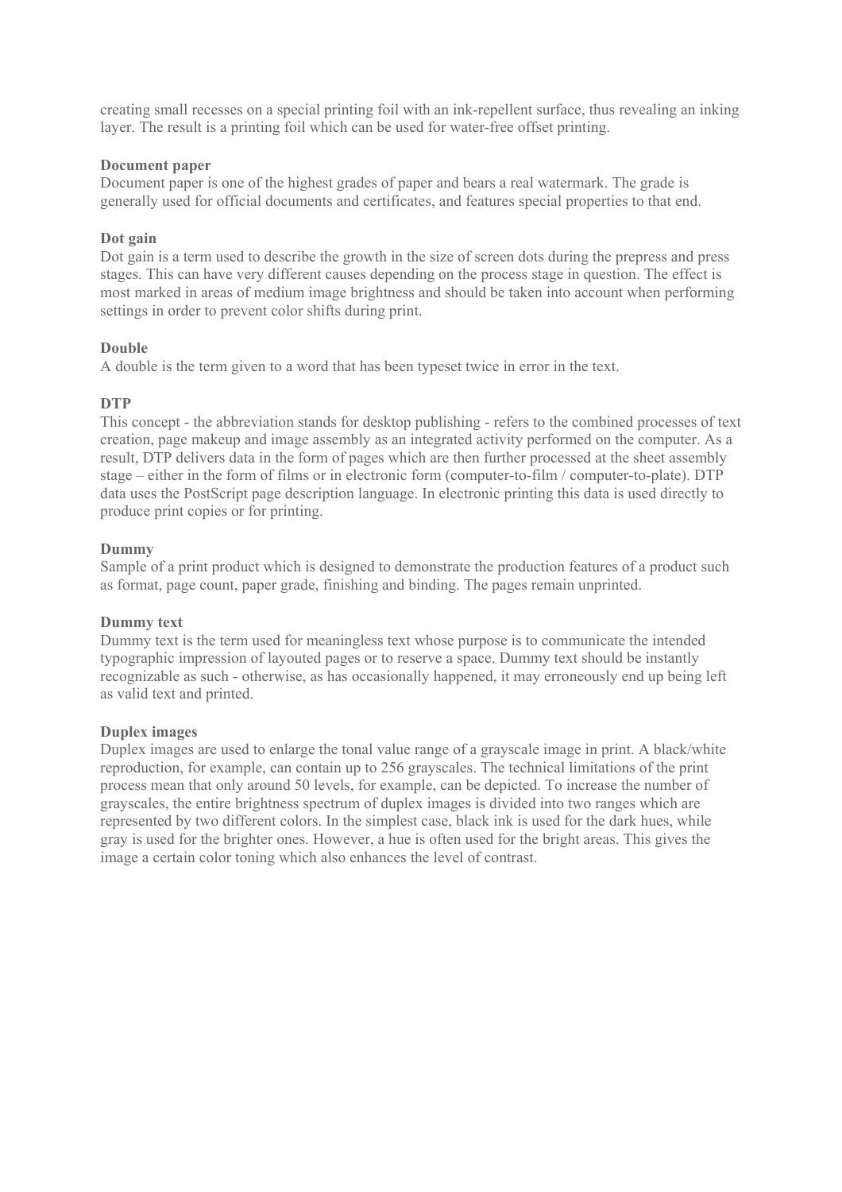creating small recesses on a special printing foil with an ink-repellent surface, thus revealing an inking layer. The result is a printing foil which can be used for water-free offset printing.

**Document paper**
Document paper is one of the highest grades of paper and bears a real watermark. The grade is generally used for official documents and certificates, and features special properties to that end.

**Dot gain**
Dot gain is a term used to describe the growth in the size of screen dots during the prepress and press stages. This can have very different causes depending on the process stage in question. The effect is most marked in areas of medium image brightness and should be taken into account when performing settings in order to prevent color shifts during print.

**Double**
A double is the term given to a word that has been typeset twice in error in the text.

**DTP**
This concept - the abbreviation stands for desktop publishing - refers to the combined processes of text creation, page makeup and image assembly as an integrated activity performed on the computer. As a result, DTP delivers data in the form of pages which are then further processed at the sheet assembly stage – either in the form of films or in electronic form (computer-to-film / computer-to-plate). DTP data uses the PostScript page description language. In electronic printing this data is used directly to produce print copies or for printing.

**Dummy**
Sample of a print product which is designed to demonstrate the production features of a product such as format, page count, paper grade, finishing and binding. The pages remain unprinted.

**Dummy text**
Dummy text is the term used for meaningless text whose purpose is to communicate the intended typographic impression of layouted pages or to reserve a space. Dummy text should be instantly recognizable as such - otherwise, as has occasionally happened, it may erroneously end up being left as valid text and printed.

**Duplex images**
Duplex images are used to enlarge the tonal value range of a grayscale image in print. A black/white reproduction, for example, can contain up to 256 grayscales. The technical limitations of the print process mean that only around 50 levels, for example, can be depicted. To increase the number of grayscales, the entire brightness spectrum of duplex images is divided into two ranges which are represented by two different colors. In the simplest case, black ink is used for the dark hues, while gray is used for the brighter ones. However, a hue is often used for the bright areas. This gives the image a certain color toning which also enhances the level of contrast.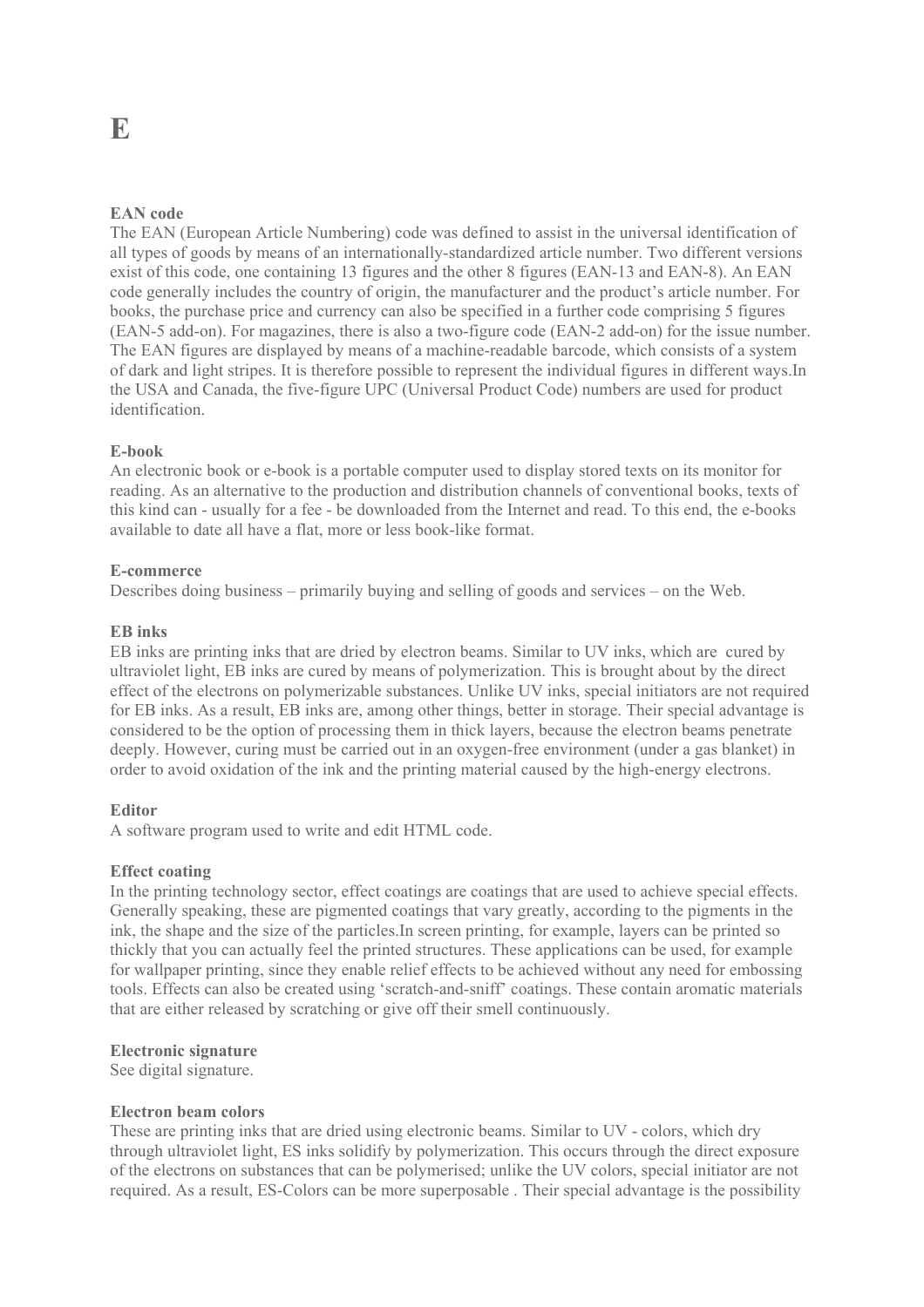# E

**EAN code**
The EAN (European Article Numbering) code was defined to assist in the universal identification of all types of goods by means of an internationally-standardized article number. Two different versions exist of this code, one containing 13 figures and the other 8 figures (EAN-13 and EAN-8). An EAN code generally includes the country of origin, the manufacturer and the product's article number. For books, the purchase price and currency can also be specified in a further code comprising 5 figures (EAN-5 add-on). For magazines, there is also a two-figure code (EAN-2 add-on) for the issue number. The EAN figures are displayed by means of a machine-readable barcode, which consists of a system of dark and light stripes. It is therefore possible to represent the individual figures in different ways.In the USA and Canada, the five-figure UPC (Universal Product Code) numbers are used for product identification.

**E-book**
An electronic book or e-book is a portable computer used to display stored texts on its monitor for reading. As an alternative to the production and distribution channels of conventional books, texts of this kind can - usually for a fee - be downloaded from the Internet and read. To this end, the e-books available to date all have a flat, more or less book-like format.

**E-commerce**
Describes doing business – primarily buying and selling of goods and services – on the Web.

**EB inks**
EB inks are printing inks that are dried by electron beams. Similar to UV inks, which are cured by ultraviolet light, EB inks are cured by means of polymerization. This is brought about by the direct effect of the electrons on polymerizable substances. Unlike UV inks, special initiators are not required for EB inks. As a result, EB inks are, among other things, better in storage. Their special advantage is considered to be the option of processing them in thick layers, because the electron beams penetrate deeply. However, curing must be carried out in an oxygen-free environment (under a gas blanket) in order to avoid oxidation of the ink and the printing material caused by the high-energy electrons.

**Editor**
A software program used to write and edit HTML code.

**Effect coating**
In the printing technology sector, effect coatings are coatings that are used to achieve special effects. Generally speaking, these are pigmented coatings that vary greatly, according to the pigments in the ink, the shape and the size of the particles.In screen printing, for example, layers can be printed so thickly that you can actually feel the printed structures. These applications can be used, for example for wallpaper printing, since they enable relief effects to be achieved without any need for embossing tools. Effects can also be created using 'scratch-and-sniff' coatings. These contain aromatic materials that are either released by scratching or give off their smell continuously.

**Electronic signature**
See digital signature.

**Electron beam colors**
These are printing inks that are dried using electronic beams. Similar to UV - colors, which dry through ultraviolet light, ES inks solidify by polymerization. This occurs through the direct exposure of the electrons on substances that can be polymerised; unlike the UV colors, special initiator are not required. As a result, ES-Colors can be more superposable . Their special advantage is the possibility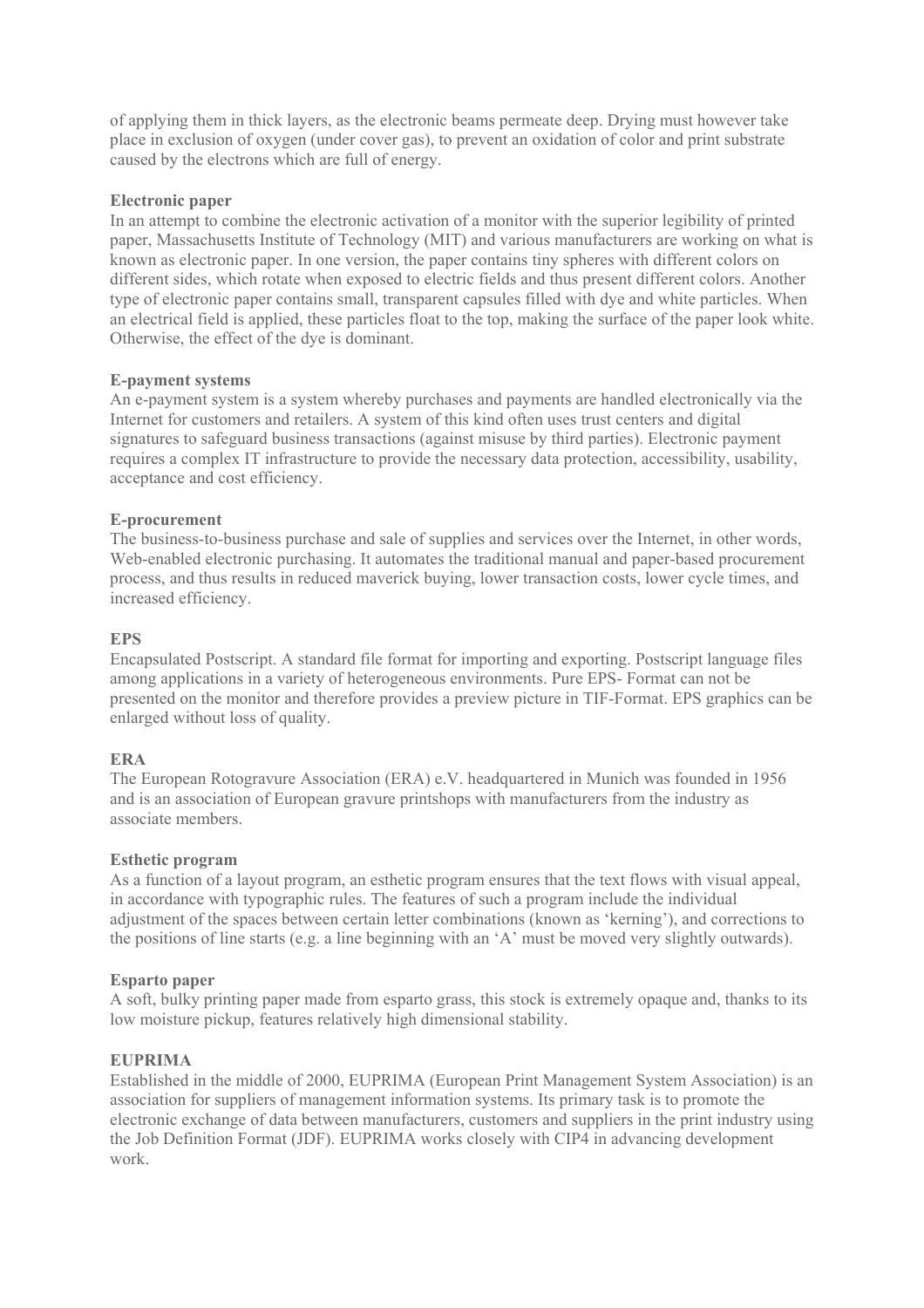of applying them in thick layers, as the electronic beams permeate deep. Drying must however take place in exclusion of oxygen (under cover gas), to prevent an oxidation of color and print substrate caused by the electrons which are full of energy.

**Electronic paper**
In an attempt to combine the electronic activation of a monitor with the superior legibility of printed paper, Massachusetts Institute of Technology (MIT) and various manufacturers are working on what is known as electronic paper. In one version, the paper contains tiny spheres with different colors on different sides, which rotate when exposed to electric fields and thus present different colors. Another type of electronic paper contains small, transparent capsules filled with dye and white particles. When an electrical field is applied, these particles float to the top, making the surface of the paper look white. Otherwise, the effect of the dye is dominant.

**E-payment systems**
An e-payment system is a system whereby purchases and payments are handled electronically via the Internet for customers and retailers. A system of this kind often uses trust centers and digital signatures to safeguard business transactions (against misuse by third parties). Electronic payment requires a complex IT infrastructure to provide the necessary data protection, accessibility, usability, acceptance and cost efficiency.

**E-procurement**
The business-to-business purchase and sale of supplies and services over the Internet, in other words, Web-enabled electronic purchasing. It automates the traditional manual and paper-based procurement process, and thus results in reduced maverick buying, lower transaction costs, lower cycle times, and increased efficiency.

**EPS**
Encapsulated Postscript. A standard file format for importing and exporting. Postscript language files among applications in a variety of heterogeneous environments. Pure EPS- Format can not be presented on the monitor and therefore provides a preview picture in TIF-Format. EPS graphics can be enlarged without loss of quality.

**ERA**
The European Rotogravure Association (ERA) e.V. headquartered in Munich was founded in 1956 and is an association of European gravure printshops with manufacturers from the industry as associate members.

**Esthetic program**
As a function of a layout program, an esthetic program ensures that the text flows with visual appeal, in accordance with typographic rules. The features of such a program include the individual adjustment of the spaces between certain letter combinations (known as 'kerning'), and corrections to the positions of line starts (e.g. a line beginning with an 'A' must be moved very slightly outwards).

**Esparto paper**
A soft, bulky printing paper made from esparto grass, this stock is extremely opaque and, thanks to its low moisture pickup, features relatively high dimensional stability.

**EUPRIMA**
Established in the middle of 2000, EUPRIMA (European Print Management System Association) is an association for suppliers of management information systems. Its primary task is to promote the electronic exchange of data between manufacturers, customers and suppliers in the print industry using the Job Definition Format (JDF). EUPRIMA works closely with CIP4 in advancing development work.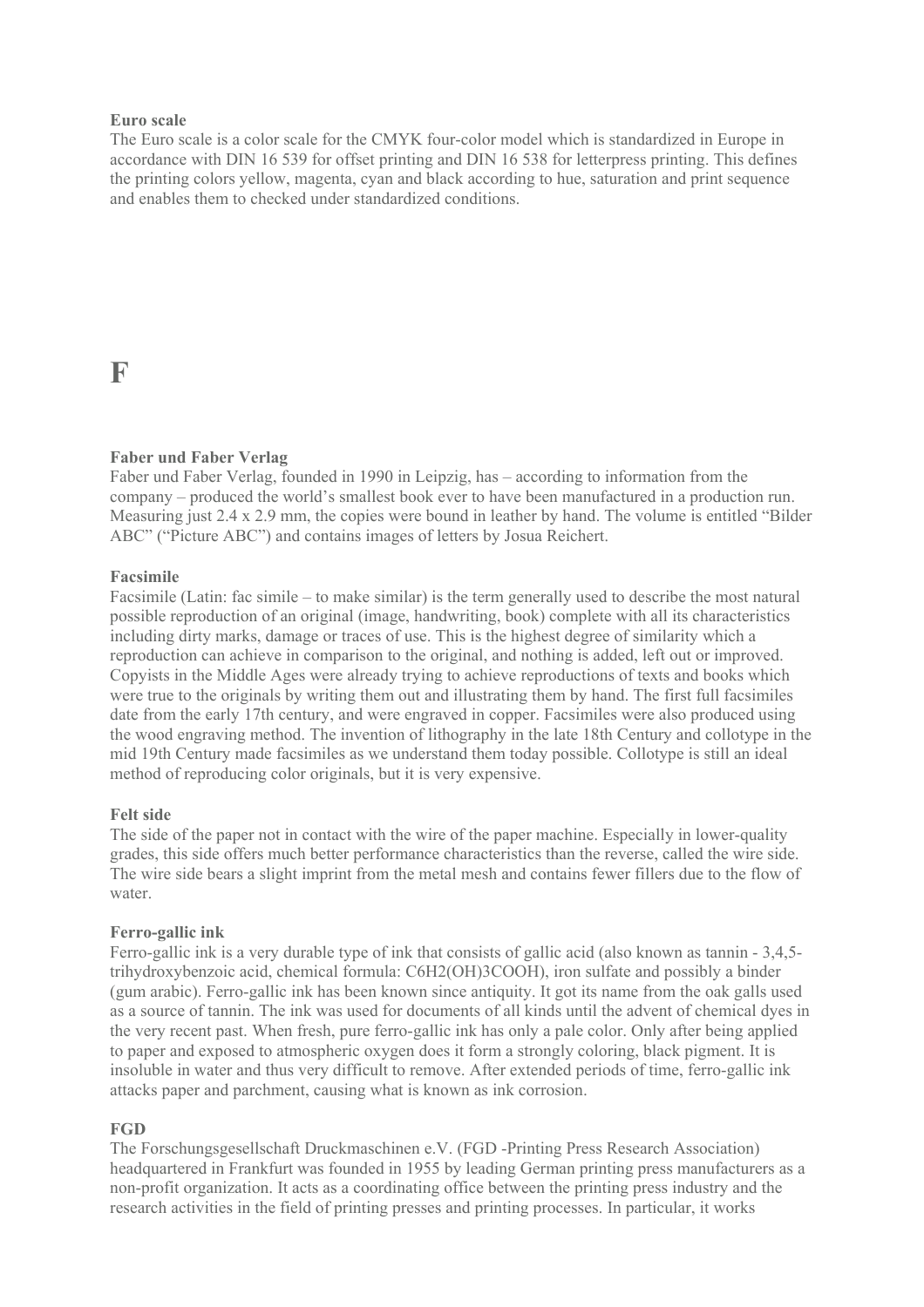**Euro scale**

The Euro scale is a color scale for the CMYK four-color model which is standardized in Europe in accordance with DIN 16 539 for offset printing and DIN 16 538 for letterpress printing. This defines the printing colors yellow, magenta, cyan and black according to hue, saturation and print sequence and enables them to checked under standardized conditions.

# F

**Faber und Faber Verlag**

Faber und Faber Verlag, founded in 1990 in Leipzig, has – according to information from the company – produced the world's smallest book ever to have been manufactured in a production run. Measuring just 2.4 x 2.9 mm, the copies were bound in leather by hand. The volume is entitled "Bilder ABC" ("Picture ABC") and contains images of letters by Josua Reichert.

**Facsimile**

Facsimile (Latin: fac simile – to make similar) is the term generally used to describe the most natural possible reproduction of an original (image, handwriting, book) complete with all its characteristics including dirty marks, damage or traces of use. This is the highest degree of similarity which a reproduction can achieve in comparison to the original, and nothing is added, left out or improved. Copyists in the Middle Ages were already trying to achieve reproductions of texts and books which were true to the originals by writing them out and illustrating them by hand. The first full facsimiles date from the early 17th century, and were engraved in copper. Facsimiles were also produced using the wood engraving method. The invention of lithography in the late 18th Century and collotype in the mid 19th Century made facsimiles as we understand them today possible. Collotype is still an ideal method of reproducing color originals, but it is very expensive.

**Felt side**

The side of the paper not in contact with the wire of the paper machine. Especially in lower-quality grades, this side offers much better performance characteristics than the reverse, called the wire side. The wire side bears a slight imprint from the metal mesh and contains fewer fillers due to the flow of water.

**Ferro-gallic ink**

Ferro-gallic ink is a very durable type of ink that consists of gallic acid (also known as tannin - 3,4,5-trihydroxybenzoic acid, chemical formula: $C_6H_2(OH)_3COOH$), iron sulfate and possibly a binder (gum arabic). Ferro-gallic ink has been known since antiquity. It got its name from the oak galls used as a source of tannin. The ink was used for documents of all kinds until the advent of chemical dyes in the very recent past. When fresh, pure ferro-gallic ink has only a pale color. Only after being applied to paper and exposed to atmospheric oxygen does it form a strongly coloring, black pigment. It is insoluble in water and thus very difficult to remove. After extended periods of time, ferro-gallic ink attacks paper and parchment, causing what is known as ink corrosion.

**FGD**

The Forschungsgesellschaft Druckmaschinen e.V. (FGD -Printing Press Research Association) headquartered in Frankfurt was founded in 1955 by leading German printing press manufacturers as a non-profit organization. It acts as a coordinating office between the printing press industry and the research activities in the field of printing presses and printing processes. In particular, it works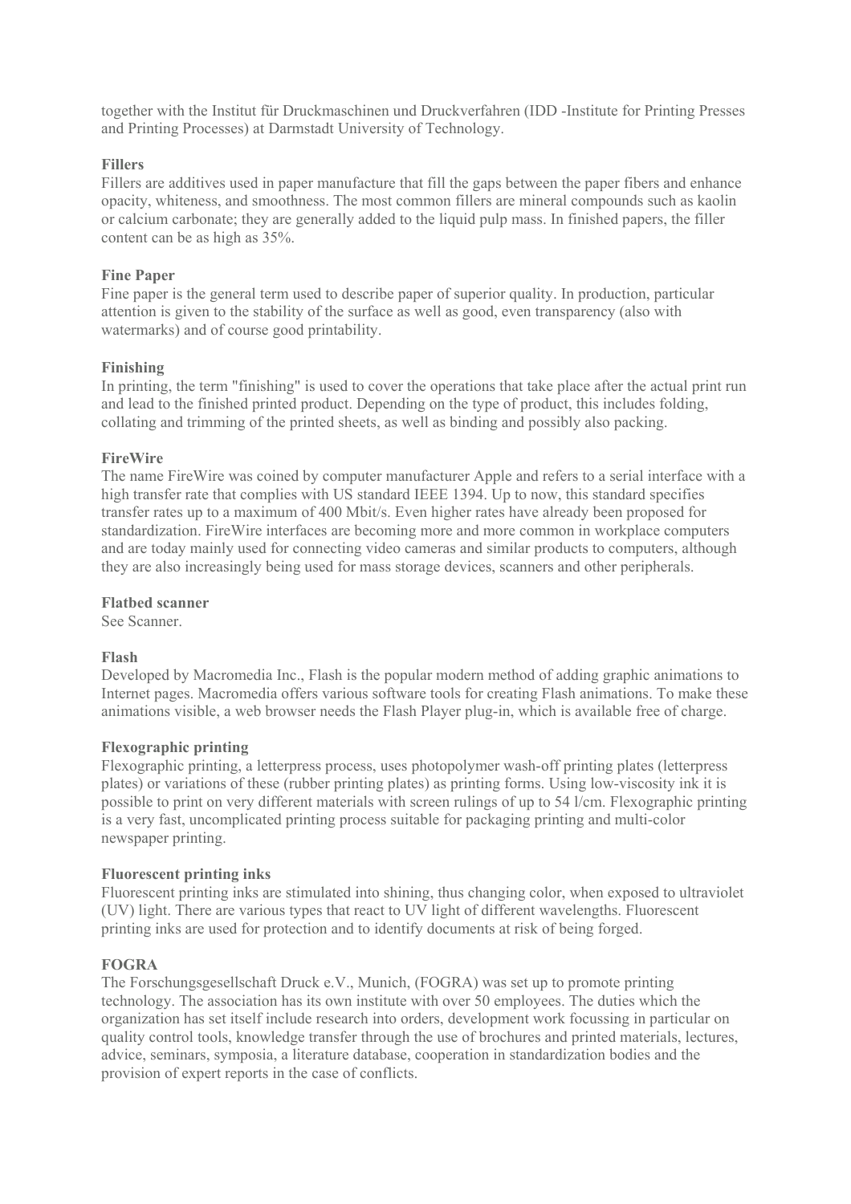together with the Institut für Druckmaschinen und Druckverfahren (IDD -Institute for Printing Presses and Printing Processes) at Darmstadt University of Technology.

**Fillers**
Fillers are additives used in paper manufacture that fill the gaps between the paper fibers and enhance opacity, whiteness, and smoothness. The most common fillers are mineral compounds such as kaolin or calcium carbonate; they are generally added to the liquid pulp mass. In finished papers, the filler content can be as high as 35%.

**Fine Paper**
Fine paper is the general term used to describe paper of superior quality. In production, particular attention is given to the stability of the surface as well as good, even transparency (also with watermarks) and of course good printability.

**Finishing**
In printing, the term "finishing" is used to cover the operations that take place after the actual print run and lead to the finished printed product. Depending on the type of product, this includes folding, collating and trimming of the printed sheets, as well as binding and possibly also packing.

**FireWire**
The name FireWire was coined by computer manufacturer Apple and refers to a serial interface with a high transfer rate that complies with US standard IEEE 1394. Up to now, this standard specifies transfer rates up to a maximum of 400 Mbit/s. Even higher rates have already been proposed for standardization. FireWire interfaces are becoming more and more common in workplace computers and are today mainly used for connecting video cameras and similar products to computers, although they are also increasingly being used for mass storage devices, scanners and other peripherals.

**Flatbed scanner**
See Scanner.

**Flash**
Developed by Macromedia Inc., Flash is the popular modern method of adding graphic animations to Internet pages. Macromedia offers various software tools for creating Flash animations. To make these animations visible, a web browser needs the Flash Player plug-in, which is available free of charge.

**Flexographic printing**
Flexographic printing, a letterpress process, uses photopolymer wash-off printing plates (letterpress plates) or variations of these (rubber printing plates) as printing forms. Using low-viscosity ink it is possible to print on very different materials with screen rulings of up to 54 l/cm. Flexographic printing is a very fast, uncomplicated printing process suitable for packaging printing and multi-color newspaper printing.

**Fluorescent printing inks**
Fluorescent printing inks are stimulated into shining, thus changing color, when exposed to ultraviolet (UV) light. There are various types that react to UV light of different wavelengths. Fluorescent printing inks are used for protection and to identify documents at risk of being forged.

**FOGRA**
The Forschungsgesellschaft Druck e.V., Munich, (FOGRA) was set up to promote printing technology. The association has its own institute with over 50 employees. The duties which the organization has set itself include research into orders, development work focussing in particular on quality control tools, knowledge transfer through the use of brochures and printed materials, lectures, advice, seminars, symposia, a literature database, cooperation in standardization bodies and the provision of expert reports in the case of conflicts.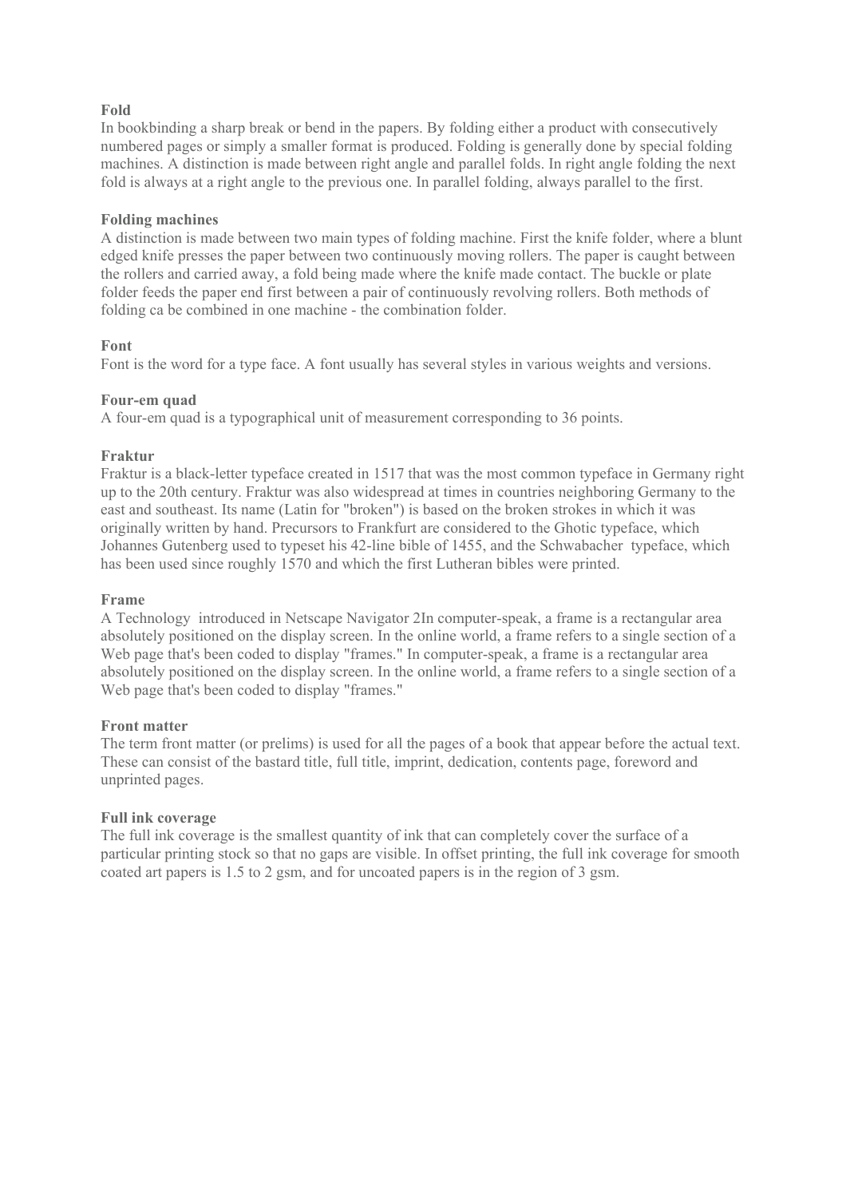**Fold**
In bookbinding a sharp break or bend in the papers. By folding either a product with consecutively numbered pages or simply a smaller format is produced. Folding is generally done by special folding machines. A distinction is made between right angle and parallel folds. In right angle folding the next fold is always at a right angle to the previous one. In parallel folding, always parallel to the first.

**Folding machines**
A distinction is made between two main types of folding machine. First the knife folder, where a blunt edged knife presses the paper between two continuously moving rollers. The paper is caught between the rollers and carried away, a fold being made where the knife made contact. The buckle or plate folder feeds the paper end first between a pair of continuously revolving rollers. Both methods of folding ca be combined in one machine - the combination folder.

**Font**
Font is the word for a type face. A font usually has several styles in various weights and versions.

**Four-em quad**
A four-em quad is a typographical unit of measurement corresponding to 36 points.

**Fraktur**
Fraktur is a black-letter typeface created in 1517 that was the most common typeface in Germany right up to the 20th century. Fraktur was also widespread at times in countries neighboring Germany to the east and southeast. Its name (Latin for "broken") is based on the broken strokes in which it was originally written by hand. Precursors to Frankfurt are considered to the Ghotic typeface, which Johannes Gutenberg used to typeset his 42-line bible of 1455, and the Schwabacher typeface, which has been used since roughly 1570 and which the first Lutheran bibles were printed.

**Frame**
A Technology introduced in Netscape Navigator 2In computer-speak, a frame is a rectangular area absolutely positioned on the display screen. In the online world, a frame refers to a single section of a Web page that's been coded to display "frames." In computer-speak, a frame is a rectangular area absolutely positioned on the display screen. In the online world, a frame refers to a single section of a Web page that's been coded to display "frames."

**Front matter**
The term front matter (or prelims) is used for all the pages of a book that appear before the actual text. These can consist of the bastard title, full title, imprint, dedication, contents page, foreword and unprinted pages.

**Full ink coverage**
The full ink coverage is the smallest quantity of ink that can completely cover the surface of a particular printing stock so that no gaps are visible. In offset printing, the full ink coverage for smooth coated art papers is 1.5 to 2 gsm, and for uncoated papers is in the region of 3 gsm.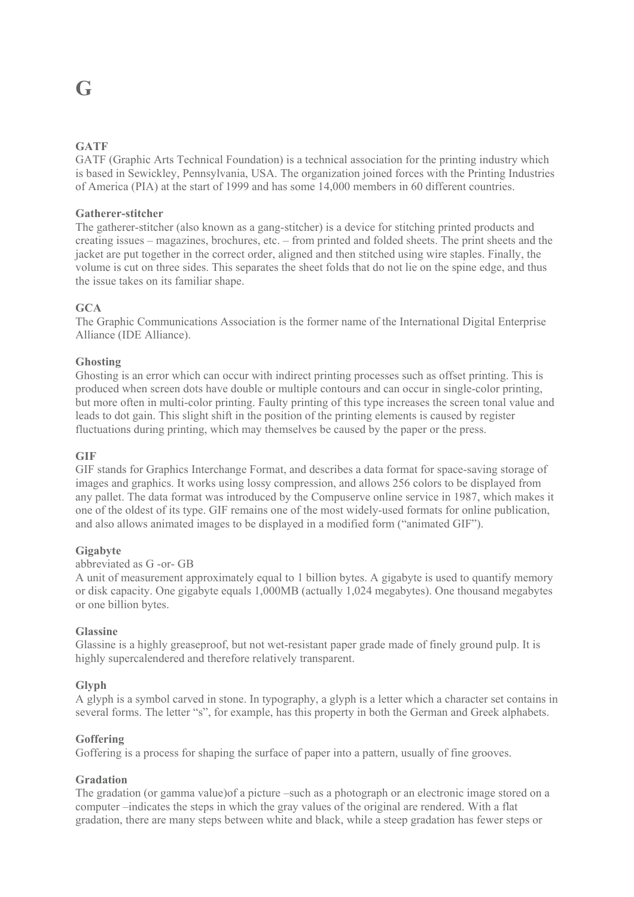# G

### GATF

GATF (Graphic Arts Technical Foundation) is a technical association for the printing industry which is based in Sewickley, Pennsylvania, USA. The organization joined forces with the Printing Industries of America (PIA) at the start of 1999 and has some 14,000 members in 60 different countries.

### Gatherer-stitcher

The gatherer-stitcher (also known as a gang-stitcher) is a device for stitching printed products and creating issues – magazines, brochures, etc. – from printed and folded sheets. The print sheets and the jacket are put together in the correct order, aligned and then stitched using wire staples. Finally, the volume is cut on three sides. This separates the sheet folds that do not lie on the spine edge, and thus the issue takes on its familiar shape.

### GCA

The Graphic Communications Association is the former name of the International Digital Enterprise Alliance (IDE Alliance).

### Ghosting

Ghosting is an error which can occur with indirect printing processes such as offset printing. This is produced when screen dots have double or multiple contours and can occur in single-color printing, but more often in multi-color printing. Faulty printing of this type increases the screen tonal value and leads to dot gain. This slight shift in the position of the printing elements is caused by register fluctuations during printing, which may themselves be caused by the paper or the press.

### GIF

GIF stands for Graphics Interchange Format, and describes a data format for space-saving storage of images and graphics. It works using lossy compression, and allows 256 colors to be displayed from any pallet. The data format was introduced by the Compuserve online service in 1987, which makes it one of the oldest of its type. GIF remains one of the most widely-used formats for online publication, and also allows animated images to be displayed in a modified form ("animated GIF").

### Gigabyte

abbreviated as G -or- GB

A unit of measurement approximately equal to 1 billion bytes. A gigabyte is used to quantify memory or disk capacity. One gigabyte equals 1,000MB (actually 1,024 megabytes). One thousand megabytes or one billion bytes.

### Glassine

Glassine is a highly greaseproof, but not wet-resistant paper grade made of finely ground pulp. It is highly supercalendered and therefore relatively transparent.

### Glyph

A glyph is a symbol carved in stone. In typography, a glyph is a letter which a character set contains in several forms. The letter "s", for example, has this property in both the German and Greek alphabets.

### Goffering

Goffering is a process for shaping the surface of paper into a pattern, usually of fine grooves.

### Gradation

The gradation (or gamma value)of a picture –such as a photograph or an electronic image stored on a computer –indicates the steps in which the gray values of the original are rendered. With a flat gradation, there are many steps between white and black, while a steep gradation has fewer steps or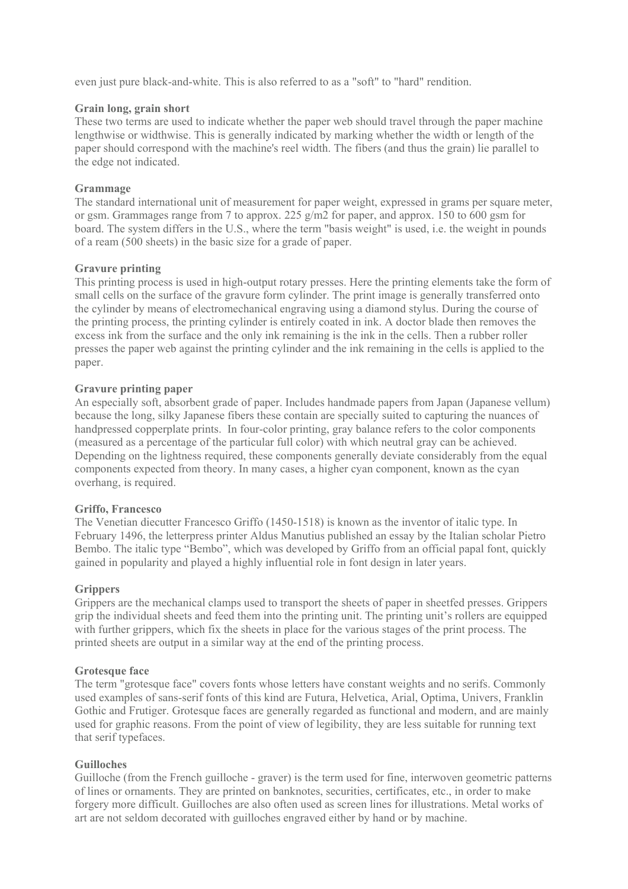even just pure black-and-white. This is also referred to as a "soft" to "hard" rendition.

**Grain long, grain short**
These two terms are used to indicate whether the paper web should travel through the paper machine lengthwise or widthwise. This is generally indicated by marking whether the width or length of the paper should correspond with the machine's reel width. The fibers (and thus the grain) lie parallel to the edge not indicated.

**Grammage**
The standard international unit of measurement for paper weight, expressed in grams per square meter, or gsm. Grammages range from 7 to approx. 225 g/m2 for paper, and approx. 150 to 600 gsm for board. The system differs in the U.S., where the term "basis weight" is used, i.e. the weight in pounds of a ream (500 sheets) in the basic size for a grade of paper.

**Gravure printing**
This printing process is used in high-output rotary presses. Here the printing elements take the form of small cells on the surface of the gravure form cylinder. The print image is generally transferred onto the cylinder by means of electromechanical engraving using a diamond stylus. During the course of the printing process, the printing cylinder is entirely coated in ink. A doctor blade then removes the excess ink from the surface and the only ink remaining is the ink in the cells. Then a rubber roller presses the paper web against the printing cylinder and the ink remaining in the cells is applied to the paper.

**Gravure printing paper**
An especially soft, absorbent grade of paper. Includes handmade papers from Japan (Japanese vellum) because the long, silky Japanese fibers these contain are specially suited to capturing the nuances of handpressed copperplate prints.  In four-color printing, gray balance refers to the color components (measured as a percentage of the particular full color) with which neutral gray can be achieved. Depending on the lightness required, these components generally deviate considerably from the equal components expected from theory. In many cases, a higher cyan component, known as the cyan overhang, is required.

**Griffo, Francesco**
The Venetian diecutter Francesco Griffo (1450-1518) is known as the inventor of italic type. In February 1496, the letterpress printer Aldus Manutius published an essay by the Italian scholar Pietro Bembo. The italic type “Bembo”, which was developed by Griffo from an official papal font, quickly gained in popularity and played a highly influential role in font design in later years.

**Grippers**
Grippers are the mechanical clamps used to transport the sheets of paper in sheetfed presses. Grippers grip the individual sheets and feed them into the printing unit. The printing unit’s rollers are equipped with further grippers, which fix the sheets in place for the various stages of the print process. The printed sheets are output in a similar way at the end of the printing process.

**Grotesque face**
The term "grotesque face" covers fonts whose letters have constant weights and no serifs. Commonly used examples of sans-serif fonts of this kind are Futura, Helvetica, Arial, Optima, Univers, Franklin Gothic and Frutiger. Grotesque faces are generally regarded as functional and modern, and are mainly used for graphic reasons. From the point of view of legibility, they are less suitable for running text that serif typefaces.

**Guilloches**
Guilloche (from the French guilloche - graver) is the term used for fine, interwoven geometric patterns of lines or ornaments. They are printed on banknotes, securities, certificates, etc., in order to make forgery more difficult. Guilloches are also often used as screen lines for illustrations. Metal works of art are not seldom decorated with guilloches engraved either by hand or by machine.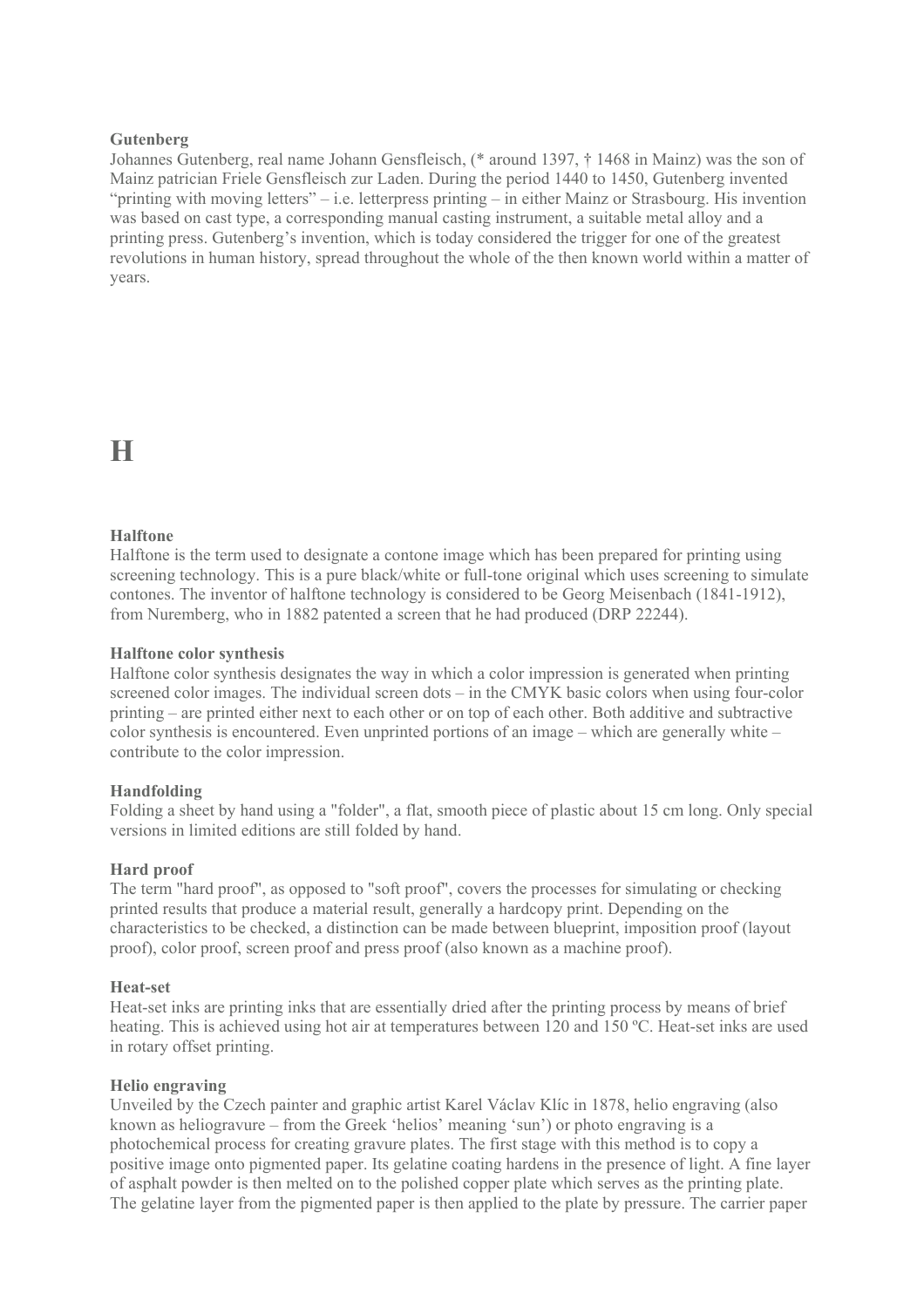**Gutenberg**

Johannes Gutenberg, real name Johann Gensfleisch, (* around 1397, † 1468 in Mainz) was the son of Mainz patrician Friele Gensfleisch zur Laden. During the period 1440 to 1450, Gutenberg invented “printing with moving letters” – i.e. letterpress printing – in either Mainz or Strasbourg. His invention was based on cast type, a corresponding manual casting instrument, a suitable metal alloy and a printing press. Gutenberg’s invention, which is today considered the trigger for one of the greatest revolutions in human history, spread throughout the whole of the then known world within a matter of years.

# H

**Halftone**

Halftone is the term used to designate a contone image which has been prepared for printing using screening technology. This is a pure black/white or full-tone original which uses screening to simulate contones. The inventor of halftone technology is considered to be Georg Meisenbach (1841-1912), from Nuremberg, who in 1882 patented a screen that he had produced (DRP 22244).

**Halftone color synthesis**

Halftone color synthesis designates the way in which a color impression is generated when printing screened color images. The individual screen dots – in the CMYK basic colors when using four-color printing – are printed either next to each other or on top of each other. Both additive and subtractive color synthesis is encountered. Even unprinted portions of an image – which are generally white – contribute to the color impression.

**Handfolding**

Folding a sheet by hand using a "folder", a flat, smooth piece of plastic about 15 cm long. Only special versions in limited editions are still folded by hand.

**Hard proof**

The term "hard proof", as opposed to "soft proof", covers the processes for simulating or checking printed results that produce a material result, generally a hardcopy print. Depending on the characteristics to be checked, a distinction can be made between blueprint, imposition proof (layout proof), color proof, screen proof and press proof (also known as a machine proof).

**Heat-set**

Heat-set inks are printing inks that are essentially dried after the printing process by means of brief heating. This is achieved using hot air at temperatures between 120 and 150 ºC. Heat-set inks are used in rotary offset printing.

**Helio engraving**

Unveiled by the Czech painter and graphic artist Karel Václav Klíc in 1878, helio engraving (also known as heliogravure – from the Greek ‘helios’ meaning ‘sun’) or photo engraving is a photochemical process for creating gravure plates. The first stage with this method is to copy a positive image onto pigmented paper. Its gelatine coating hardens in the presence of light. A fine layer of asphalt powder is then melted on to the polished copper plate which serves as the printing plate. The gelatine layer from the pigmented paper is then applied to the plate by pressure. The carrier paper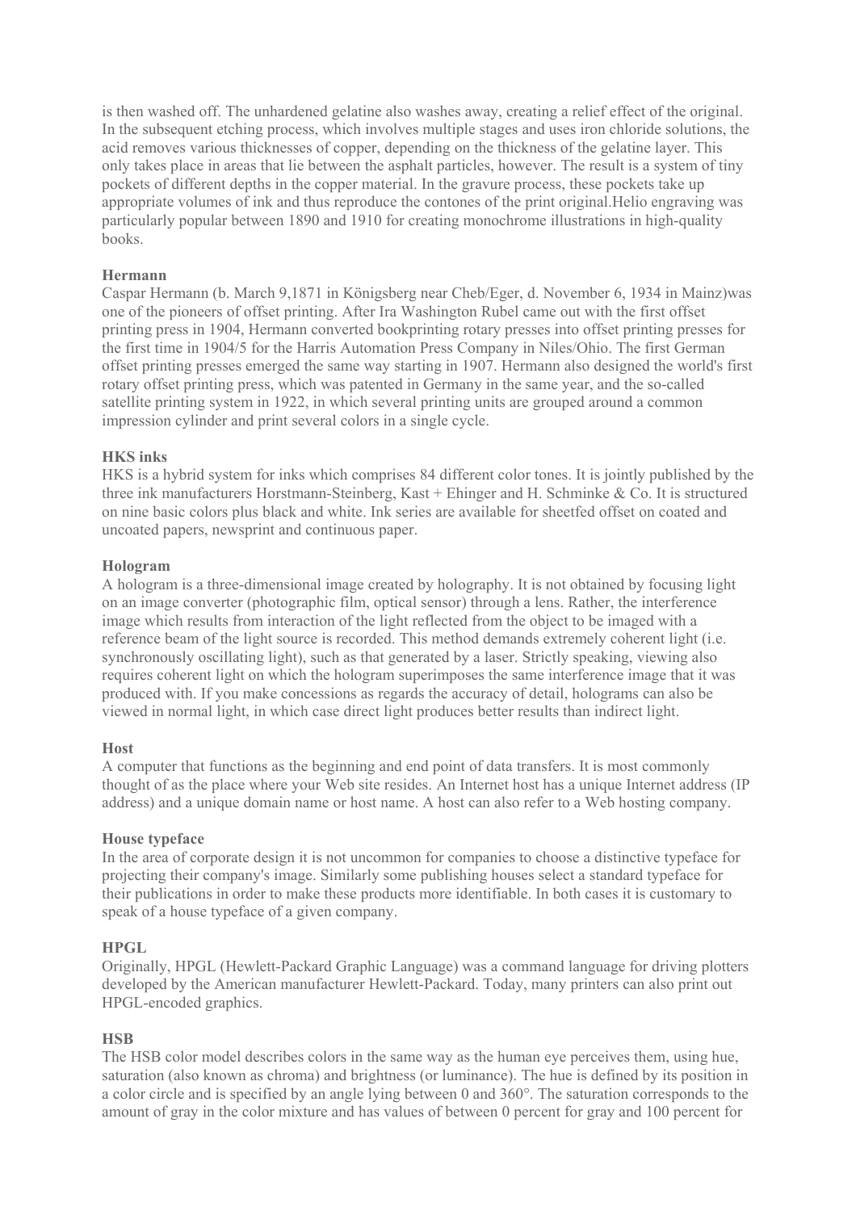is then washed off. The unhardened gelatine also washes away, creating a relief effect of the original. In the subsequent etching process, which involves multiple stages and uses iron chloride solutions, the acid removes various thicknesses of copper, depending on the thickness of the gelatine layer. This only takes place in areas that lie between the asphalt particles, however. The result is a system of tiny pockets of different depths in the copper material. In the gravure process, these pockets take up appropriate volumes of ink and thus reproduce the contones of the print original.Helio engraving was particularly popular between 1890 and 1910 for creating monochrome illustrations in high-quality books.

**Hermann**
Caspar Hermann (b. March 9,1871 in Königsberg near Cheb/Eger, d. November 6, 1934 in Mainz)was one of the pioneers of offset printing. After Ira Washington Rubel came out with the first offset printing press in 1904, Hermann converted bookprinting rotary presses into offset printing presses for the first time in 1904/5 for the Harris Automation Press Company in Niles/Ohio. The first German offset printing presses emerged the same way starting in 1907. Hermann also designed the world's first rotary offset printing press, which was patented in Germany in the same year, and the so-called satellite printing system in 1922, in which several printing units are grouped around a common impression cylinder and print several colors in a single cycle.

**HKS inks**
HKS is a hybrid system for inks which comprises 84 different color tones. It is jointly published by the three ink manufacturers Horstmann-Steinberg, Kast + Ehinger and H. Schminke & Co. It is structured on nine basic colors plus black and white. Ink series are available for sheetfed offset on coated and uncoated papers, newsprint and continuous paper.

**Hologram**
A hologram is a three-dimensional image created by holography. It is not obtained by focusing light on an image converter (photographic film, optical sensor) through a lens. Rather, the interference image which results from interaction of the light reflected from the object to be imaged with a reference beam of the light source is recorded. This method demands extremely coherent light (i.e. synchronously oscillating light), such as that generated by a laser. Strictly speaking, viewing also requires coherent light on which the hologram superimposes the same interference image that it was produced with. If you make concessions as regards the accuracy of detail, holograms can also be viewed in normal light, in which case direct light produces better results than indirect light.

**Host**
A computer that functions as the beginning and end point of data transfers. It is most commonly thought of as the place where your Web site resides. An Internet host has a unique Internet address (IP address) and a unique domain name or host name. A host can also refer to a Web hosting company.

**House typeface**
In the area of corporate design it is not uncommon for companies to choose a distinctive typeface for projecting their company's image. Similarly some publishing houses select a standard typeface for their publications in order to make these products more identifiable. In both cases it is customary to speak of a house typeface of a given company.

**HPGL**
Originally, HPGL (Hewlett-Packard Graphic Language) was a command language for driving plotters developed by the American manufacturer Hewlett-Packard. Today, many printers can also print out HPGL-encoded graphics.

**HSB**
The HSB color model describes colors in the same way as the human eye perceives them, using hue, saturation (also known as chroma) and brightness (or luminance). The hue is defined by its position in a color circle and is specified by an angle lying between 0 and 360°. The saturation corresponds to the amount of gray in the color mixture and has values of between 0 percent for gray and 100 percent for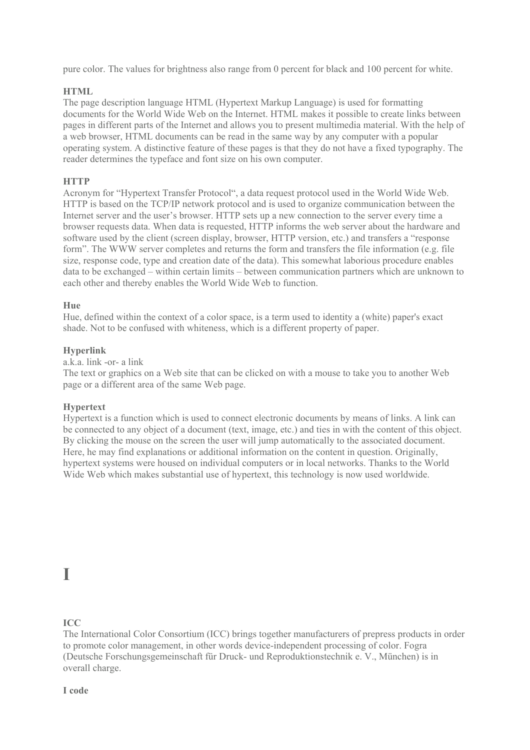pure color. The values for brightness also range from 0 percent for black and 100 percent for white.

**HTML**
The page description language HTML (Hypertext Markup Language) is used for formatting documents for the World Wide Web on the Internet. HTML makes it possible to create links between pages in different parts of the Internet and allows you to present multimedia material. With the help of a web browser, HTML documents can be read in the same way by any computer with a popular operating system. A distinctive feature of these pages is that they do not have a fixed typography. The reader determines the typeface and font size on his own computer.

**HTTP**
Acronym for "Hypertext Transfer Protocol", a data request protocol used in the World Wide Web. HTTP is based on the TCP/IP network protocol and is used to organize communication between the Internet server and the user's browser. HTTP sets up a new connection to the server every time a browser requests data. When data is requested, HTTP informs the web server about the hardware and software used by the client (screen display, browser, HTTP version, etc.) and transfers a "response form". The WWW server completes and returns the form and transfers the file information (e.g. file size, response code, type and creation date of the data). This somewhat laborious procedure enables data to be exchanged – within certain limits – between communication partners which are unknown to each other and thereby enables the World Wide Web to function.

**Hue**
Hue, defined within the context of a color space, is a term used to identity a (white) paper's exact shade. Not to be confused with whiteness, which is a different property of paper.

**Hyperlink**
a.k.a. link -or- a link
The text or graphics on a Web site that can be clicked on with a mouse to take you to another Web page or a different area of the same Web page.

**Hypertext**
Hypertext is a function which is used to connect electronic documents by means of links. A link can be connected to any object of a document (text, image, etc.) and ties in with the content of this object. By clicking the mouse on the screen the user will jump automatically to the associated document. Here, he may find explanations or additional information on the content in question. Originally, hypertext systems were housed on individual computers or in local networks. Thanks to the World Wide Web which makes substantial use of hypertext, this technology is now used worldwide.

# I

**ICC**
The International Color Consortium (ICC) brings together manufacturers of prepress products in order to promote color management, in other words device-independent processing of color. Fogra (Deutsche Forschungsgemeinschaft für Druck- und Reproduktionstechnik e. V., München) is in overall charge.

**I code**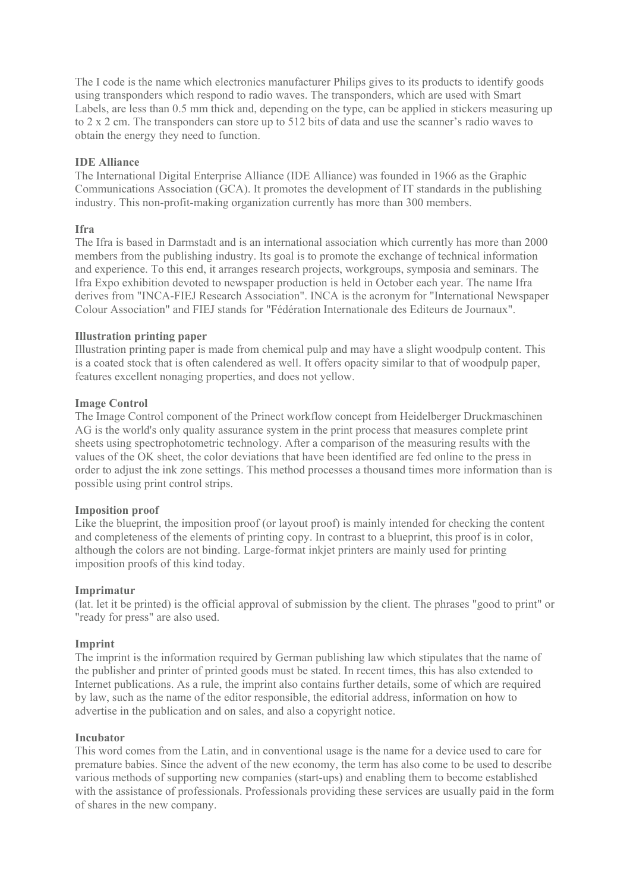The I code is the name which electronics manufacturer Philips gives to its products to identify goods using transponders which respond to radio waves. The transponders, which are used with Smart Labels, are less than 0.5 mm thick and, depending on the type, can be applied in stickers measuring up to 2 x 2 cm. The transponders can store up to 512 bits of data and use the scanner's radio waves to obtain the energy they need to function.

**IDE Alliance**
The International Digital Enterprise Alliance (IDE Alliance) was founded in 1966 as the Graphic Communications Association (GCA). It promotes the development of IT standards in the publishing industry. This non-profit-making organization currently has more than 300 members.

**Ifra**
The Ifra is based in Darmstadt and is an international association which currently has more than 2000 members from the publishing industry. Its goal is to promote the exchange of technical information and experience. To this end, it arranges research projects, workgroups, symposia and seminars. The Ifra Expo exhibition devoted to newspaper production is held in October each year. The name Ifra derives from "INCA-FIEJ Research Association". INCA is the acronym for "International Newspaper Colour Association" and FIEJ stands for "Fédération Internationale des Editeurs de Journaux".

**Illustration printing paper**
Illustration printing paper is made from chemical pulp and may have a slight woodpulp content. This is a coated stock that is often calendered as well. It offers opacity similar to that of woodpulp paper, features excellent nonaging properties, and does not yellow.

**Image Control**
The Image Control component of the Prinect workflow concept from Heidelberger Druckmaschinen AG is the world's only quality assurance system in the print process that measures complete print sheets using spectrophotometric technology. After a comparison of the measuring results with the values of the OK sheet, the color deviations that have been identified are fed online to the press in order to adjust the ink zone settings. This method processes a thousand times more information than is possible using print control strips.

**Imposition proof**
Like the blueprint, the imposition proof (or layout proof) is mainly intended for checking the content and completeness of the elements of printing copy. In contrast to a blueprint, this proof is in color, although the colors are not binding. Large-format inkjet printers are mainly used for printing imposition proofs of this kind today.

**Imprimatur**
(lat. let it be printed) is the official approval of submission by the client. The phrases "good to print" or "ready for press" are also used.

**Imprint**
The imprint is the information required by German publishing law which stipulates that the name of the publisher and printer of printed goods must be stated. In recent times, this has also extended to Internet publications. As a rule, the imprint also contains further details, some of which are required by law, such as the name of the editor responsible, the editorial address, information on how to advertise in the publication and on sales, and also a copyright notice.

**Incubator**
This word comes from the Latin, and in conventional usage is the name for a device used to care for premature babies. Since the advent of the new economy, the term has also come to be used to describe various methods of supporting new companies (start-ups) and enabling them to become established with the assistance of professionals. Professionals providing these services are usually paid in the form of shares in the new company.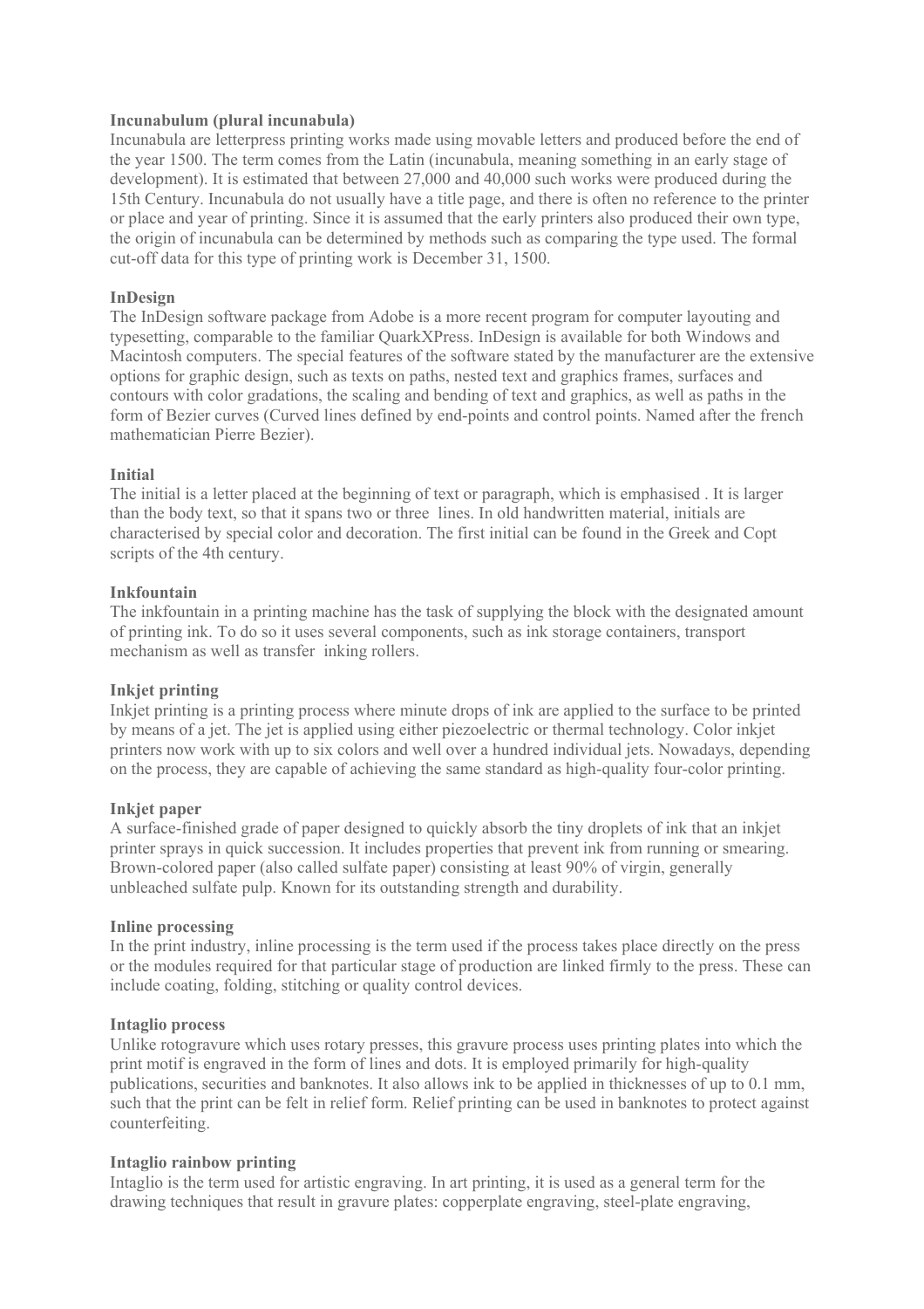**Incunabulum (plural incunabula)**
Incunabula are letterpress printing works made using movable letters and produced before the end of the year 1500. The term comes from the Latin (incunabula, meaning something in an early stage of development). It is estimated that between 27,000 and 40,000 such works were produced during the 15th Century. Incunabula do not usually have a title page, and there is often no reference to the printer or place and year of printing. Since it is assumed that the early printers also produced their own type, the origin of incunabula can be determined by methods such as comparing the type used. The formal cut-off data for this type of printing work is December 31, 1500.

**InDesign**
The InDesign software package from Adobe is a more recent program for computer layouting and typesetting, comparable to the familiar QuarkXPress. InDesign is available for both Windows and Macintosh computers. The special features of the software stated by the manufacturer are the extensive options for graphic design, such as texts on paths, nested text and graphics frames, surfaces and contours with color gradations, the scaling and bending of text and graphics, as well as paths in the form of Bezier curves (Curved lines defined by end-points and control points. Named after the french mathematician Pierre Bezier).

**Initial**
The initial is a letter placed at the beginning of text or paragraph, which is emphasised . It is larger than the body text, so that it spans two or three lines. In old handwritten material, initials are characterised by special color and decoration. The first initial can be found in the Greek and Copt scripts of the 4th century.

**Inkfountain**
The inkfountain in a printing machine has the task of supplying the block with the designated amount of printing ink. To do so it uses several components, such as ink storage containers, transport mechanism as well as transfer inking rollers.

**Inkjet printing**
Inkjet printing is a printing process where minute drops of ink are applied to the surface to be printed by means of a jet. The jet is applied using either piezoelectric or thermal technology. Color inkjet printers now work with up to six colors and well over a hundred individual jets. Nowadays, depending on the process, they are capable of achieving the same standard as high-quality four-color printing.

**Inkjet paper**
A surface-finished grade of paper designed to quickly absorb the tiny droplets of ink that an inkjet printer sprays in quick succession. It includes properties that prevent ink from running or smearing. Brown-colored paper (also called sulfate paper) consisting at least 90% of virgin, generally unbleached sulfate pulp. Known for its outstanding strength and durability.

**Inline processing**
In the print industry, inline processing is the term used if the process takes place directly on the press or the modules required for that particular stage of production are linked firmly to the press. These can include coating, folding, stitching or quality control devices.

**Intaglio process**
Unlike rotogravure which uses rotary presses, this gravure process uses printing plates into which the print motif is engraved in the form of lines and dots. It is employed primarily for high-quality publications, securities and banknotes. It also allows ink to be applied in thicknesses of up to 0.1 mm, such that the print can be felt in relief form. Relief printing can be used in banknotes to protect against counterfeiting.

**Intaglio rainbow printing**
Intaglio is the term used for artistic engraving. In art printing, it is used as a general term for the drawing techniques that result in gravure plates: copperplate engraving, steel-plate engraving,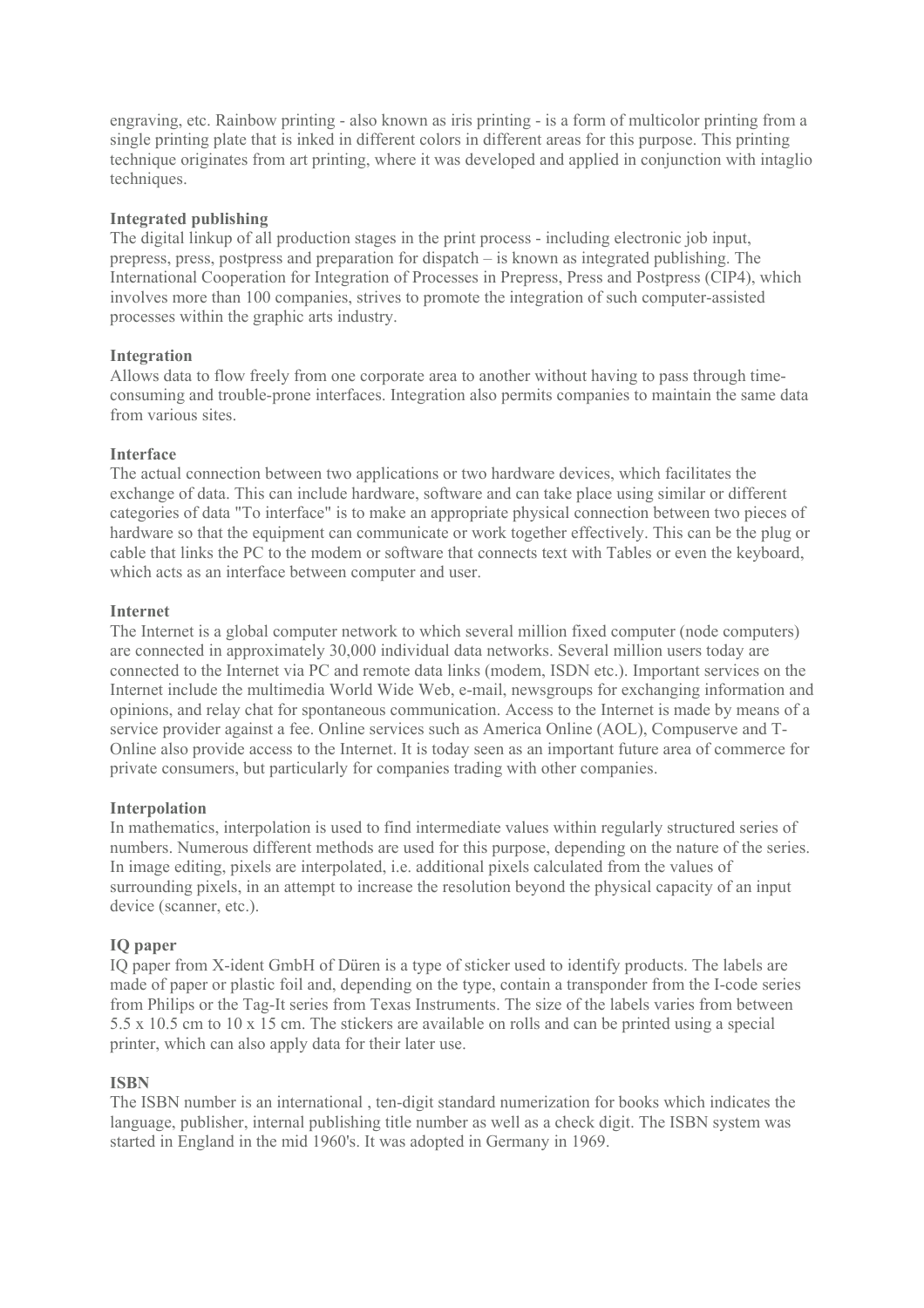engraving, etc. Rainbow printing - also known as iris printing - is a form of multicolor printing from a single printing plate that is inked in different colors in different areas for this purpose. This printing technique originates from art printing, where it was developed and applied in conjunction with intaglio techniques.

**Integrated publishing**

The digital linkup of all production stages in the print process - including electronic job input, prepress, press, postpress and preparation for dispatch – is known as integrated publishing. The International Cooperation for Integration of Processes in Prepress, Press and Postpress (CIP4), which involves more than 100 companies, strives to promote the integration of such computer-assisted processes within the graphic arts industry.

**Integration**

Allows data to flow freely from one corporate area to another without having to pass through time-consuming and trouble-prone interfaces. Integration also permits companies to maintain the same data from various sites.

**Interface**

The actual connection between two applications or two hardware devices, which facilitates the exchange of data. This can include hardware, software and can take place using similar or different categories of data "To interface" is to make an appropriate physical connection between two pieces of hardware so that the equipment can communicate or work together effectively. This can be the plug or cable that links the PC to the modem or software that connects text with Tables or even the keyboard, which acts as an interface between computer and user.

**Internet**

The Internet is a global computer network to which several million fixed computer (node computers) are connected in approximately 30,000 individual data networks. Several million users today are connected to the Internet via PC and remote data links (modem, ISDN etc.). Important services on the Internet include the multimedia World Wide Web, e-mail, newsgroups for exchanging information and opinions, and relay chat for spontaneous communication. Access to the Internet is made by means of a service provider against a fee. Online services such as America Online (AOL), Compuserve and T-Online also provide access to the Internet. It is today seen as an important future area of commerce for private consumers, but particularly for companies trading with other companies.

**Interpolation**

In mathematics, interpolation is used to find intermediate values within regularly structured series of numbers. Numerous different methods are used for this purpose, depending on the nature of the series. In image editing, pixels are interpolated, i.e. additional pixels calculated from the values of surrounding pixels, in an attempt to increase the resolution beyond the physical capacity of an input device (scanner, etc.).

**IQ paper**

IQ paper from X-ident GmbH of Düren is a type of sticker used to identify products. The labels are made of paper or plastic foil and, depending on the type, contain a transponder from the I-code series from Philips or the Tag-It series from Texas Instruments. The size of the labels varies from between 5.5 x 10.5 cm to 10 x 15 cm. The stickers are available on rolls and can be printed using a special printer, which can also apply data for their later use.

**ISBN**

The ISBN number is an international , ten-digit standard numerization for books which indicates the language, publisher, internal publishing title number as well as a check digit. The ISBN system was started in England in the mid 1960's. It was adopted in Germany in 1969.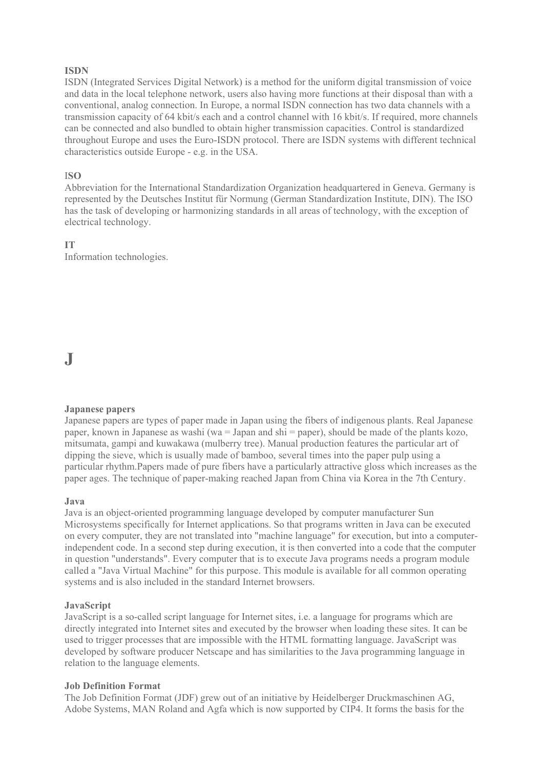**ISDN**
ISDN (Integrated Services Digital Network) is a method for the uniform digital transmission of voice and data in the local telephone network, users also having more functions at their disposal than with a conventional, analog connection. In Europe, a normal ISDN connection has two data channels with a transmission capacity of 64 kbit/s each and a control channel with 16 kbit/s. If required, more channels can be connected and also bundled to obtain higher transmission capacities. Control is standardized throughout Europe and uses the Euro-ISDN protocol. There are ISDN systems with different technical characteristics outside Europe - e.g. in the USA.

**ISO**
Abbreviation for the International Standardization Organization headquartered in Geneva. Germany is represented by the Deutsches Institut für Normung (German Standardization Institute, DIN). The ISO has the task of developing or harmonizing standards in all areas of technology, with the exception of electrical technology.

**IT**
Information technologies.

# J

**Japanese papers**
Japanese papers are types of paper made in Japan using the fibers of indigenous plants. Real Japanese paper, known in Japanese as washi (wa = Japan and shi = paper), should be made of the plants kozo, mitsumata, gampi and kuwakawa (mulberry tree). Manual production features the particular art of dipping the sieve, which is usually made of bamboo, several times into the paper pulp using a particular rhythm.Papers made of pure fibers have a particularly attractive gloss which increases as the paper ages. The technique of paper-making reached Japan from China via Korea in the 7th Century.

**Java**
Java is an object-oriented programming language developed by computer manufacturer Sun Microsystems specifically for Internet applications. So that programs written in Java can be executed on every computer, they are not translated into "machine language" for execution, but into a computer-independent code. In a second step during execution, it is then converted into a code that the computer in question "understands". Every computer that is to execute Java programs needs a program module called a "Java Virtual Machine" for this purpose. This module is available for all common operating systems and is also included in the standard Internet browsers.

**JavaScript**
JavaScript is a so-called script language for Internet sites, i.e. a language for programs which are directly integrated into Internet sites and executed by the browser when loading these sites. It can be used to trigger processes that are impossible with the HTML formatting language. JavaScript was developed by software producer Netscape and has similarities to the Java programming language in relation to the language elements.

**Job Definition Format**
The Job Definition Format (JDF) grew out of an initiative by Heidelberger Druckmaschinen AG, Adobe Systems, MAN Roland and Agfa which is now supported by CIP4. It forms the basis for the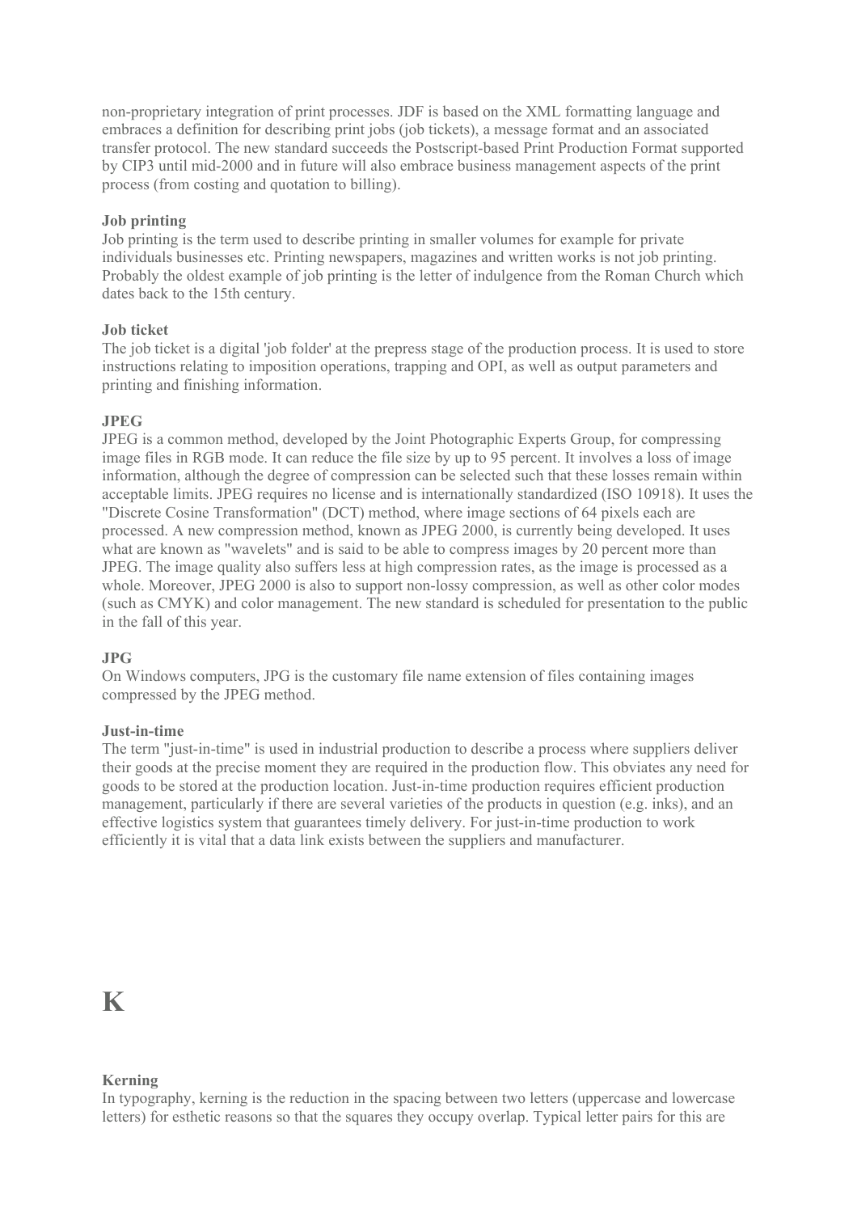non-proprietary integration of print processes. JDF is based on the XML formatting language and embraces a definition for describing print jobs (job tickets), a message format and an associated transfer protocol. The new standard succeeds the Postscript-based Print Production Format supported by CIP3 until mid-2000 and in future will also embrace business management aspects of the print process (from costing and quotation to billing).

**Job printing**
Job printing is the term used to describe printing in smaller volumes for example for private individuals businesses etc. Printing newspapers, magazines and written works is not job printing. Probably the oldest example of job printing is the letter of indulgence from the Roman Church which dates back to the 15th century.

**Job ticket**
The job ticket is a digital 'job folder' at the prepress stage of the production process. It is used to store instructions relating to imposition operations, trapping and OPI, as well as output parameters and printing and finishing information.

**JPEG**
JPEG is a common method, developed by the Joint Photographic Experts Group, for compressing image files in RGB mode. It can reduce the file size by up to 95 percent. It involves a loss of image information, although the degree of compression can be selected such that these losses remain within acceptable limits. JPEG requires no license and is internationally standardized (ISO 10918). It uses the "Discrete Cosine Transformation" (DCT) method, where image sections of 64 pixels each are processed. A new compression method, known as JPEG 2000, is currently being developed. It uses what are known as "wavelets" and is said to be able to compress images by 20 percent more than JPEG. The image quality also suffers less at high compression rates, as the image is processed as a whole. Moreover, JPEG 2000 is also to support non-lossy compression, as well as other color modes (such as CMYK) and color management. The new standard is scheduled for presentation to the public in the fall of this year.

**JPG**
On Windows computers, JPG is the customary file name extension of files containing images compressed by the JPEG method.

**Just-in-time**
The term "just-in-time" is used in industrial production to describe a process where suppliers deliver their goods at the precise moment they are required in the production flow. This obviates any need for goods to be stored at the production location. Just-in-time production requires efficient production management, particularly if there are several varieties of the products in question (e.g. inks), and an effective logistics system that guarantees timely delivery. For just-in-time production to work efficiently it is vital that a data link exists between the suppliers and manufacturer.

# K

**Kerning**
In typography, kerning is the reduction in the spacing between two letters (uppercase and lowercase letters) for esthetic reasons so that the squares they occupy overlap. Typical letter pairs for this are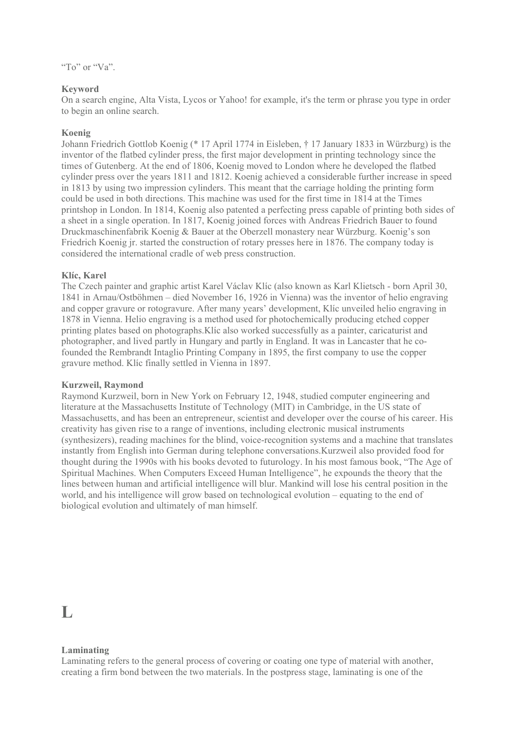“To” or “Va”.

**Keyword**
On a search engine, Alta Vista, Lycos or Yahoo! for example, it's the term or phrase you type in order to begin an online search.

**Koenig**
Johann Friedrich Gottlob Koenig (* 17 April 1774 in Eisleben, † 17 January 1833 in Würzburg) is the inventor of the flatbed cylinder press, the first major development in printing technology since the times of Gutenberg. At the end of 1806, Koenig moved to London where he developed the flatbed cylinder press over the years 1811 and 1812. Koenig achieved a considerable further increase in speed in 1813 by using two impression cylinders. This meant that the carriage holding the printing form could be used in both directions. This machine was used for the first time in 1814 at the Times printshop in London. In 1814, Koenig also patented a perfecting press capable of printing both sides of a sheet in a single operation. In 1817, Koenig joined forces with Andreas Friedrich Bauer to found Druckmaschinenfabrik Koenig & Bauer at the Oberzell monastery near Würzburg. Koenig’s son Friedrich Koenig jr. started the construction of rotary presses here in 1876. The company today is considered the international cradle of web press construction.

**Klíc, Karel**
The Czech painter and graphic artist Karel Václav Klíc (also known as Karl Klietsch - born April 30, 1841 in Arnau/Ostböhmen – died November 16, 1926 in Vienna) was the inventor of helio engraving and copper gravure or rotogravure. After many years’ development, Klíc unveiled helio engraving in 1878 in Vienna. Helio engraving is a method used for photochemically producing etched copper printing plates based on photographs.Klíc also worked successfully as a painter, caricaturist and photographer, and lived partly in Hungary and partly in England. It was in Lancaster that he co-founded the Rembrandt Intaglio Printing Company in 1895, the first company to use the copper gravure method. Klíc finally settled in Vienna in 1897.

**Kurzweil, Raymond**
Raymond Kurzweil, born in New York on February 12, 1948, studied computer engineering and literature at the Massachusetts Institute of Technology (MIT) in Cambridge, in the US state of Massachusetts, and has been an entrepreneur, scientist and developer over the course of his career. His creativity has given rise to a range of inventions, including electronic musical instruments (synthesizers), reading machines for the blind, voice-recognition systems and a machine that translates instantly from English into German during telephone conversations.Kurzweil also provided food for thought during the 1990s with his books devoted to futurology. In his most famous book, “The Age of Spiritual Machines. When Computers Exceed Human Intelligence”, he expounds the theory that the lines between human and artificial intelligence will blur. Mankind will lose his central position in the world, and his intelligence will grow based on technological evolution – equating to the end of biological evolution and ultimately of man himself.

# L

**Laminating**
Laminating refers to the general process of covering or coating one type of material with another, creating a firm bond between the two materials. In the postpress stage, laminating is one of the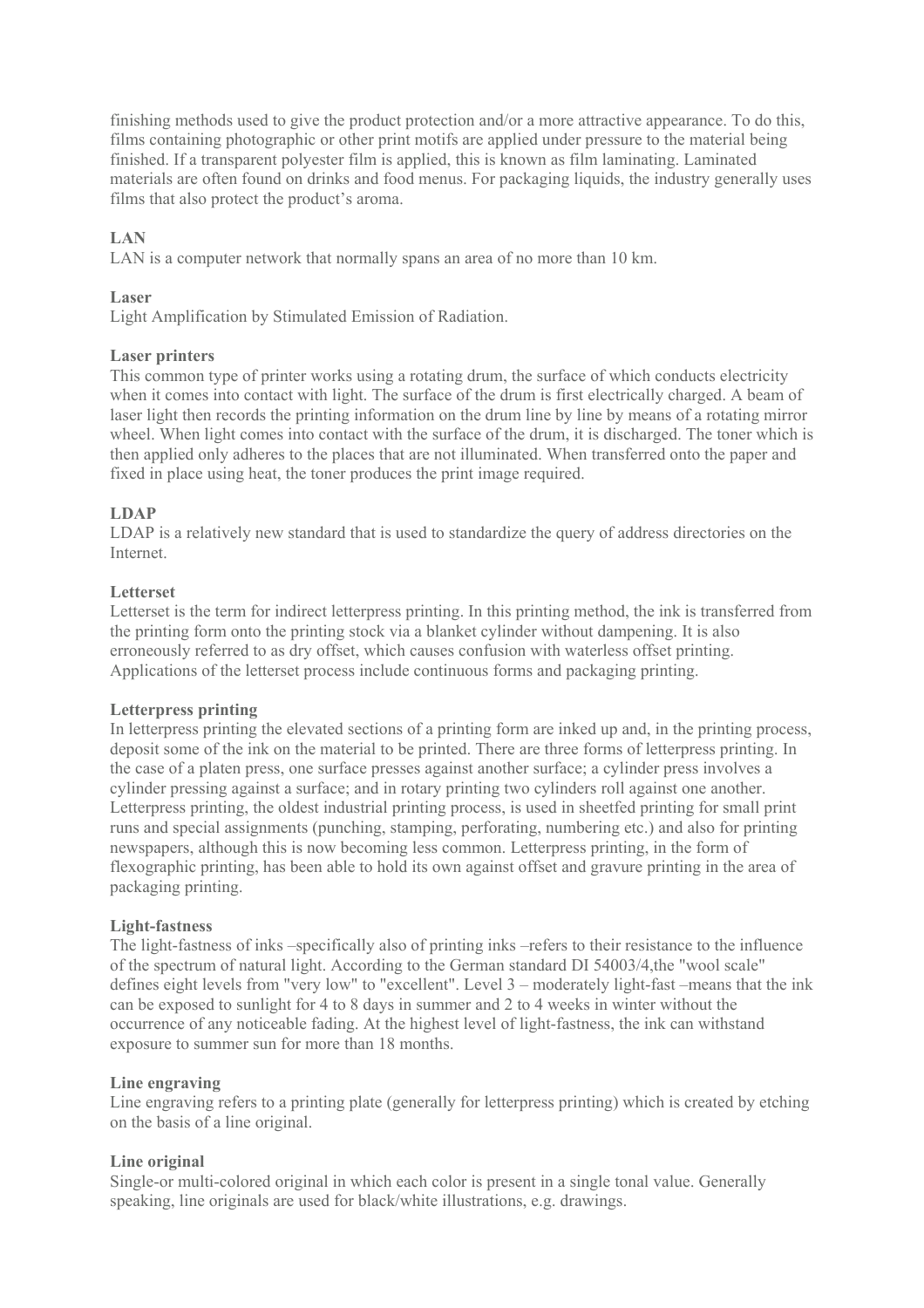finishing methods used to give the product protection and/or a more attractive appearance. To do this, films containing photographic or other print motifs are applied under pressure to the material being finished. If a transparent polyester film is applied, this is known as film laminating. Laminated materials are often found on drinks and food menus. For packaging liquids, the industry generally uses films that also protect the product's aroma.

**LAN**

LAN is a computer network that normally spans an area of no more than 10 km.

**Laser**

Light Amplification by Stimulated Emission of Radiation.

**Laser printers**

This common type of printer works using a rotating drum, the surface of which conducts electricity when it comes into contact with light. The surface of the drum is first electrically charged. A beam of laser light then records the printing information on the drum line by line by means of a rotating mirror wheel. When light comes into contact with the surface of the drum, it is discharged. The toner which is then applied only adheres to the places that are not illuminated. When transferred onto the paper and fixed in place using heat, the toner produces the print image required.

**LDAP**

LDAP is a relatively new standard that is used to standardize the query of address directories on the Internet.

**Letterset**

Letterset is the term for indirect letterpress printing. In this printing method, the ink is transferred from the printing form onto the printing stock via a blanket cylinder without dampening. It is also erroneously referred to as dry offset, which causes confusion with waterless offset printing. Applications of the letterset process include continuous forms and packaging printing.

**Letterpress printing**

In letterpress printing the elevated sections of a printing form are inked up and, in the printing process, deposit some of the ink on the material to be printed. There are three forms of letterpress printing. In the case of a platen press, one surface presses against another surface; a cylinder press involves a cylinder pressing against a surface; and in rotary printing two cylinders roll against one another. Letterpress printing, the oldest industrial printing process, is used in sheetfed printing for small print runs and special assignments (punching, stamping, perforating, numbering etc.) and also for printing newspapers, although this is now becoming less common. Letterpress printing, in the form of flexographic printing, has been able to hold its own against offset and gravure printing in the area of packaging printing.

**Light-fastness**

The light-fastness of inks –specifically also of printing inks –refers to their resistance to the influence of the spectrum of natural light. According to the German standard DI 54003/4,the "wool scale" defines eight levels from "very low" to "excellent". Level 3 – moderately light-fast –means that the ink can be exposed to sunlight for 4 to 8 days in summer and 2 to 4 weeks in winter without the occurrence of any noticeable fading. At the highest level of light-fastness, the ink can withstand exposure to summer sun for more than 18 months.

**Line engraving**

Line engraving refers to a printing plate (generally for letterpress printing) which is created by etching on the basis of a line original.

**Line original**

Single-or multi-colored original in which each color is present in a single tonal value. Generally speaking, line originals are used for black/white illustrations, e.g. drawings.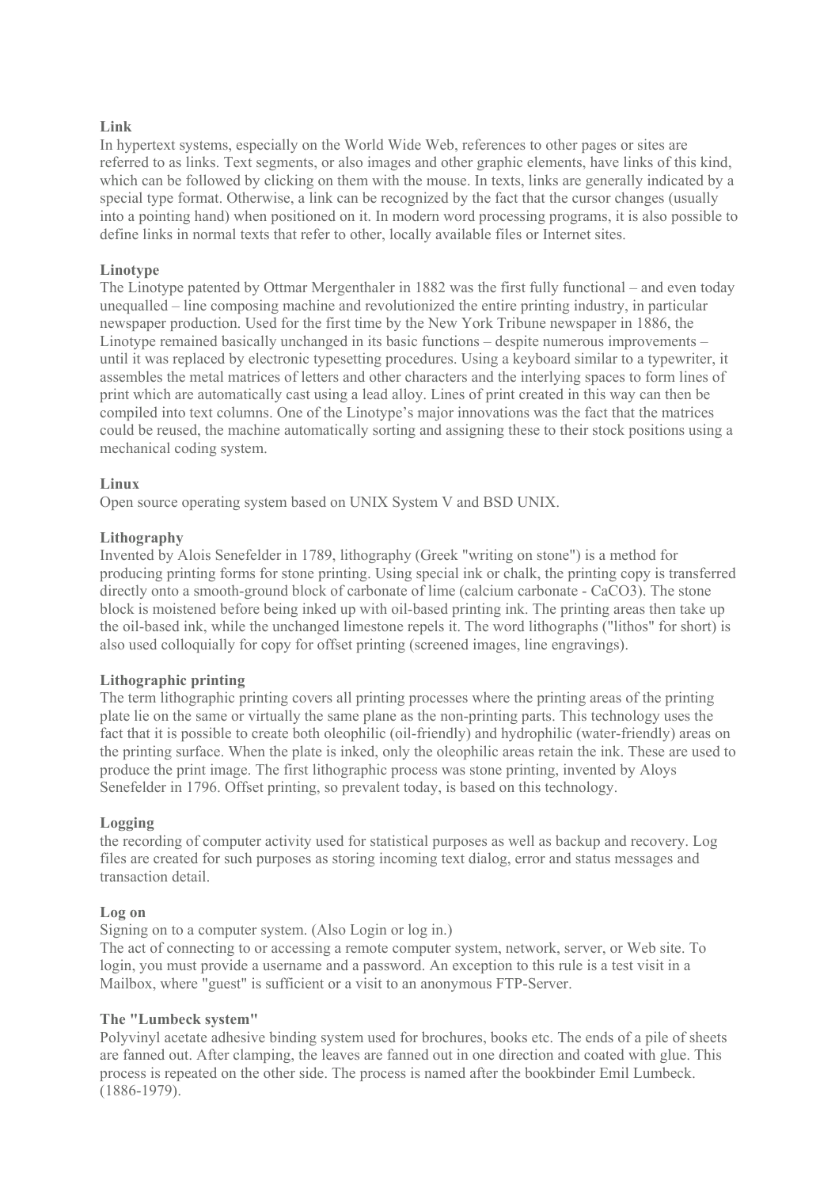**Link**
In hypertext systems, especially on the World Wide Web, references to other pages or sites are referred to as links. Text segments, or also images and other graphic elements, have links of this kind, which can be followed by clicking on them with the mouse. In texts, links are generally indicated by a special type format. Otherwise, a link can be recognized by the fact that the cursor changes (usually into a pointing hand) when positioned on it. In modern word processing programs, it is also possible to define links in normal texts that refer to other, locally available files or Internet sites.

**Linotype**
The Linotype patented by Ottmar Mergenthaler in 1882 was the first fully functional – and even today unequalled – line composing machine and revolutionized the entire printing industry, in particular newspaper production. Used for the first time by the New York Tribune newspaper in 1886, the Linotype remained basically unchanged in its basic functions – despite numerous improvements – until it was replaced by electronic typesetting procedures. Using a keyboard similar to a typewriter, it assembles the metal matrices of letters and other characters and the interlying spaces to form lines of print which are automatically cast using a lead alloy. Lines of print created in this way can then be compiled into text columns. One of the Linotype's major innovations was the fact that the matrices could be reused, the machine automatically sorting and assigning these to their stock positions using a mechanical coding system.

**Linux**
Open source operating system based on UNIX System V and BSD UNIX.

**Lithography**
Invented by Alois Senefelder in 1789, lithography (Greek "writing on stone") is a method for producing printing forms for stone printing. Using special ink or chalk, the printing copy is transferred directly onto a smooth-ground block of carbonate of lime (calcium carbonate - $CaCO_3$). The stone block is moistened before being inked up with oil-based printing ink. The printing areas then take up the oil-based ink, while the unchanged limestone repels it. The word lithographs ("lithos" for short) is also used colloquially for copy for offset printing (screened images, line engravings).

**Lithographic printing**
The term lithographic printing covers all printing processes where the printing areas of the printing plate lie on the same or virtually the same plane as the non-printing parts. This technology uses the fact that it is possible to create both oleophilic (oil-friendly) and hydrophilic (water-friendly) areas on the printing surface. When the plate is inked, only the oleophilic areas retain the ink. These are used to produce the print image. The first lithographic process was stone printing, invented by Aloys Senefelder in 1796. Offset printing, so prevalent today, is based on this technology.

**Logging**
the recording of computer activity used for statistical purposes as well as backup and recovery. Log files are created for such purposes as storing incoming text dialog, error and status messages and transaction detail.

**Log on**
Signing on to a computer system. (Also Login or log in.)
The act of connecting to or accessing a remote computer system, network, server, or Web site. To login, you must provide a username and a password. An exception to this rule is a test visit in a Mailbox, where "guest" is sufficient or a visit to an anonymous FTP-Server.

**The "Lumbeck system"**
Polyvinyl acetate adhesive binding system used for brochures, books etc. The ends of a pile of sheets are fanned out. After clamping, the leaves are fanned out in one direction and coated with glue. This process is repeated on the other side. The process is named after the bookbinder Emil Lumbeck. (1886-1979).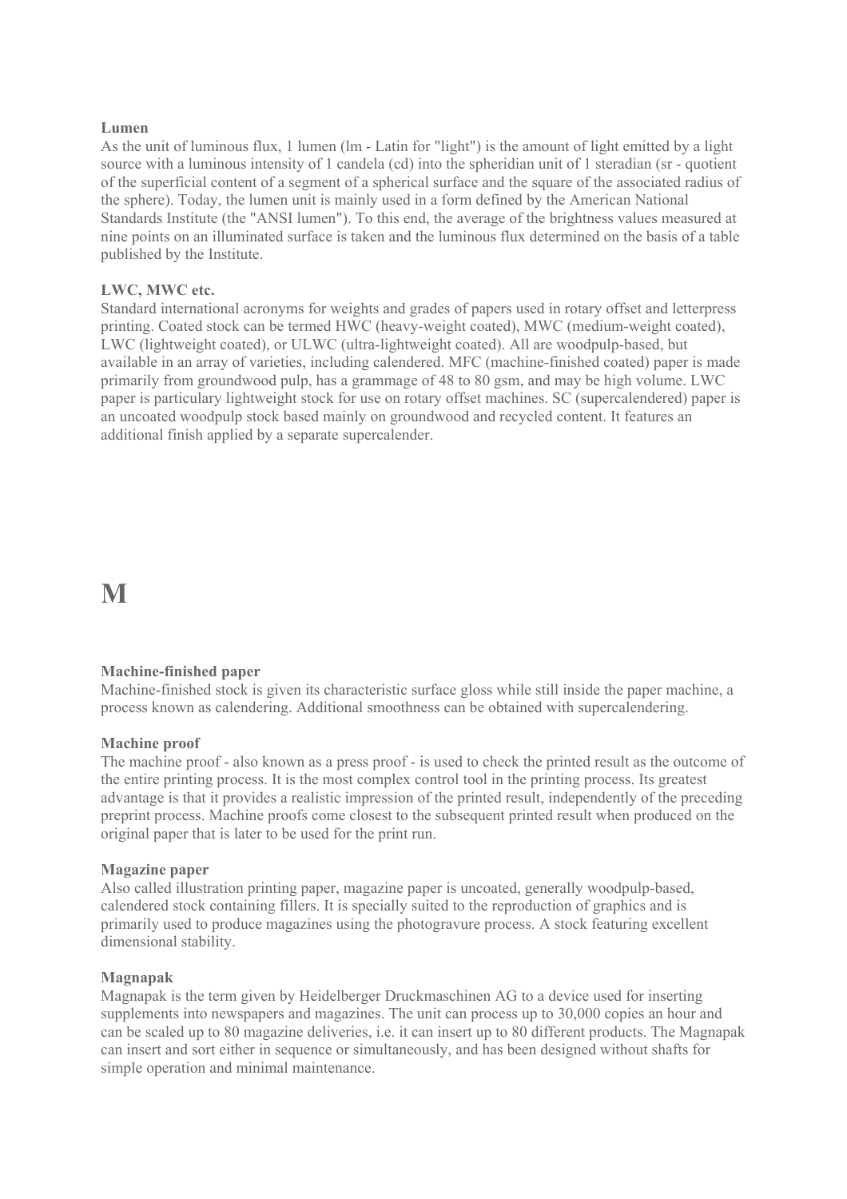**Lumen**

As the unit of luminous flux, 1 lumen (lm - Latin for "light") is the amount of light emitted by a light source with a luminous intensity of 1 candela (cd) into the spheridian unit of 1 steradian (sr - quotient of the superficial content of a segment of a spherical surface and the square of the associated radius of the sphere). Today, the lumen unit is mainly used in a form defined by the American National Standards Institute (the "ANSI lumen"). To this end, the average of the brightness values measured at nine points on an illuminated surface is taken and the luminous flux determined on the basis of a table published by the Institute.

**LWC, MWC etc.**

Standard international acronyms for weights and grades of papers used in rotary offset and letterpress printing. Coated stock can be termed HWC (heavy-weight coated), MWC (medium-weight coated), LWC (lightweight coated), or ULWC (ultra-lightweight coated). All are woodpulp-based, but available in an array of varieties, including calendered. MFC (machine-finished coated) paper is made primarily from groundwood pulp, has a grammage of 48 to 80 gsm, and may be high volume. LWC paper is particulary lightweight stock for use on rotary offset machines. SC (supercalendered) paper is an uncoated woodpulp stock based mainly on groundwood and recycled content. It features an additional finish applied by a separate supercalender.

# M

**Machine-finished paper**

Machine-finished stock is given its characteristic surface gloss while still inside the paper machine, a process known as calendering. Additional smoothness can be obtained with supercalendering.

**Machine proof**

The machine proof - also known as a press proof - is used to check the printed result as the outcome of the entire printing process. It is the most complex control tool in the printing process. Its greatest advantage is that it provides a realistic impression of the printed result, independently of the preceding preprint process. Machine proofs come closest to the subsequent printed result when produced on the original paper that is later to be used for the print run.

**Magazine paper**

Also called illustration printing paper, magazine paper is uncoated, generally woodpulp-based, calendered stock containing fillers. It is specially suited to the reproduction of graphics and is primarily used to produce magazines using the photogravure process. A stock featuring excellent dimensional stability.

**Magnapak**

Magnapak is the term given by Heidelberger Druckmaschinen AG to a device used for inserting supplements into newspapers and magazines. The unit can process up to 30,000 copies an hour and can be scaled up to 80 magazine deliveries, i.e. it can insert up to 80 different products. The Magnapak can insert and sort either in sequence or simultaneously, and has been designed without shafts for simple operation and minimal maintenance.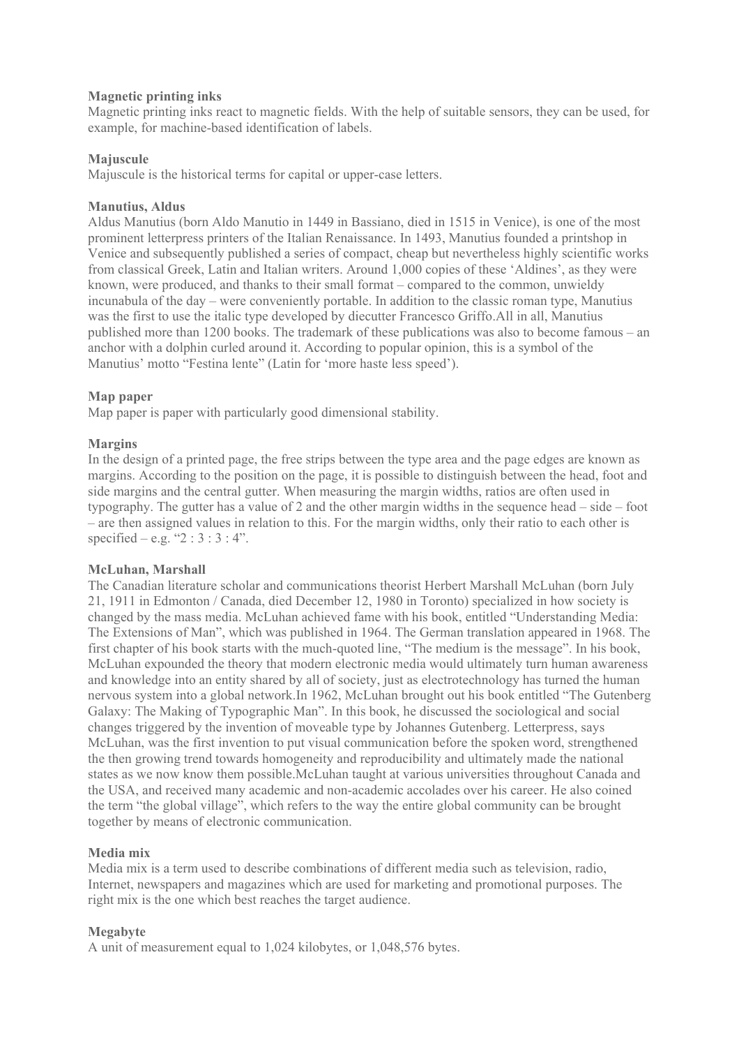**Magnetic printing inks**

Magnetic printing inks react to magnetic fields. With the help of suitable sensors, they can be used, for example, for machine-based identification of labels.

**Majuscule**

Majuscule is the historical terms for capital or upper-case letters.

**Manutius, Aldus**

Aldus Manutius (born Aldo Manutio in 1449 in Bassiano, died in 1515 in Venice), is one of the most prominent letterpress printers of the Italian Renaissance. In 1493, Manutius founded a printshop in Venice and subsequently published a series of compact, cheap but nevertheless highly scientific works from classical Greek, Latin and Italian writers. Around 1,000 copies of these 'Aldines', as they were known, were produced, and thanks to their small format – compared to the common, unwieldy incunabula of the day – were conveniently portable. In addition to the classic roman type, Manutius was the first to use the italic type developed by diecutter Francesco Griffo.All in all, Manutius published more than 1200 books. The trademark of these publications was also to become famous – an anchor with a dolphin curled around it. According to popular opinion, this is a symbol of the Manutius' motto "Festina lente" (Latin for 'more haste less speed').

**Map paper**

Map paper is paper with particularly good dimensional stability.

**Margins**

In the design of a printed page, the free strips between the type area and the page edges are known as margins. According to the position on the page, it is possible to distinguish between the head, foot and side margins and the central gutter. When measuring the margin widths, ratios are often used in typography. The gutter has a value of 2 and the other margin widths in the sequence head – side – foot – are then assigned values in relation to this. For the margin widths, only their ratio to each other is specified – e.g. "2 : 3 : 3 : 4".

**McLuhan, Marshall**

The Canadian literature scholar and communications theorist Herbert Marshall McLuhan (born July 21, 1911 in Edmonton / Canada, died December 12, 1980 in Toronto) specialized in how society is changed by the mass media. McLuhan achieved fame with his book, entitled "Understanding Media: The Extensions of Man", which was published in 1964. The German translation appeared in 1968. The first chapter of his book starts with the much-quoted line, "The medium is the message". In his book, McLuhan expounded the theory that modern electronic media would ultimately turn human awareness and knowledge into an entity shared by all of society, just as electrotechnology has turned the human nervous system into a global network.In 1962, McLuhan brought out his book entitled "The Gutenberg Galaxy: The Making of Typographic Man". In this book, he discussed the sociological and social changes triggered by the invention of moveable type by Johannes Gutenberg. Letterpress, says McLuhan, was the first invention to put visual communication before the spoken word, strengthened the then growing trend towards homogeneity and reproducibility and ultimately made the national states as we now know them possible.McLuhan taught at various universities throughout Canada and the USA, and received many academic and non-academic accolades over his career. He also coined the term "the global village", which refers to the way the entire global community can be brought together by means of electronic communication.

**Media mix**

Media mix is a term used to describe combinations of different media such as television, radio, Internet, newspapers and magazines which are used for marketing and promotional purposes. The right mix is the one which best reaches the target audience.

**Megabyte**

A unit of measurement equal to 1,024 kilobytes, or 1,048,576 bytes.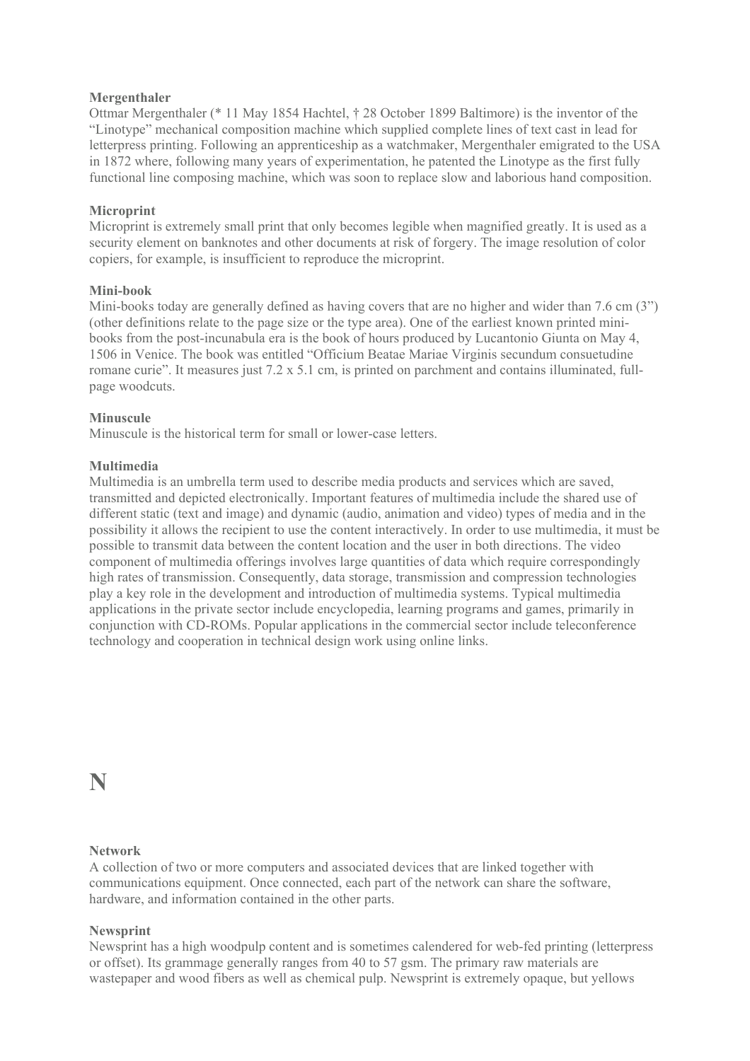**Mergenthaler**
Ottmar Mergenthaler (* 11 May 1854 Hachtel, † 28 October 1899 Baltimore) is the inventor of the "Linotype" mechanical composition machine which supplied complete lines of text cast in lead for letterpress printing. Following an apprenticeship as a watchmaker, Mergenthaler emigrated to the USA in 1872 where, following many years of experimentation, he patented the Linotype as the first fully functional line composing machine, which was soon to replace slow and laborious hand composition.

**Microprint**
Microprint is extremely small print that only becomes legible when magnified greatly. It is used as a security element on banknotes and other documents at risk of forgery. The image resolution of color copiers, for example, is insufficient to reproduce the microprint.

**Mini-book**
Mini-books today are generally defined as having covers that are no higher and wider than 7.6 cm (3") (other definitions relate to the page size or the type area). One of the earliest known printed mini-books from the post-incunabula era is the book of hours produced by Lucantonio Giunta on May 4, 1506 in Venice. The book was entitled "Officium Beatae Mariae Virginis secundum consuetudine romane curie". It measures just 7.2 x 5.1 cm, is printed on parchment and contains illuminated, full-page woodcuts.

**Minuscule**
Minuscule is the historical term for small or lower-case letters.

**Multimedia**
Multimedia is an umbrella term used to describe media products and services which are saved, transmitted and depicted electronically. Important features of multimedia include the shared use of different static (text and image) and dynamic (audio, animation and video) types of media and in the possibility it allows the recipient to use the content interactively. In order to use multimedia, it must be possible to transmit data between the content location and the user in both directions. The video component of multimedia offerings involves large quantities of data which require correspondingly high rates of transmission. Consequently, data storage, transmission and compression technologies play a key role in the development and introduction of multimedia systems. Typical multimedia applications in the private sector include encyclopedia, learning programs and games, primarily in conjunction with CD-ROMs. Popular applications in the commercial sector include teleconference technology and cooperation in technical design work using online links.

# N

**Network**
A collection of two or more computers and associated devices that are linked together with communications equipment. Once connected, each part of the network can share the software, hardware, and information contained in the other parts.

**Newsprint**
Newsprint has a high woodpulp content and is sometimes calendered for web-fed printing (letterpress or offset). Its grammage generally ranges from 40 to 57 gsm. The primary raw materials are wastepaper and wood fibers as well as chemical pulp. Newsprint is extremely opaque, but yellows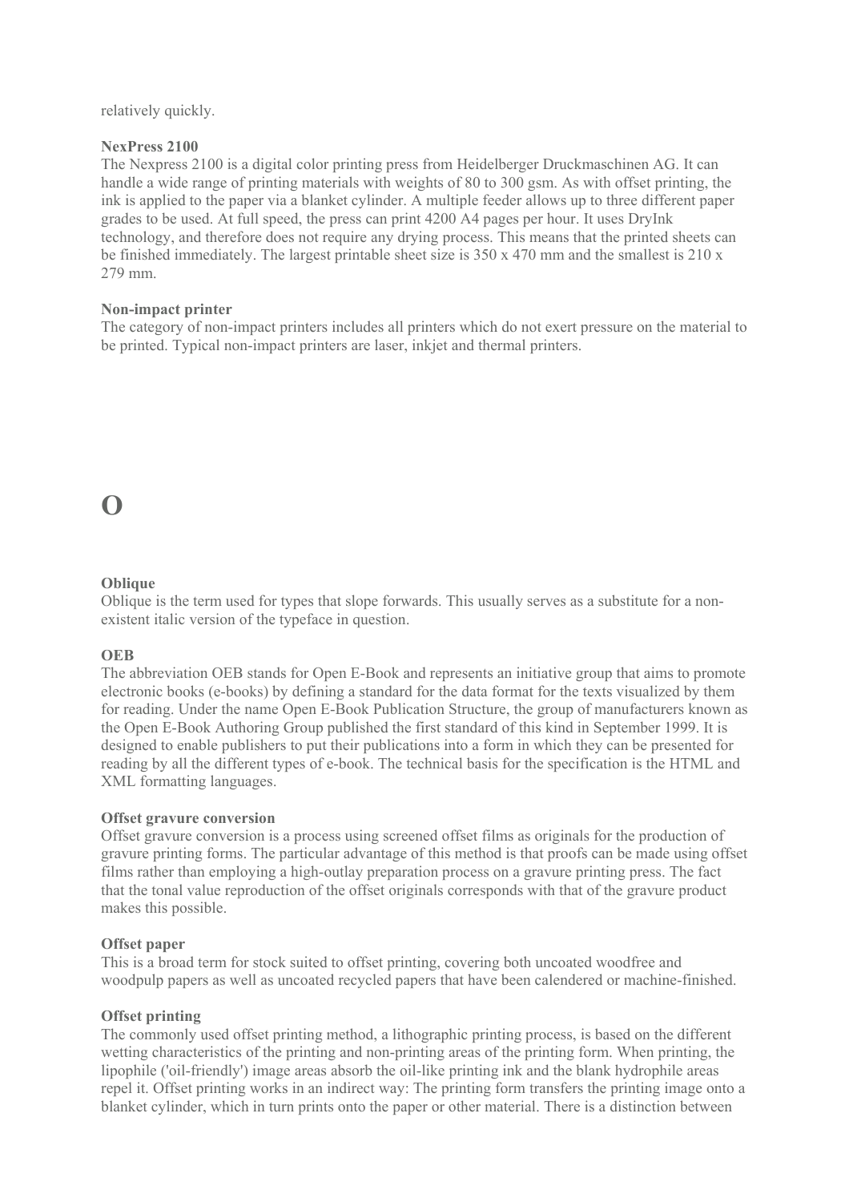relatively quickly.

**NexPress 2100**
The Nexpress 2100 is a digital color printing press from Heidelberger Druckmaschinen AG. It can handle a wide range of printing materials with weights of 80 to 300 gsm. As with offset printing, the ink is applied to the paper via a blanket cylinder. A multiple feeder allows up to three different paper grades to be used. At full speed, the press can print 4200 A4 pages per hour. It uses DryInk technology, and therefore does not require any drying process. This means that the printed sheets can be finished immediately. The largest printable sheet size is 350 x 470 mm and the smallest is 210 x 279 mm.

**Non-impact printer**
The category of non-impact printers includes all printers which do not exert pressure on the material to be printed. Typical non-impact printers are laser, inkjet and thermal printers.

# O

**Oblique**
Oblique is the term used for types that slope forwards. This usually serves as a substitute for a non-existent italic version of the typeface in question.

**OEB**
The abbreviation OEB stands for Open E-Book and represents an initiative group that aims to promote electronic books (e-books) by defining a standard for the data format for the texts visualized by them for reading. Under the name Open E-Book Publication Structure, the group of manufacturers known as the Open E-Book Authoring Group published the first standard of this kind in September 1999. It is designed to enable publishers to put their publications into a form in which they can be presented for reading by all the different types of e-book. The technical basis for the specification is the HTML and XML formatting languages.

**Offset gravure conversion**
Offset gravure conversion is a process using screened offset films as originals for the production of gravure printing forms. The particular advantage of this method is that proofs can be made using offset films rather than employing a high-outlay preparation process on a gravure printing press. The fact that the tonal value reproduction of the offset originals corresponds with that of the gravure product makes this possible.

**Offset paper**
This is a broad term for stock suited to offset printing, covering both uncoated woodfree and woodpulp papers as well as uncoated recycled papers that have been calendered or machine-finished.

**Offset printing**
The commonly used offset printing method, a lithographic printing process, is based on the different wetting characteristics of the printing and non-printing areas of the printing form. When printing, the lipophile ('oil-friendly') image areas absorb the oil-like printing ink and the blank hydrophile areas repel it. Offset printing works in an indirect way: The printing form transfers the printing image onto a blanket cylinder, which in turn prints onto the paper or other material. There is a distinction between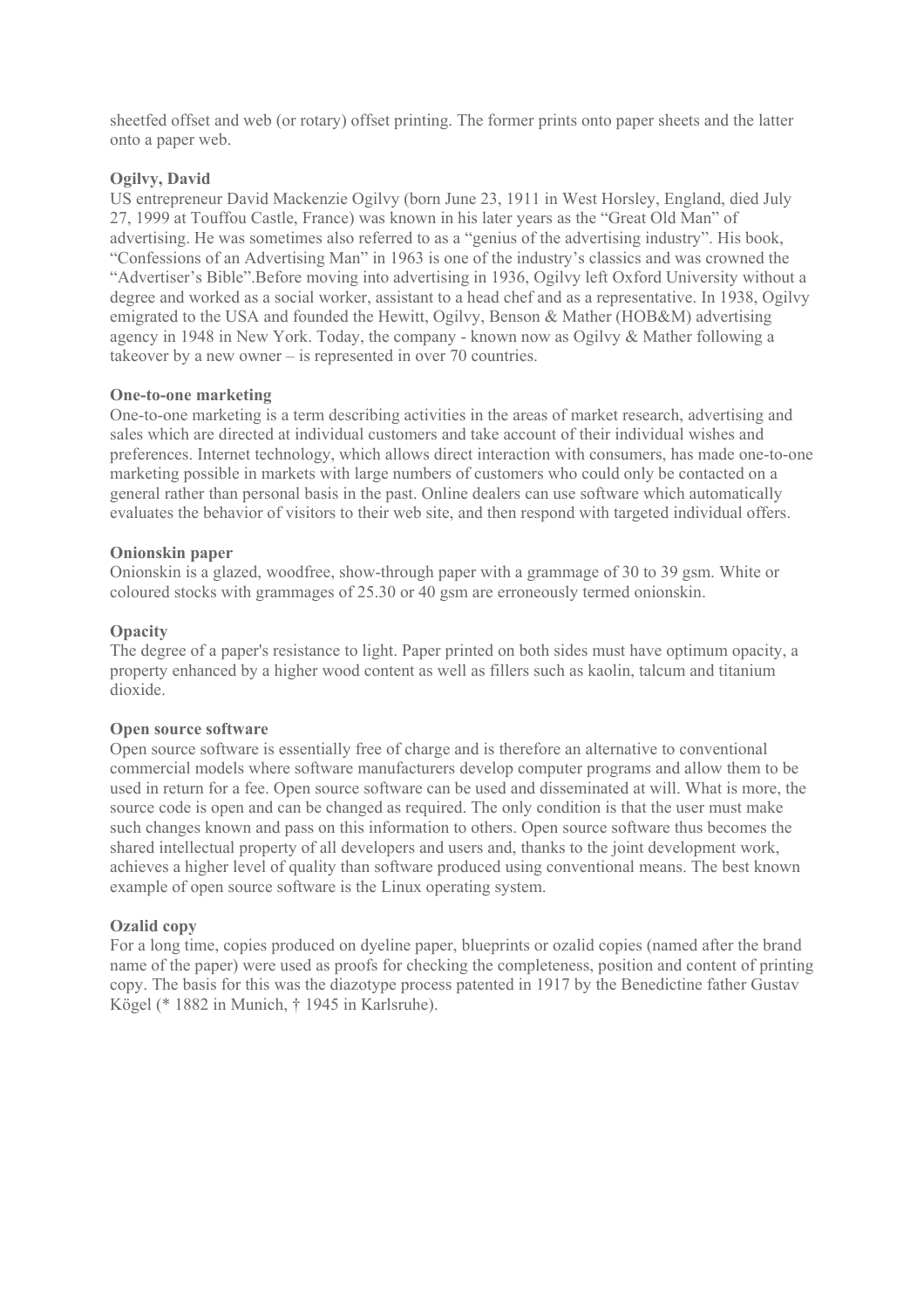sheetfed offset and web (or rotary) offset printing. The former prints onto paper sheets and the latter onto a paper web.

**Ogilvy, David**
US entrepreneur David Mackenzie Ogilvy (born June 23, 1911 in West Horsley, England, died July 27, 1999 at Touffou Castle, France) was known in his later years as the "Great Old Man" of advertising. He was sometimes also referred to as a "genius of the advertising industry". His book, "Confessions of an Advertising Man" in 1963 is one of the industry's classics and was crowned the "Advertiser's Bible".Before moving into advertising in 1936, Ogilvy left Oxford University without a degree and worked as a social worker, assistant to a head chef and as a representative. In 1938, Ogilvy emigrated to the USA and founded the Hewitt, Ogilvy, Benson & Mather (HOB&M) advertising agency in 1948 in New York. Today, the company - known now as Ogilvy & Mather following a takeover by a new owner – is represented in over 70 countries.

**One-to-one marketing**
One-to-one marketing is a term describing activities in the areas of market research, advertising and sales which are directed at individual customers and take account of their individual wishes and preferences. Internet technology, which allows direct interaction with consumers, has made one-to-one marketing possible in markets with large numbers of customers who could only be contacted on a general rather than personal basis in the past. Online dealers can use software which automatically evaluates the behavior of visitors to their web site, and then respond with targeted individual offers.

**Onionskin paper**
Onionskin is a glazed, woodfree, show-through paper with a grammage of 30 to 39 gsm. White or coloured stocks with grammages of 25.30 or 40 gsm are erroneously termed onionskin.

**Opacity**
The degree of a paper's resistance to light. Paper printed on both sides must have optimum opacity, a property enhanced by a higher wood content as well as fillers such as kaolin, talcum and titanium dioxide.

**Open source software**
Open source software is essentially free of charge and is therefore an alternative to conventional commercial models where software manufacturers develop computer programs and allow them to be used in return for a fee. Open source software can be used and disseminated at will. What is more, the source code is open and can be changed as required. The only condition is that the user must make such changes known and pass on this information to others. Open source software thus becomes the shared intellectual property of all developers and users and, thanks to the joint development work, achieves a higher level of quality than software produced using conventional means. The best known example of open source software is the Linux operating system.

**Ozalid copy**
For a long time, copies produced on dyeline paper, blueprints or ozalid copies (named after the brand name of the paper) were used as proofs for checking the completeness, position and content of printing copy. The basis for this was the diazotype process patented in 1917 by the Benedictine father Gustav Kögel (* 1882 in Munich, † 1945 in Karlsruhe).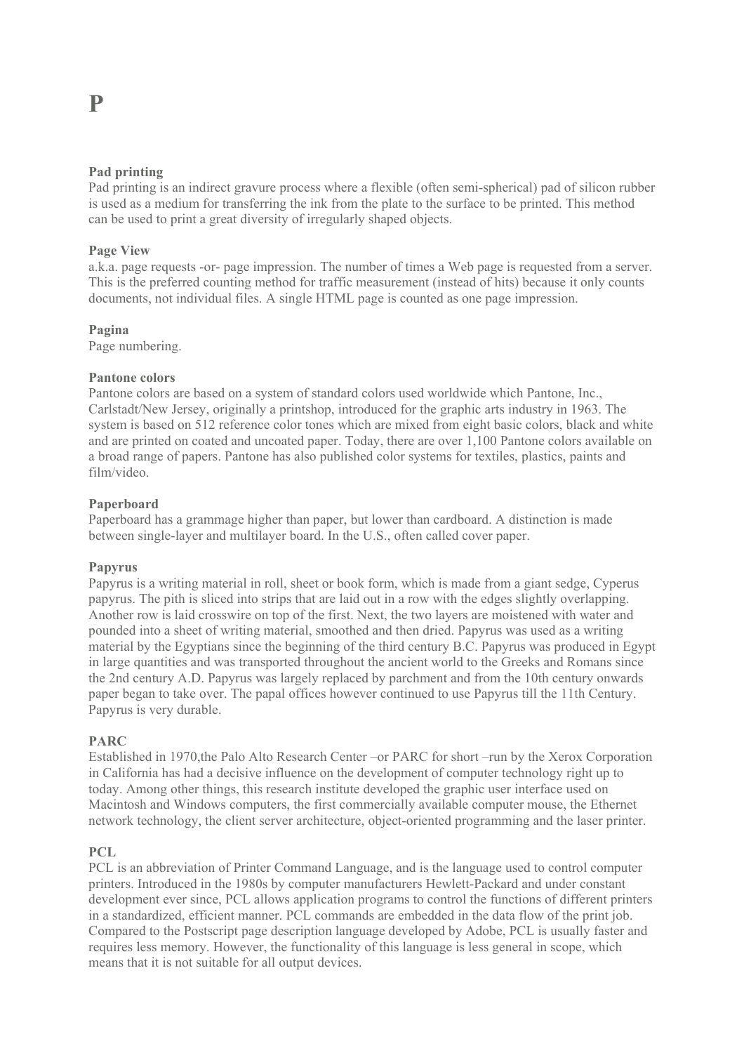# P

**Pad printing**
Pad printing is an indirect gravure process where a flexible (often semi-spherical) pad of silicon rubber is used as a medium for transferring the ink from the plate to the surface to be printed. This method can be used to print a great diversity of irregularly shaped objects.

**Page View**
a.k.a. page requests -or- page impression. The number of times a Web page is requested from a server. This is the preferred counting method for traffic measurement (instead of hits) because it only counts documents, not individual files. A single HTML page is counted as one page impression.

**Pagina**
Page numbering.

**Pantone colors**
Pantone colors are based on a system of standard colors used worldwide which Pantone, Inc., Carlstadt/New Jersey, originally a printshop, introduced for the graphic arts industry in 1963. The system is based on 512 reference color tones which are mixed from eight basic colors, black and white and are printed on coated and uncoated paper. Today, there are over 1,100 Pantone colors available on a broad range of papers. Pantone has also published color systems for textiles, plastics, paints and film/video.

**Paperboard**
Paperboard has a grammage higher than paper, but lower than cardboard. A distinction is made between single-layer and multilayer board. In the U.S., often called cover paper.

**Papyrus**
Papyrus is a writing material in roll, sheet or book form, which is made from a giant sedge, Cyperus papyrus. The pith is sliced into strips that are laid out in a row with the edges slightly overlapping. Another row is laid crosswire on top of the first. Next, the two layers are moistened with water and pounded into a sheet of writing material, smoothed and then dried. Papyrus was used as a writing material by the Egyptians since the beginning of the third century B.C. Papyrus was produced in Egypt in large quantities and was transported throughout the ancient world to the Greeks and Romans since the 2nd century A.D. Papyrus was largely replaced by parchment and from the 10th century onwards paper began to take over. The papal offices however continued to use Papyrus till the 11th Century. Papyrus is very durable.

**PARC**
Established in 1970,the Palo Alto Research Center –or PARC for short –run by the Xerox Corporation in California has had a decisive influence on the development of computer technology right up to today. Among other things, this research institute developed the graphic user interface used on Macintosh and Windows computers, the first commercially available computer mouse, the Ethernet network technology, the client server architecture, object-oriented programming and the laser printer.

**PCL**
PCL is an abbreviation of Printer Command Language, and is the language used to control computer printers. Introduced in the 1980s by computer manufacturers Hewlett-Packard and under constant development ever since, PCL allows application programs to control the functions of different printers in a standardized, efficient manner. PCL commands are embedded in the data flow of the print job. Compared to the Postscript page description language developed by Adobe, PCL is usually faster and requires less memory. However, the functionality of this language is less general in scope, which means that it is not suitable for all output devices.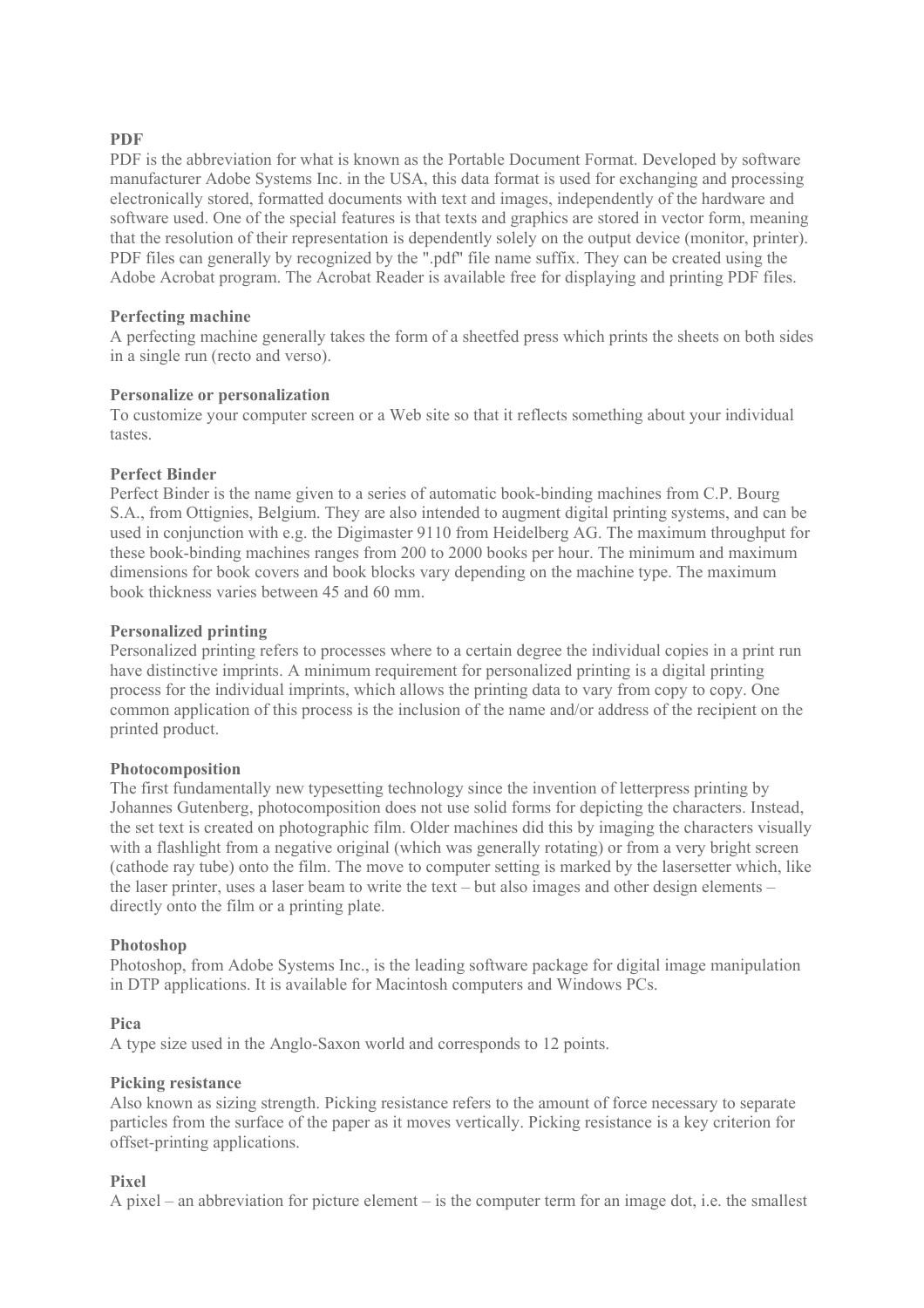**PDF**
PDF is the abbreviation for what is known as the Portable Document Format. Developed by software manufacturer Adobe Systems Inc. in the USA, this data format is used for exchanging and processing electronically stored, formatted documents with text and images, independently of the hardware and software used. One of the special features is that texts and graphics are stored in vector form, meaning that the resolution of their representation is dependently solely on the output device (monitor, printer). PDF files can generally by recognized by the ".pdf" file name suffix. They can be created using the Adobe Acrobat program. The Acrobat Reader is available free for displaying and printing PDF files.

**Perfecting machine**
A perfecting machine generally takes the form of a sheetfed press which prints the sheets on both sides in a single run (recto and verso).

**Personalize or personalization**
To customize your computer screen or a Web site so that it reflects something about your individual tastes.

**Perfect Binder**
Perfect Binder is the name given to a series of automatic book-binding machines from C.P. Bourg S.A., from Ottignies, Belgium. They are also intended to augment digital printing systems, and can be used in conjunction with e.g. the Digimaster 9110 from Heidelberg AG. The maximum throughput for these book-binding machines ranges from 200 to 2000 books per hour. The minimum and maximum dimensions for book covers and book blocks vary depending on the machine type. The maximum book thickness varies between 45 and 60 mm.

**Personalized printing**
Personalized printing refers to processes where to a certain degree the individual copies in a print run have distinctive imprints. A minimum requirement for personalized printing is a digital printing process for the individual imprints, which allows the printing data to vary from copy to copy. One common application of this process is the inclusion of the name and/or address of the recipient on the printed product.

**Photocomposition**
The first fundamentally new typesetting technology since the invention of letterpress printing by Johannes Gutenberg, photocomposition does not use solid forms for depicting the characters. Instead, the set text is created on photographic film. Older machines did this by imaging the characters visually with a flashlight from a negative original (which was generally rotating) or from a very bright screen (cathode ray tube) onto the film. The move to computer setting is marked by the lasersetter which, like the laser printer, uses a laser beam to write the text – but also images and other design elements – directly onto the film or a printing plate.

**Photoshop**
Photoshop, from Adobe Systems Inc., is the leading software package for digital image manipulation in DTP applications. It is available for Macintosh computers and Windows PCs.

**Pica**
A type size used in the Anglo-Saxon world and corresponds to 12 points.

**Picking resistance**
Also known as sizing strength. Picking resistance refers to the amount of force necessary to separate particles from the surface of the paper as it moves vertically. Picking resistance is a key criterion for offset-printing applications.

**Pixel**
A pixel – an abbreviation for picture element – is the computer term for an image dot, i.e. the smallest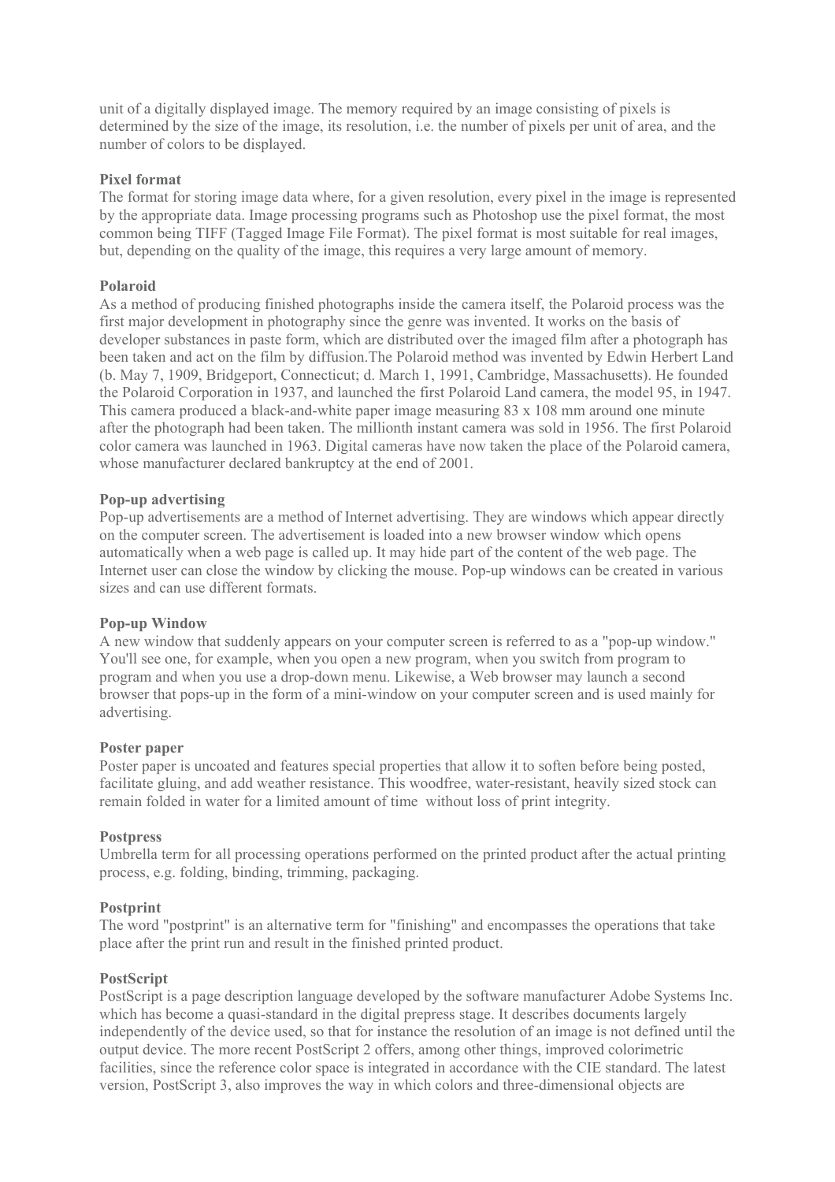unit of a digitally displayed image. The memory required by an image consisting of pixels is determined by the size of the image, its resolution, i.e. the number of pixels per unit of area, and the number of colors to be displayed.

**Pixel format**
The format for storing image data where, for a given resolution, every pixel in the image is represented by the appropriate data. Image processing programs such as Photoshop use the pixel format, the most common being TIFF (Tagged Image File Format). The pixel format is most suitable for real images, but, depending on the quality of the image, this requires a very large amount of memory.

**Polaroid**
As a method of producing finished photographs inside the camera itself, the Polaroid process was the first major development in photography since the genre was invented. It works on the basis of developer substances in paste form, which are distributed over the imaged film after a photograph has been taken and act on the film by diffusion.The Polaroid method was invented by Edwin Herbert Land (b. May 7, 1909, Bridgeport, Connecticut; d. March 1, 1991, Cambridge, Massachusetts). He founded the Polaroid Corporation in 1937, and launched the first Polaroid Land camera, the model 95, in 1947. This camera produced a black-and-white paper image measuring 83 x 108 mm around one minute after the photograph had been taken. The millionth instant camera was sold in 1956. The first Polaroid color camera was launched in 1963. Digital cameras have now taken the place of the Polaroid camera, whose manufacturer declared bankruptcy at the end of 2001.

**Pop-up advertising**
Pop-up advertisements are a method of Internet advertising. They are windows which appear directly on the computer screen. The advertisement is loaded into a new browser window which opens automatically when a web page is called up. It may hide part of the content of the web page. The Internet user can close the window by clicking the mouse. Pop-up windows can be created in various sizes and can use different formats.

**Pop-up Window**
A new window that suddenly appears on your computer screen is referred to as a "pop-up window." You'll see one, for example, when you open a new program, when you switch from program to program and when you use a drop-down menu. Likewise, a Web browser may launch a second browser that pops-up in the form of a mini-window on your computer screen and is used mainly for advertising.

**Poster paper**
Poster paper is uncoated and features special properties that allow it to soften before being posted, facilitate gluing, and add weather resistance. This woodfree, water-resistant, heavily sized stock can remain folded in water for a limited amount of time without loss of print integrity.

**Postpress**
Umbrella term for all processing operations performed on the printed product after the actual printing process, e.g. folding, binding, trimming, packaging.

**Postprint**
The word "postprint" is an alternative term for "finishing" and encompasses the operations that take place after the print run and result in the finished printed product.

**PostScript**
PostScript is a page description language developed by the software manufacturer Adobe Systems Inc. which has become a quasi-standard in the digital prepress stage. It describes documents largely independently of the device used, so that for instance the resolution of an image is not defined until the output device. The more recent PostScript 2 offers, among other things, improved colorimetric facilities, since the reference color space is integrated in accordance with the CIE standard. The latest version, PostScript 3, also improves the way in which colors and three-dimensional objects are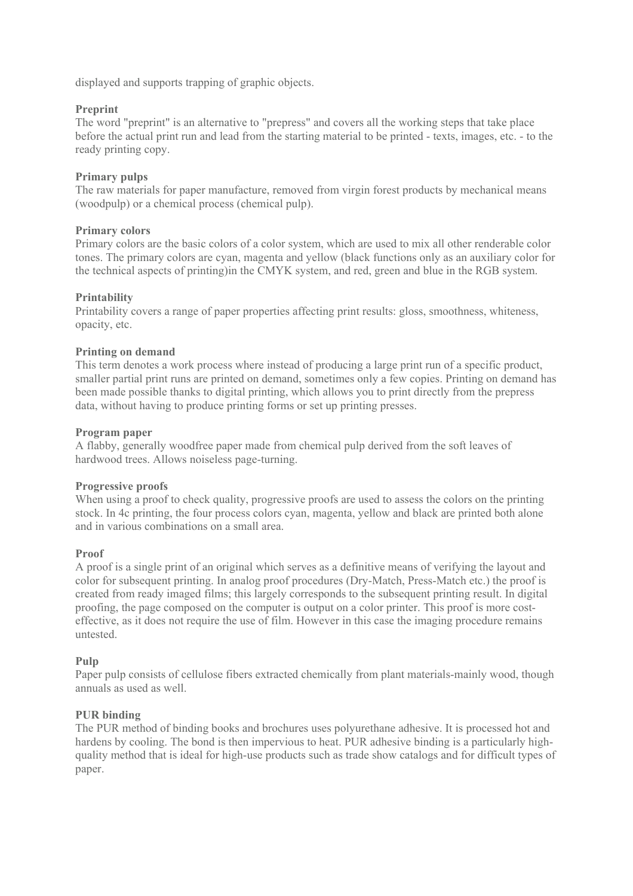displayed and supports trapping of graphic objects.

**Preprint**
The word "preprint" is an alternative to "prepress" and covers all the working steps that take place before the actual print run and lead from the starting material to be printed - texts, images, etc. - to the ready printing copy.

**Primary pulps**
The raw materials for paper manufacture, removed from virgin forest products by mechanical means (woodpulp) or a chemical process (chemical pulp).

**Primary colors**
Primary colors are the basic colors of a color system, which are used to mix all other renderable color tones. The primary colors are cyan, magenta and yellow (black functions only as an auxiliary color for the technical aspects of printing)in the CMYK system, and red, green and blue in the RGB system.

**Printability**
Printability covers a range of paper properties affecting print results: gloss, smoothness, whiteness, opacity, etc.

**Printing on demand**
This term denotes a work process where instead of producing a large print run of a specific product, smaller partial print runs are printed on demand, sometimes only a few copies. Printing on demand has been made possible thanks to digital printing, which allows you to print directly from the prepress data, without having to produce printing forms or set up printing presses.

**Program paper**
A flabby, generally woodfree paper made from chemical pulp derived from the soft leaves of hardwood trees. Allows noiseless page-turning.

**Progressive proofs**
When using a proof to check quality, progressive proofs are used to assess the colors on the printing stock. In 4c printing, the four process colors cyan, magenta, yellow and black are printed both alone and in various combinations on a small area.

**Proof**
A proof is a single print of an original which serves as a definitive means of verifying the layout and color for subsequent printing. In analog proof procedures (Dry-Match, Press-Match etc.) the proof is created from ready imaged films; this largely corresponds to the subsequent printing result. In digital proofing, the page composed on the computer is output on a color printer. This proof is more cost-effective, as it does not require the use of film. However in this case the imaging procedure remains untested.

**Pulp**
Paper pulp consists of cellulose fibers extracted chemically from plant materials-mainly wood, though annuals as used as well.

**PUR binding**
The PUR method of binding books and brochures uses polyurethane adhesive. It is processed hot and hardens by cooling. The bond is then impervious to heat. PUR adhesive binding is a particularly high-quality method that is ideal for high-use products such as trade show catalogs and for difficult types of paper.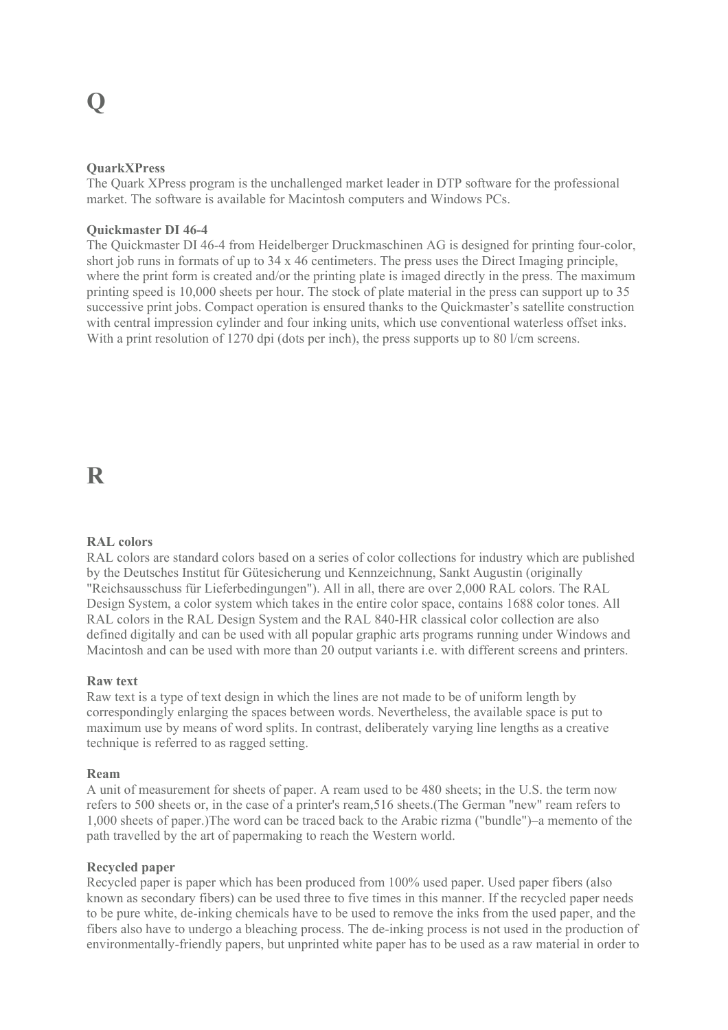# Q

**QuarkXPress**
The Quark XPress program is the unchallenged market leader in DTP software for the professional market. The software is available for Macintosh computers and Windows PCs.

**Quickmaster DI 46-4**
The Quickmaster DI 46-4 from Heidelberger Druckmaschinen AG is designed for printing four-color, short job runs in formats of up to 34 x 46 centimeters. The press uses the Direct Imaging principle, where the print form is created and/or the printing plate is imaged directly in the press. The maximum printing speed is 10,000 sheets per hour. The stock of plate material in the press can support up to 35 successive print jobs. Compact operation is ensured thanks to the Quickmaster's satellite construction with central impression cylinder and four inking units, which use conventional waterless offset inks. With a print resolution of 1270 dpi (dots per inch), the press supports up to 80 l/cm screens.

# R

**RAL colors**
RAL colors are standard colors based on a series of color collections for industry which are published by the Deutsches Institut für Gütesicherung und Kennzeichnung, Sankt Augustin (originally "Reichsausschuss für Lieferbedingungen"). All in all, there are over 2,000 RAL colors. The RAL Design System, a color system which takes in the entire color space, contains 1688 color tones. All RAL colors in the RAL Design System and the RAL 840-HR classical color collection are also defined digitally and can be used with all popular graphic arts programs running under Windows and Macintosh and can be used with more than 20 output variants i.e. with different screens and printers.

**Raw text**
Raw text is a type of text design in which the lines are not made to be of uniform length by correspondingly enlarging the spaces between words. Nevertheless, the available space is put to maximum use by means of word splits. In contrast, deliberately varying line lengths as a creative technique is referred to as ragged setting.

**Ream**
A unit of measurement for sheets of paper. A ream used to be 480 sheets; in the U.S. the term now refers to 500 sheets or, in the case of a printer's ream,516 sheets.(The German "new" ream refers to 1,000 sheets of paper.)The word can be traced back to the Arabic rizma ("bundle")–a memento of the path travelled by the art of papermaking to reach the Western world.

**Recycled paper**
Recycled paper is paper which has been produced from 100% used paper. Used paper fibers (also known as secondary fibers) can be used three to five times in this manner. If the recycled paper needs to be pure white, de-inking chemicals have to be used to remove the inks from the used paper, and the fibers also have to undergo a bleaching process. The de-inking process is not used in the production of environmentally-friendly papers, but unprinted white paper has to be used as a raw material in order to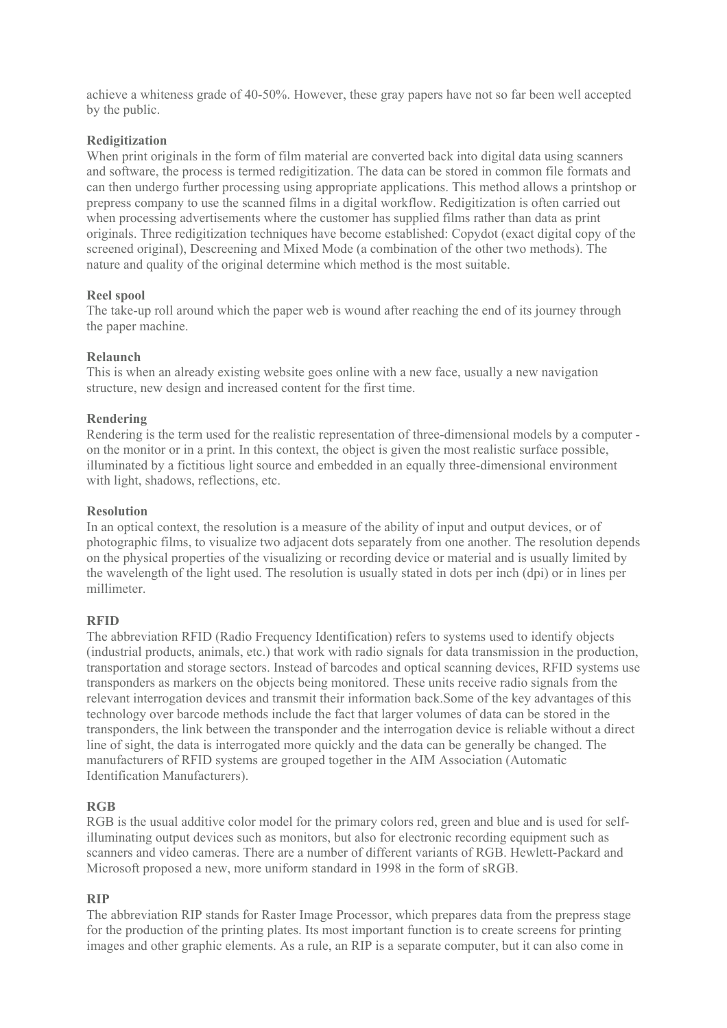achieve a whiteness grade of 40-50%. However, these gray papers have not so far been well accepted by the public.

**Redigitization**

When print originals in the form of film material are converted back into digital data using scanners and software, the process is termed redigitization. The data can be stored in common file formats and can then undergo further processing using appropriate applications. This method allows a printshop or prepress company to use the scanned films in a digital workflow. Redigitization is often carried out when processing advertisements where the customer has supplied films rather than data as print originals. Three redigitization techniques have become established: Copydot (exact digital copy of the screened original), Descreening and Mixed Mode (a combination of the other two methods). The nature and quality of the original determine which method is the most suitable.

**Reel spool**

The take-up roll around which the paper web is wound after reaching the end of its journey through the paper machine.

**Relaunch**

This is when an already existing website goes online with a new face, usually a new navigation structure, new design and increased content for the first time.

**Rendering**

Rendering is the term used for the realistic representation of three-dimensional models by a computer - on the monitor or in a print. In this context, the object is given the most realistic surface possible, illuminated by a fictitious light source and embedded in an equally three-dimensional environment with light, shadows, reflections, etc.

**Resolution**

In an optical context, the resolution is a measure of the ability of input and output devices, or of photographic films, to visualize two adjacent dots separately from one another. The resolution depends on the physical properties of the visualizing or recording device or material and is usually limited by the wavelength of the light used. The resolution is usually stated in dots per inch (dpi) or in lines per millimeter.

**RFID**

The abbreviation RFID (Radio Frequency Identification) refers to systems used to identify objects (industrial products, animals, etc.) that work with radio signals for data transmission in the production, transportation and storage sectors. Instead of barcodes and optical scanning devices, RFID systems use transponders as markers on the objects being monitored. These units receive radio signals from the relevant interrogation devices and transmit their information back.Some of the key advantages of this technology over barcode methods include the fact that larger volumes of data can be stored in the transponders, the link between the transponder and the interrogation device is reliable without a direct line of sight, the data is interrogated more quickly and the data can be generally be changed. The manufacturers of RFID systems are grouped together in the AIM Association (Automatic Identification Manufacturers).

**RGB**

RGB is the usual additive color model for the primary colors red, green and blue and is used for self-illuminating output devices such as monitors, but also for electronic recording equipment such as scanners and video cameras. There are a number of different variants of RGB. Hewlett-Packard and Microsoft proposed a new, more uniform standard in 1998 in the form of sRGB.

**RIP**

The abbreviation RIP stands for Raster Image Processor, which prepares data from the prepress stage for the production of the printing plates. Its most important function is to create screens for printing images and other graphic elements. As a rule, an RIP is a separate computer, but it can also come in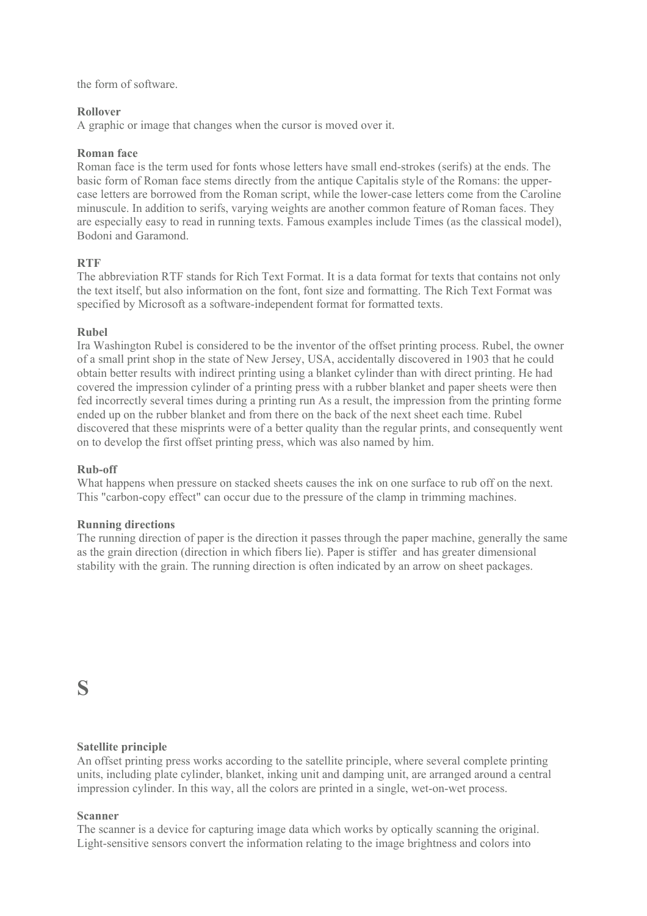the form of software.

**Rollover**
A graphic or image that changes when the cursor is moved over it.

**Roman face**
Roman face is the term used for fonts whose letters have small end-strokes (serifs) at the ends. The basic form of Roman face stems directly from the antique Capitalis style of the Romans: the upper-case letters are borrowed from the Roman script, while the lower-case letters come from the Caroline minuscule. In addition to serifs, varying weights are another common feature of Roman faces. They are especially easy to read in running texts. Famous examples include Times (as the classical model), Bodoni and Garamond.

**RTF**
The abbreviation RTF stands for Rich Text Format. It is a data format for texts that contains not only the text itself, but also information on the font, font size and formatting. The Rich Text Format was specified by Microsoft as a software-independent format for formatted texts.

**Rubel**
Ira Washington Rubel is considered to be the inventor of the offset printing process. Rubel, the owner of a small print shop in the state of New Jersey, USA, accidentally discovered in 1903 that he could obtain better results with indirect printing using a blanket cylinder than with direct printing. He had covered the impression cylinder of a printing press with a rubber blanket and paper sheets were then fed incorrectly several times during a printing run As a result, the impression from the printing forme ended up on the rubber blanket and from there on the back of the next sheet each time. Rubel discovered that these misprints were of a better quality than the regular prints, and consequently went on to develop the first offset printing press, which was also named by him.

**Rub-off**
What happens when pressure on stacked sheets causes the ink on one surface to rub off on the next. This "carbon-copy effect" can occur due to the pressure of the clamp in trimming machines.

**Running directions**
The running direction of paper is the direction it passes through the paper machine, generally the same as the grain direction (direction in which fibers lie). Paper is stiffer and has greater dimensional stability with the grain. The running direction is often indicated by an arrow on sheet packages.

# S

**Satellite principle**
An offset printing press works according to the satellite principle, where several complete printing units, including plate cylinder, blanket, inking unit and damping unit, are arranged around a central impression cylinder. In this way, all the colors are printed in a single, wet-on-wet process.

**Scanner**
The scanner is a device for capturing image data which works by optically scanning the original. Light-sensitive sensors convert the information relating to the image brightness and colors into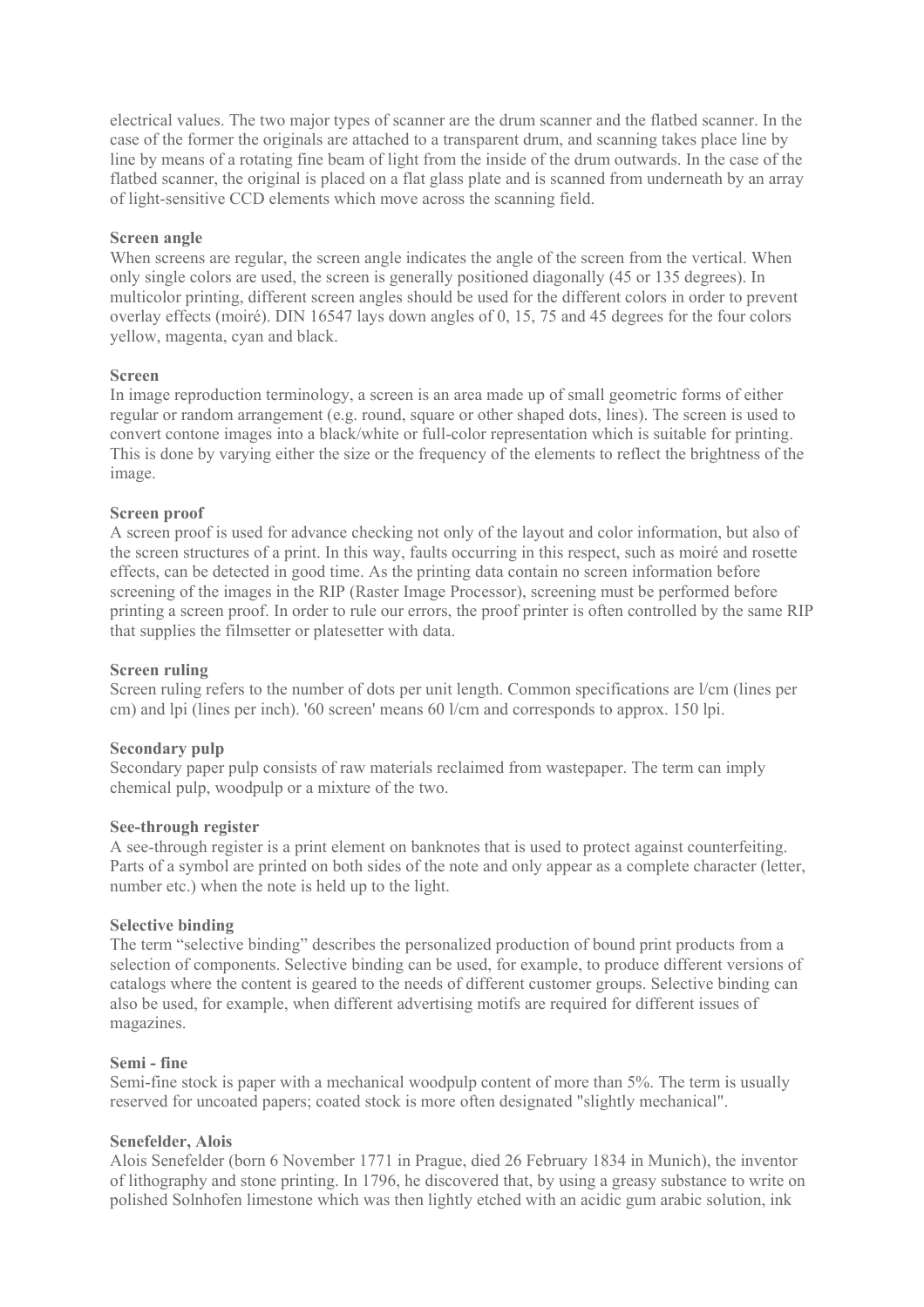electrical values. The two major types of scanner are the drum scanner and the flatbed scanner. In the case of the former the originals are attached to a transparent drum, and scanning takes place line by line by means of a rotating fine beam of light from the inside of the drum outwards. In the case of the flatbed scanner, the original is placed on a flat glass plate and is scanned from underneath by an array of light-sensitive CCD elements which move across the scanning field.

**Screen angle**

When screens are regular, the screen angle indicates the angle of the screen from the vertical. When only single colors are used, the screen is generally positioned diagonally (45 or 135 degrees). In multicolor printing, different screen angles should be used for the different colors in order to prevent overlay effects (moiré). DIN 16547 lays down angles of 0, 15, 75 and 45 degrees for the four colors yellow, magenta, cyan and black.

**Screen**

In image reproduction terminology, a screen is an area made up of small geometric forms of either regular or random arrangement (e.g. round, square or other shaped dots, lines). The screen is used to convert contone images into a black/white or full-color representation which is suitable for printing. This is done by varying either the size or the frequency of the elements to reflect the brightness of the image.

**Screen proof**

A screen proof is used for advance checking not only of the layout and color information, but also of the screen structures of a print. In this way, faults occurring in this respect, such as moiré and rosette effects, can be detected in good time. As the printing data contain no screen information before screening of the images in the RIP (Raster Image Processor), screening must be performed before printing a screen proof. In order to rule our errors, the proof printer is often controlled by the same RIP that supplies the filmsetter or platesetter with data.

**Screen ruling**

Screen ruling refers to the number of dots per unit length. Common specifications are l/cm (lines per cm) and lpi (lines per inch). '60 screen' means 60 l/cm and corresponds to approx. 150 lpi.

**Secondary pulp**

Secondary paper pulp consists of raw materials reclaimed from wastepaper. The term can imply chemical pulp, woodpulp or a mixture of the two.

**See-through register**

A see-through register is a print element on banknotes that is used to protect against counterfeiting. Parts of a symbol are printed on both sides of the note and only appear as a complete character (letter, number etc.) when the note is held up to the light.

**Selective binding**

The term "selective binding" describes the personalized production of bound print products from a selection of components. Selective binding can be used, for example, to produce different versions of catalogs where the content is geared to the needs of different customer groups. Selective binding can also be used, for example, when different advertising motifs are required for different issues of magazines.

**Semi - fine**

Semi-fine stock is paper with a mechanical woodpulp content of more than 5%. The term is usually reserved for uncoated papers; coated stock is more often designated "slightly mechanical".

**Senefelder, Alois**

Alois Senefelder (born 6 November 1771 in Prague, died 26 February 1834 in Munich), the inventor of lithography and stone printing. In 1796, he discovered that, by using a greasy substance to write on polished Solnhofen limestone which was then lightly etched with an acidic gum arabic solution, ink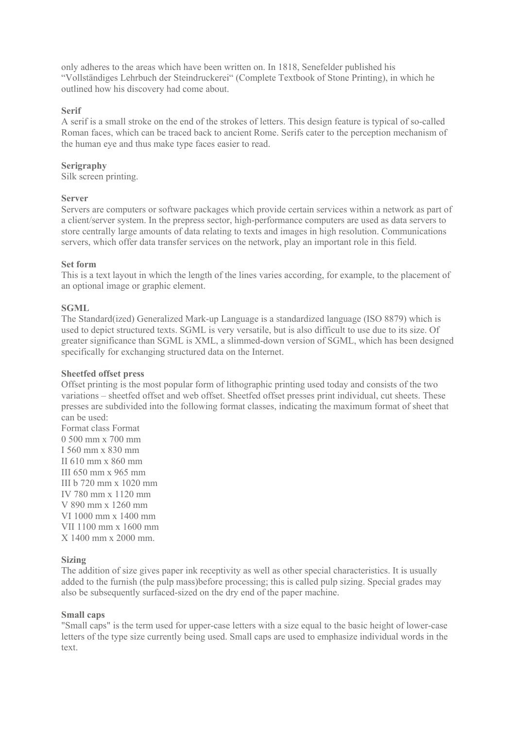only adheres to the areas which have been written on. In 1818, Senefelder published his “Vollständiges Lehrbuch der Steindruckerei“ (Complete Textbook of Stone Printing), in which he outlined how his discovery had come about.

**Serif**

A serif is a small stroke on the end of the strokes of letters. This design feature is typical of so-called Roman faces, which can be traced back to ancient Rome. Serifs cater to the perception mechanism of the human eye and thus make type faces easier to read.

**Serigraphy**

Silk screen printing.

**Server**

Servers are computers or software packages which provide certain services within a network as part of a client/server system. In the prepress sector, high-performance computers are used as data servers to store centrally large amounts of data relating to texts and images in high resolution. Communications servers, which offer data transfer services on the network, play an important role in this field.

**Set form**

This is a text layout in which the length of the lines varies according, for example, to the placement of an optional image or graphic element.

**SGML**

The Standard(ized) Generalized Mark-up Language is a standardized language (ISO 8879) which is used to depict structured texts. SGML is very versatile, but is also difficult to use due to its size. Of greater significance than SGML is XML, a slimmed-down version of SGML, which has been designed specifically for exchanging structured data on the Internet.

**Sheetfed offset press**

Offset printing is the most popular form of lithographic printing used today and consists of the two variations – sheetfed offset and web offset. Sheetfed offset presses print individual, cut sheets. These presses are subdivided into the following format classes, indicating the maximum format of sheet that can be used:

| Format class | Format |
|---|---|
| 0 | 500 mm x 700 mm |
| I | 560 mm x 830 mm |
| II | 610 mm x 860 mm |
| III | 650 mm x 965 mm |
| III b | 720 mm x 1020 mm |
| IV | 780 mm x 1120 mm |
| V | 890 mm x 1260 mm |
| VI | 1000 mm x 1400 mm |
| VII | 1100 mm x 1600 mm |
| X | 1400 mm x 2000 mm. |

**Sizing**

The addition of size gives paper ink receptivity as well as other special characteristics. It is usually added to the furnish (the pulp mass)before processing; this is called pulp sizing. Special grades may also be subsequently surfaced-sized on the dry end of the paper machine.

**Small caps**

"Small caps" is the term used for upper-case letters with a size equal to the basic height of lower-case letters of the type size currently being used. Small caps are used to emphasize individual words in the text.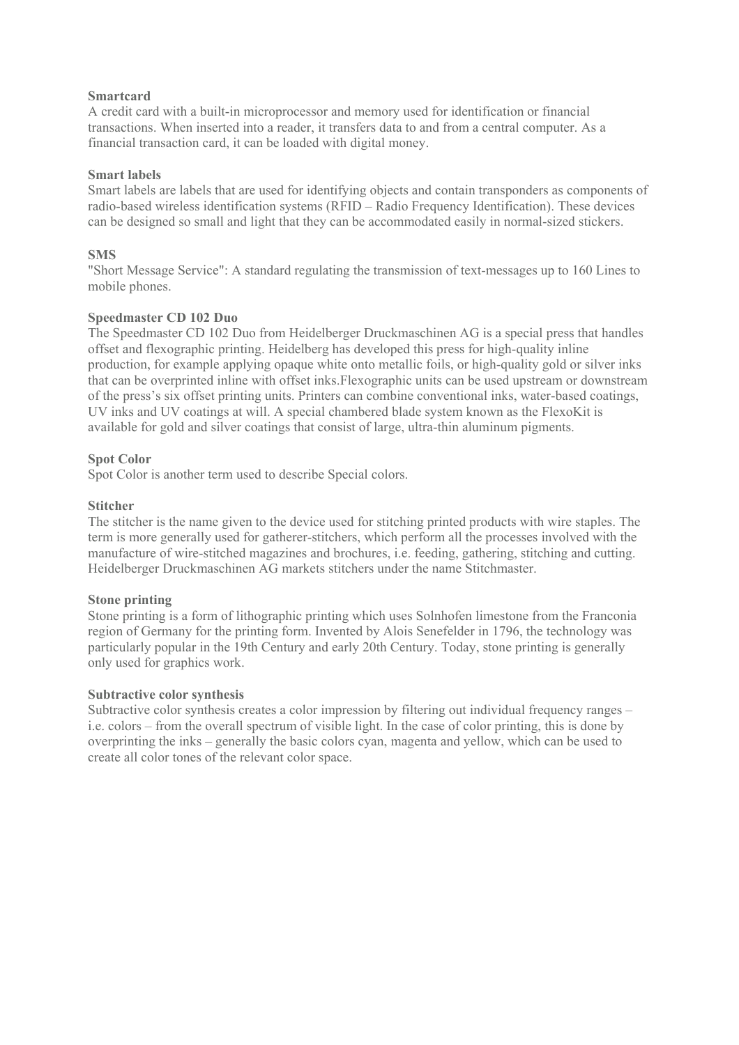**Smartcard**
A credit card with a built-in microprocessor and memory used for identification or financial transactions. When inserted into a reader, it transfers data to and from a central computer. As a financial transaction card, it can be loaded with digital money.

**Smart labels**
Smart labels are labels that are used for identifying objects and contain transponders as components of radio-based wireless identification systems (RFID – Radio Frequency Identification). These devices can be designed so small and light that they can be accommodated easily in normal-sized stickers.

**SMS**
"Short Message Service": A standard regulating the transmission of text-messages up to 160 Lines to mobile phones.

**Speedmaster CD 102 Duo**
The Speedmaster CD 102 Duo from Heidelberger Druckmaschinen AG is a special press that handles offset and flexographic printing. Heidelberg has developed this press for high-quality inline production, for example applying opaque white onto metallic foils, or high-quality gold or silver inks that can be overprinted inline with offset inks.Flexographic units can be used upstream or downstream of the press's six offset printing units. Printers can combine conventional inks, water-based coatings, UV inks and UV coatings at will. A special chambered blade system known as the FlexoKit is available for gold and silver coatings that consist of large, ultra-thin aluminum pigments.

**Spot Color**
Spot Color is another term used to describe Special colors.

**Stitcher**
The stitcher is the name given to the device used for stitching printed products with wire staples. The term is more generally used for gatherer-stitchers, which perform all the processes involved with the manufacture of wire-stitched magazines and brochures, i.e. feeding, gathering, stitching and cutting. Heidelberger Druckmaschinen AG markets stitchers under the name Stitchmaster.

**Stone printing**
Stone printing is a form of lithographic printing which uses Solnhofen limestone from the Franconia region of Germany for the printing form. Invented by Alois Senefelder in 1796, the technology was particularly popular in the 19th Century and early 20th Century. Today, stone printing is generally only used for graphics work.

**Subtractive color synthesis**
Subtractive color synthesis creates a color impression by filtering out individual frequency ranges – i.e. colors – from the overall spectrum of visible light. In the case of color printing, this is done by overprinting the inks – generally the basic colors cyan, magenta and yellow, which can be used to create all color tones of the relevant color space.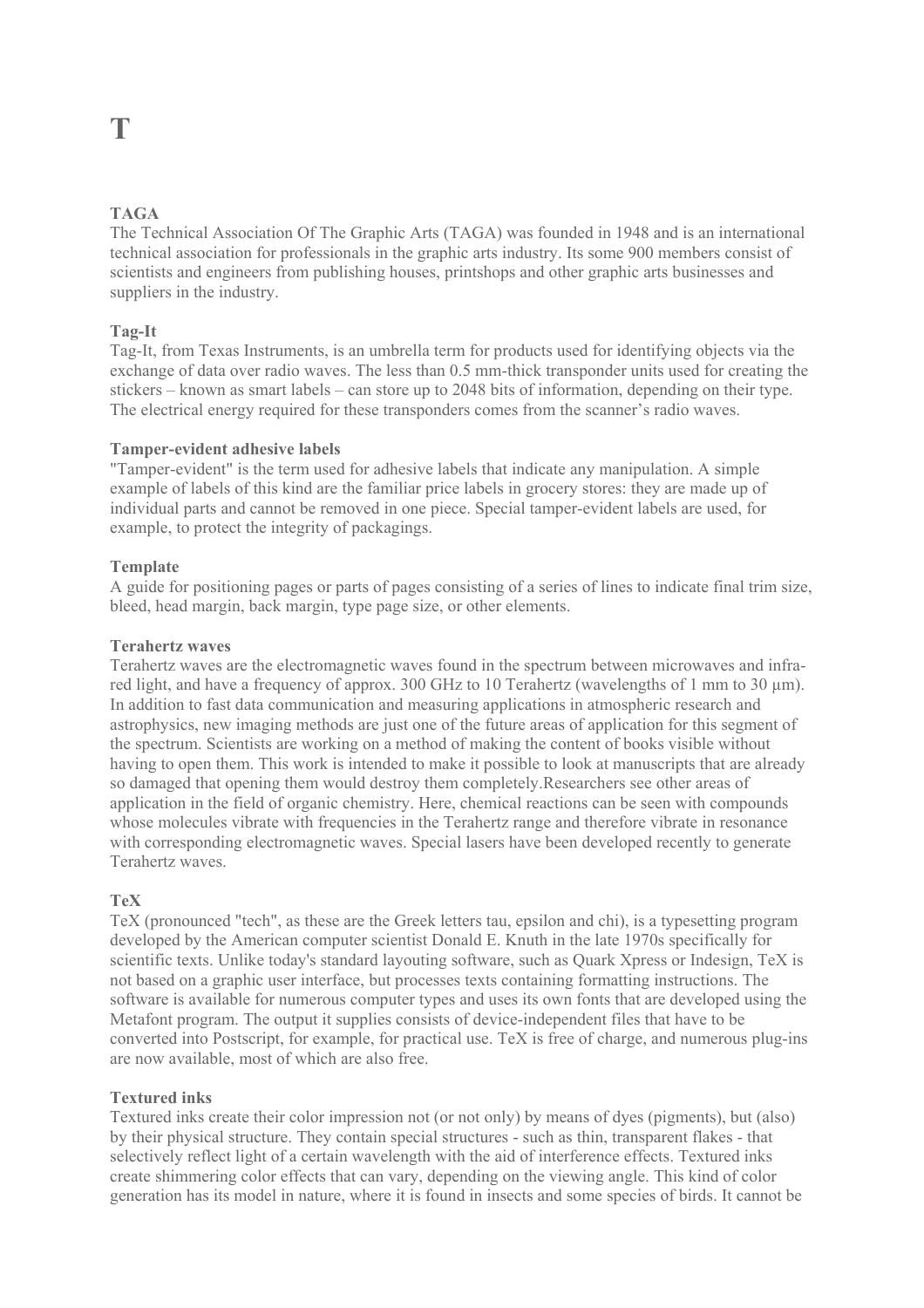# T

### TAGA

The Technical Association Of The Graphic Arts (TAGA) was founded in 1948 and is an international technical association for professionals in the graphic arts industry. Its some 900 members consist of scientists and engineers from publishing houses, printshops and other graphic arts businesses and suppliers in the industry.

### Tag-It

Tag-It, from Texas Instruments, is an umbrella term for products used for identifying objects via the exchange of data over radio waves. The less than 0.5 mm-thick transponder units used for creating the stickers – known as smart labels – can store up to 2048 bits of information, depending on their type. The electrical energy required for these transponders comes from the scanner's radio waves.

### Tamper-evident adhesive labels

"Tamper-evident" is the term used for adhesive labels that indicate any manipulation. A simple example of labels of this kind are the familiar price labels in grocery stores: they are made up of individual parts and cannot be removed in one piece. Special tamper-evident labels are used, for example, to protect the integrity of packagings.

### Template

A guide for positioning pages or parts of pages consisting of a series of lines to indicate final trim size, bleed, head margin, back margin, type page size, or other elements.

### Terahertz waves

Terahertz waves are the electromagnetic waves found in the spectrum between microwaves and infra-red light, and have a frequency of approx. 300 GHz to 10 Terahertz (wavelengths of 1 mm to 30 µm). In addition to fast data communication and measuring applications in atmospheric research and astrophysics, new imaging methods are just one of the future areas of application for this segment of the spectrum. Scientists are working on a method of making the content of books visible without having to open them. This work is intended to make it possible to look at manuscripts that are already so damaged that opening them would destroy them completely.Researchers see other areas of application in the field of organic chemistry. Here, chemical reactions can be seen with compounds whose molecules vibrate with frequencies in the Terahertz range and therefore vibrate in resonance with corresponding electromagnetic waves. Special lasers have been developed recently to generate Terahertz waves.

### TeX

TeX (pronounced "tech", as these are the Greek letters tau, epsilon and chi), is a typesetting program developed by the American computer scientist Donald E. Knuth in the late 1970s specifically for scientific texts. Unlike today's standard layouting software, such as Quark Xpress or Indesign, TeX is not based on a graphic user interface, but processes texts containing formatting instructions. The software is available for numerous computer types and uses its own fonts that are developed using the Metafont program. The output it supplies consists of device-independent files that have to be converted into Postscript, for example, for practical use. TeX is free of charge, and numerous plug-ins are now available, most of which are also free.

### Textured inks

Textured inks create their color impression not (or not only) by means of dyes (pigments), but (also) by their physical structure. They contain special structures - such as thin, transparent flakes - that selectively reflect light of a certain wavelength with the aid of interference effects. Textured inks create shimmering color effects that can vary, depending on the viewing angle. This kind of color generation has its model in nature, where it is found in insects and some species of birds. It cannot be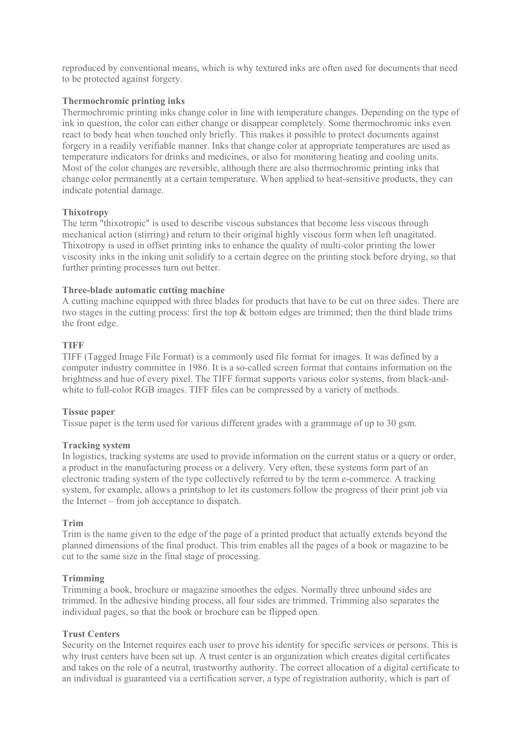reproduced by conventional means, which is why textured inks are often used for documents that need to be protected against forgery.

**Thermochromic printing inks**
Thermochromic printing inks change color in line with temperature changes. Depending on the type of ink in question, the color can either change or disappear completely. Some thermochromic inks even react to body heat when touched only briefly. This makes it possible to protect documents against forgery in a readily verifiable manner. Inks that change color at appropriate temperatures are used as temperature indicators for drinks and medicines, or also for monitoring heating and cooling units. Most of the color changes are reversible, although there are also thermochromic printing inks that change color permanently at a certain temperature. When applied to heat-sensitive products, they can indicate potential damage.

**Thixotropy**
The term "thixotropic" is used to describe viscous substances that become less viscous through mechanical action (stirring) and return to their original highly viscous form when left unagitated. Thixotropy is used in offset printing inks to enhance the quality of multi-color printing the lower viscosity inks in the inking unit solidify to a certain degree on the printing stock before drying, so that further printing processes turn out better.

**Three-blade automatic cutting machine**
A cutting machine equipped with three blades for products that have to be cut on three sides. There are two stages in the cutting process: first the top & bottom edges are trimmed; then the third blade trims the front edge.

**TIFF**
TIFF (Tagged Image File Format) is a commonly used file format for images. It was defined by a computer industry committee in 1986. It is a so-called screen format that contains information on the brightness and hue of every pixel. The TIFF format supports various color systems, from black-and-white to full-color RGB images. TIFF files can be compressed by a variety of methods.

**Tissue paper**
Tissue paper is the term used for various different grades with a grammage of up to 30 gsm.

**Tracking system**
In logistics, tracking systems are used to provide information on the current status or a query or order, a product in the manufacturing process or a delivery. Very often, these systems form part of an electronic trading system of the type collectively referred to by the term e-commerce. A tracking system, for example, allows a printshop to let its customers follow the progress of their print job via the Internet – from job acceptance to dispatch.

**Trim**
Trim is the name given to the edge of the page of a printed product that actually extends beyond the planned dimensions of the final product. This trim enables all the pages of a book or magazine to be cut to the same size in the final stage of processing.

**Trimming**
Trimming a book, brochure or magazine smoothes the edges. Normally three unbound sides are trimmed. In the adhesive binding process, all four sides are trimmed. Trimming also separates the individual pages, so that the book or brochure can be flipped open.

**Trust Centers**
Security on the Internet requires each user to prove his identity for specific services or persons. This is why trust centers have been set up. A trust center is an organization which creates digital certificates and takes on the role of a neutral, trustworthy authority. The correct allocation of a digital certificate to an individual is guaranteed via a certification server, a type of registration authority, which is part of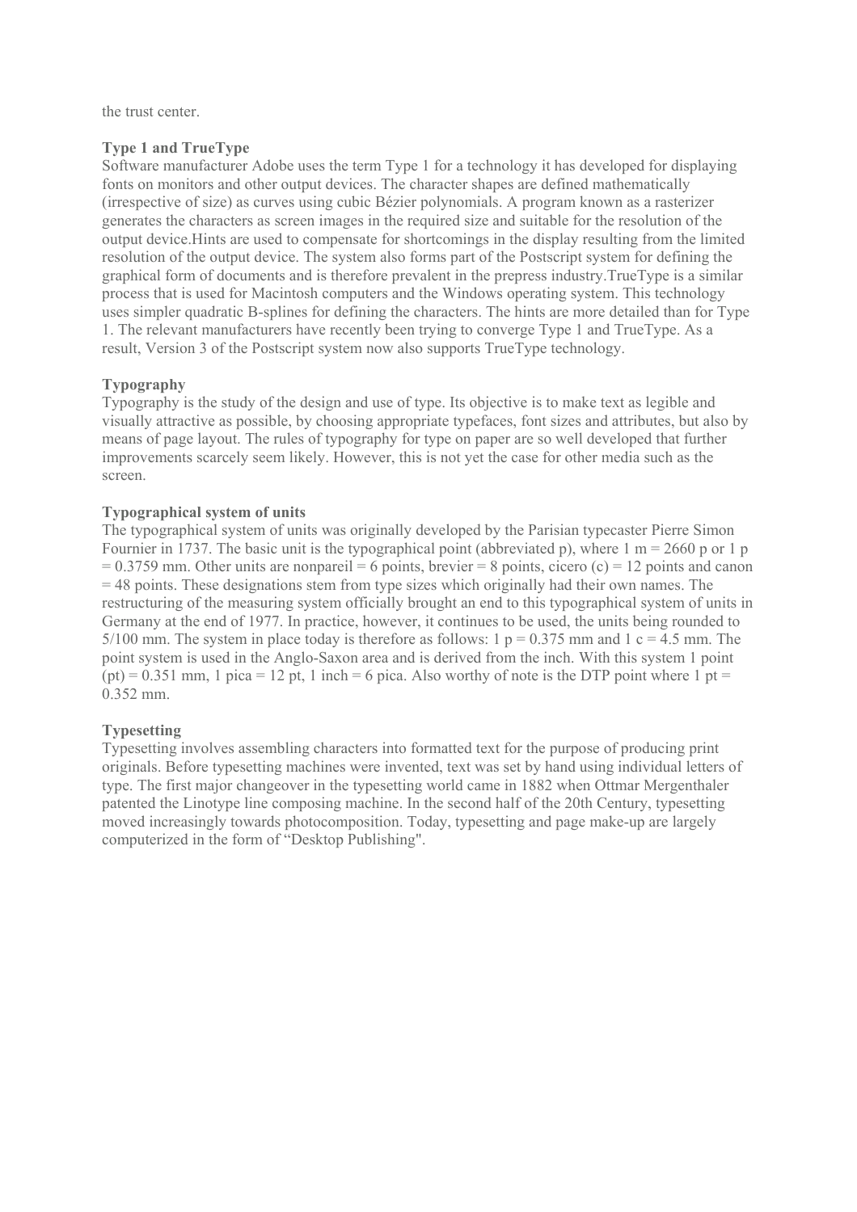the trust center.

**Type 1 and TrueType**
Software manufacturer Adobe uses the term Type 1 for a technology it has developed for displaying fonts on monitors and other output devices. The character shapes are defined mathematically (irrespective of size) as curves using cubic Bézier polynomials. A program known as a rasterizer generates the characters as screen images in the required size and suitable for the resolution of the output device.Hints are used to compensate for shortcomings in the display resulting from the limited resolution of the output device. The system also forms part of the Postscript system for defining the graphical form of documents and is therefore prevalent in the prepress industry.TrueType is a similar process that is used for Macintosh computers and the Windows operating system. This technology uses simpler quadratic B-splines for defining the characters. The hints are more detailed than for Type 1. The relevant manufacturers have recently been trying to converge Type 1 and TrueType. As a result, Version 3 of the Postscript system now also supports TrueType technology.

**Typography**
Typography is the study of the design and use of type. Its objective is to make text as legible and visually attractive as possible, by choosing appropriate typefaces, font sizes and attributes, but also by means of page layout. The rules of typography for type on paper are so well developed that further improvements scarcely seem likely. However, this is not yet the case for other media such as the screen.

**Typographical system of units**
The typographical system of units was originally developed by the Parisian typecaster Pierre Simon Fournier in 1737. The basic unit is the typographical point (abbreviated p), where 1 m = 2660 p or 1 p = 0.3759 mm. Other units are nonpareil = 6 points, brevier = 8 points, cicero (c) = 12 points and canon = 48 points. These designations stem from type sizes which originally had their own names. The restructuring of the measuring system officially brought an end to this typographical system of units in Germany at the end of 1977. In practice, however, it continues to be used, the units being rounded to 5/100 mm. The system in place today is therefore as follows: 1 p = 0.375 mm and 1 c = 4.5 mm. The point system is used in the Anglo-Saxon area and is derived from the inch. With this system 1 point (pt) = 0.351 mm, 1 pica = 12 pt, 1 inch = 6 pica. Also worthy of note is the DTP point where 1 pt = 0.352 mm.

**Typesetting**
Typesetting involves assembling characters into formatted text for the purpose of producing print originals. Before typesetting machines were invented, text was set by hand using individual letters of type. The first major changeover in the typesetting world came in 1882 when Ottmar Mergenthaler patented the Linotype line composing machine. In the second half of the 20th Century, typesetting moved increasingly towards photocomposition. Today, typesetting and page make-up are largely computerized in the form of “Desktop Publishing".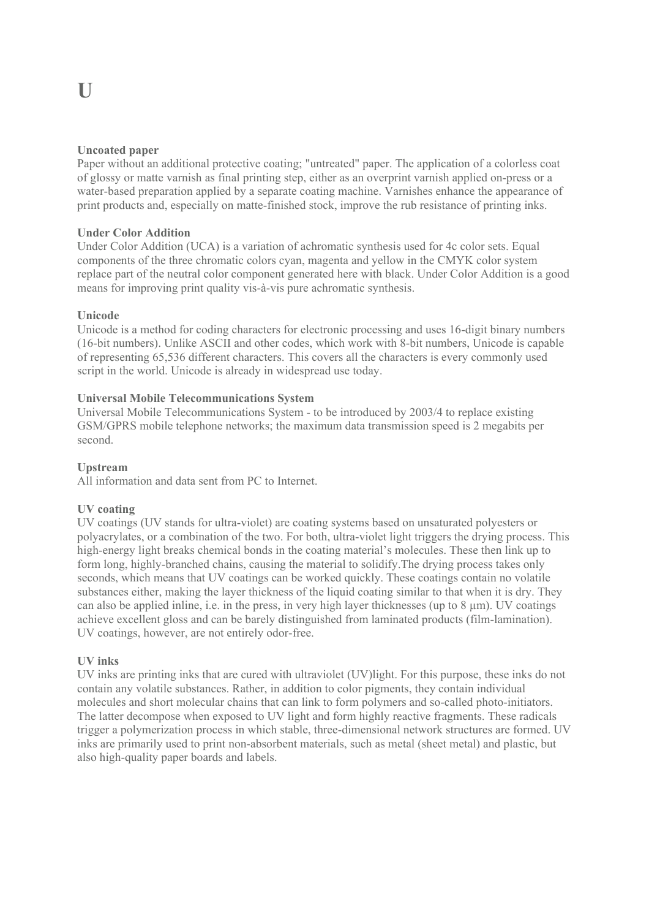# U

**Uncoated paper**
Paper without an additional protective coating; "untreated" paper. The application of a colorless coat of glossy or matte varnish as final printing step, either as an overprint varnish applied on-press or a water-based preparation applied by a separate coating machine. Varnishes enhance the appearance of print products and, especially on matte-finished stock, improve the rub resistance of printing inks.

**Under Color Addition**
Under Color Addition (UCA) is a variation of achromatic synthesis used for 4c color sets. Equal components of the three chromatic colors cyan, magenta and yellow in the CMYK color system replace part of the neutral color component generated here with black. Under Color Addition is a good means for improving print quality vis-à-vis pure achromatic synthesis.

**Unicode**
Unicode is a method for coding characters for electronic processing and uses 16-digit binary numbers (16-bit numbers). Unlike ASCII and other codes, which work with 8-bit numbers, Unicode is capable of representing 65,536 different characters. This covers all the characters is every commonly used script in the world. Unicode is already in widespread use today.

**Universal Mobile Telecommunications System**
Universal Mobile Telecommunications System - to be introduced by 2003/4 to replace existing GSM/GPRS mobile telephone networks; the maximum data transmission speed is 2 megabits per second.

**Upstream**
All information and data sent from PC to Internet.

**UV coating**
UV coatings (UV stands for ultra-violet) are coating systems based on unsaturated polyesters or polyacrylates, or a combination of the two. For both, ultra-violet light triggers the drying process. This high-energy light breaks chemical bonds in the coating material's molecules. These then link up to form long, highly-branched chains, causing the material to solidify.The drying process takes only seconds, which means that UV coatings can be worked quickly. These coatings contain no volatile substances either, making the layer thickness of the liquid coating similar to that when it is dry. They can also be applied inline, i.e. in the press, in very high layer thicknesses (up to 8 µm). UV coatings achieve excellent gloss and can be barely distinguished from laminated products (film-lamination). UV coatings, however, are not entirely odor-free.

**UV inks**
UV inks are printing inks that are cured with ultraviolet (UV)light. For this purpose, these inks do not contain any volatile substances. Rather, in addition to color pigments, they contain individual molecules and short molecular chains that can link to form polymers and so-called photo-initiators. The latter decompose when exposed to UV light and form highly reactive fragments. These radicals trigger a polymerization process in which stable, three-dimensional network structures are formed. UV inks are primarily used to print non-absorbent materials, such as metal (sheet metal) and plastic, but also high-quality paper boards and labels.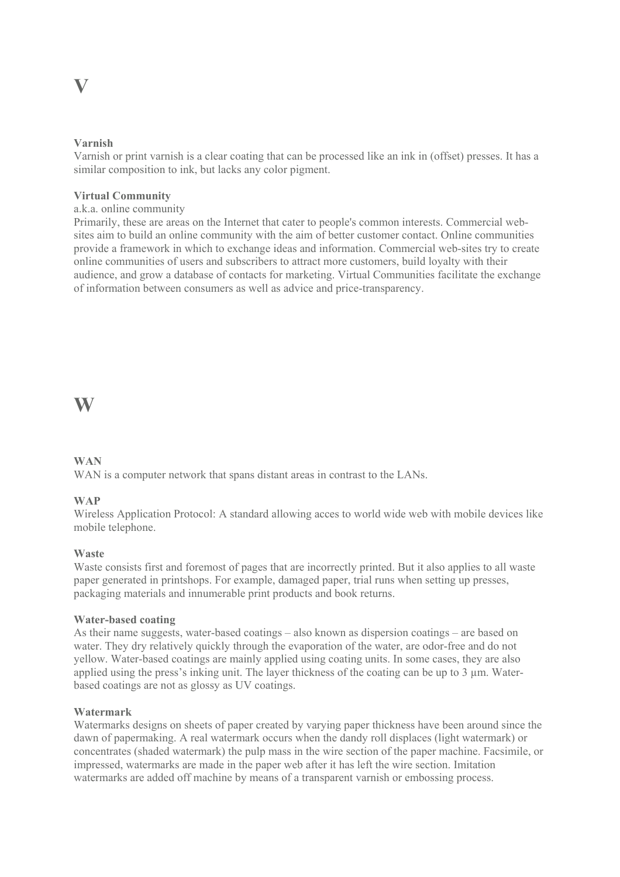# V

**Varnish**
Varnish or print varnish is a clear coating that can be processed like an ink in (offset) presses. It has a similar composition to ink, but lacks any color pigment.

**Virtual Community**
a.k.a. online community
Primarily, these are areas on the Internet that cater to people's common interests. Commercial web-sites aim to build an online community with the aim of better customer contact. Online communities provide a framework in which to exchange ideas and information. Commercial web-sites try to create online communities of users and subscribers to attract more customers, build loyalty with their audience, and grow a database of contacts for marketing. Virtual Communities facilitate the exchange of information between consumers as well as advice and price-transparency.

# W

**WAN**
WAN is a computer network that spans distant areas in contrast to the LANs.

**WAP**
Wireless Application Protocol: A standard allowing acces to world wide web with mobile devices like mobile telephone.

**Waste**
Waste consists first and foremost of pages that are incorrectly printed. But it also applies to all waste paper generated in printshops. For example, damaged paper, trial runs when setting up presses, packaging materials and innumerable print products and book returns.

**Water-based coating**
As their name suggests, water-based coatings – also known as dispersion coatings – are based on water. They dry relatively quickly through the evaporation of the water, are odor-free and do not yellow. Water-based coatings are mainly applied using coating units. In some cases, they are also applied using the press's inking unit. The layer thickness of the coating can be up to 3 µm. Water-based coatings are not as glossy as UV coatings.

**Watermark**
Watermarks designs on sheets of paper created by varying paper thickness have been around since the dawn of papermaking. A real watermark occurs when the dandy roll displaces (light watermark) or concentrates (shaded watermark) the pulp mass in the wire section of the paper machine. Facsimile, or impressed, watermarks are made in the paper web after it has left the wire section. Imitation watermarks are added off machine by means of a transparent varnish or embossing process.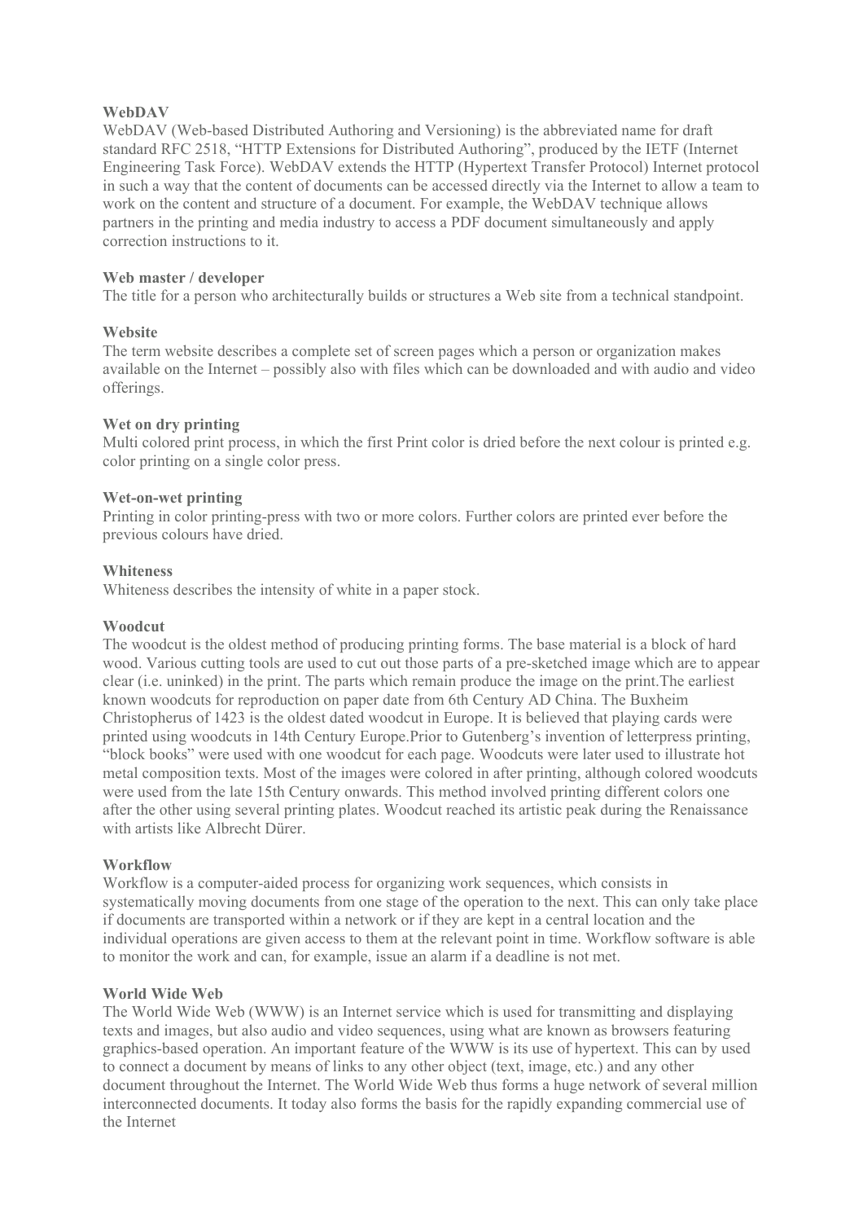**WebDAV**
WebDAV (Web-based Distributed Authoring and Versioning) is the abbreviated name for draft standard RFC 2518, "HTTP Extensions for Distributed Authoring", produced by the IETF (Internet Engineering Task Force). WebDAV extends the HTTP (Hypertext Transfer Protocol) Internet protocol in such a way that the content of documents can be accessed directly via the Internet to allow a team to work on the content and structure of a document. For example, the WebDAV technique allows partners in the printing and media industry to access a PDF document simultaneously and apply correction instructions to it.

**Web master / developer**
The title for a person who architecturally builds or structures a Web site from a technical standpoint.

**Website**
The term website describes a complete set of screen pages which a person or organization makes available on the Internet – possibly also with files which can be downloaded and with audio and video offerings.

**Wet on dry printing**
Multi colored print process, in which the first Print color is dried before the next colour is printed e.g. color printing on a single color press.

**Wet-on-wet printing**
Printing in color printing-press with two or more colors. Further colors are printed ever before the previous colours have dried.

**Whiteness**
Whiteness describes the intensity of white in a paper stock.

**Woodcut**
The woodcut is the oldest method of producing printing forms. The base material is a block of hard wood. Various cutting tools are used to cut out those parts of a pre-sketched image which are to appear clear (i.e. uninked) in the print. The parts which remain produce the image on the print.The earliest known woodcuts for reproduction on paper date from 6th Century AD China. The Buxheim Christopherus of 1423 is the oldest dated woodcut in Europe. It is believed that playing cards were printed using woodcuts in 14th Century Europe.Prior to Gutenberg's invention of letterpress printing, "block books" were used with one woodcut for each page. Woodcuts were later used to illustrate hot metal composition texts. Most of the images were colored in after printing, although colored woodcuts were used from the late 15th Century onwards. This method involved printing different colors one after the other using several printing plates. Woodcut reached its artistic peak during the Renaissance with artists like Albrecht Dürer.

**Workflow**
Workflow is a computer-aided process for organizing work sequences, which consists in systematically moving documents from one stage of the operation to the next. This can only take place if documents are transported within a network or if they are kept in a central location and the individual operations are given access to them at the relevant point in time. Workflow software is able to monitor the work and can, for example, issue an alarm if a deadline is not met.

**World Wide Web**
The World Wide Web (WWW) is an Internet service which is used for transmitting and displaying texts and images, but also audio and video sequences, using what are known as browsers featuring graphics-based operation. An important feature of the WWW is its use of hypertext. This can by used to connect a document by means of links to any other object (text, image, etc.) and any other document throughout the Internet. The World Wide Web thus forms a huge network of several million interconnected documents. It today also forms the basis for the rapidly expanding commercial use of the Internet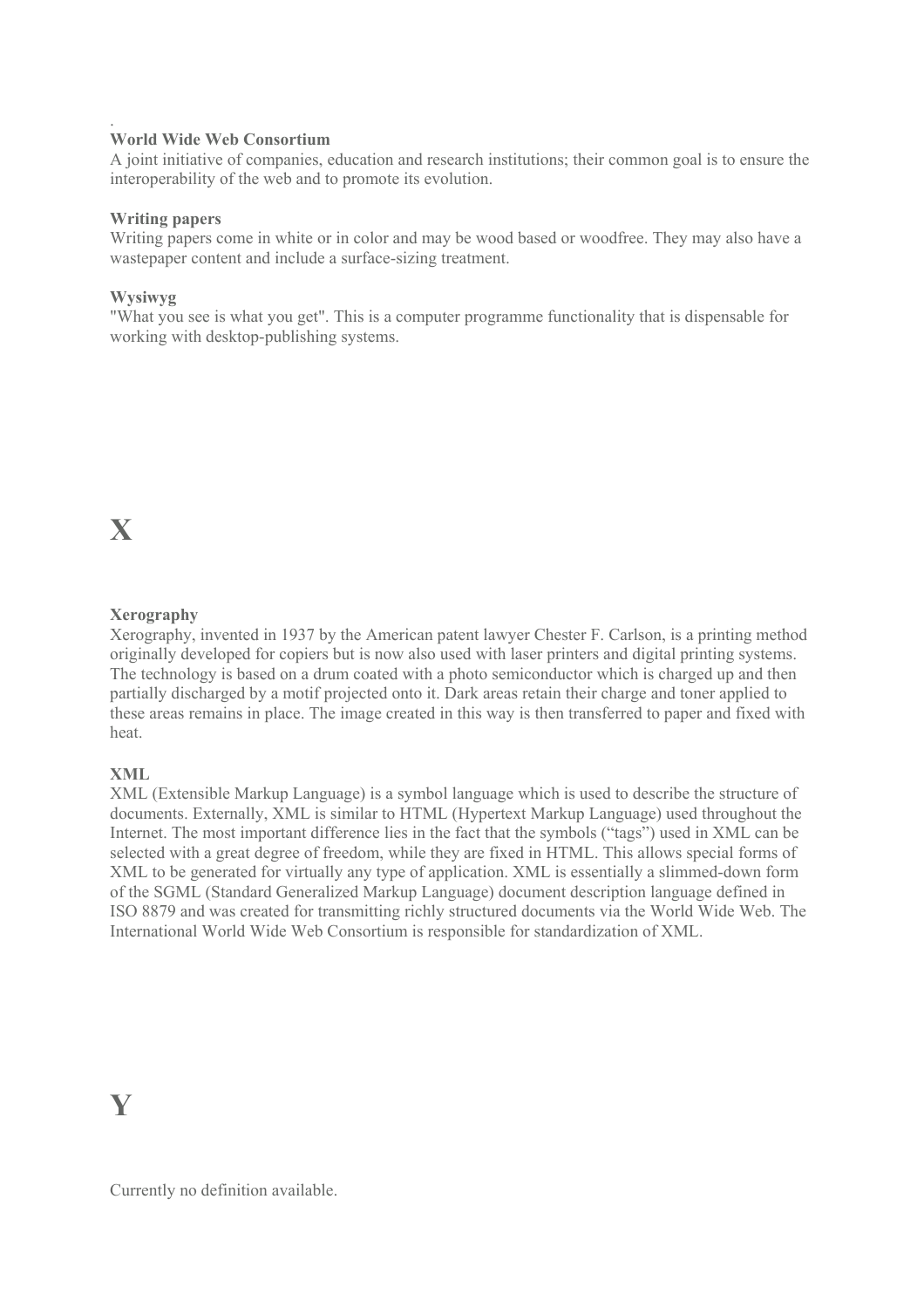.
**World Wide Web Consortium**
A joint initiative of companies, education and research institutions; their common goal is to ensure the interoperability of the web and to promote its evolution.

**Writing papers**
Writing papers come in white or in color and may be wood based or woodfree. They may also have a wastepaper content and include a surface-sizing treatment.

**Wysiwyg**
"What you see is what you get". This is a computer programme functionality that is dispensable for working with desktop-publishing systems.

# X

**Xerography**
Xerography, invented in 1937 by the American patent lawyer Chester F. Carlson, is a printing method originally developed for copiers but is now also used with laser printers and digital printing systems. The technology is based on a drum coated with a photo semiconductor which is charged up and then partially discharged by a motif projected onto it. Dark areas retain their charge and toner applied to these areas remains in place. The image created in this way is then transferred to paper and fixed with heat.

**XML**
XML (Extensible Markup Language) is a symbol language which is used to describe the structure of documents. Externally, XML is similar to HTML (Hypertext Markup Language) used throughout the Internet. The most important difference lies in the fact that the symbols ("tags") used in XML can be selected with a great degree of freedom, while they are fixed in HTML. This allows special forms of XML to be generated for virtually any type of application. XML is essentially a slimmed-down form of the SGML (Standard Generalized Markup Language) document description language defined in ISO 8879 and was created for transmitting richly structured documents via the World Wide Web. The International World Wide Web Consortium is responsible for standardization of XML.

# Y

Currently no definition available.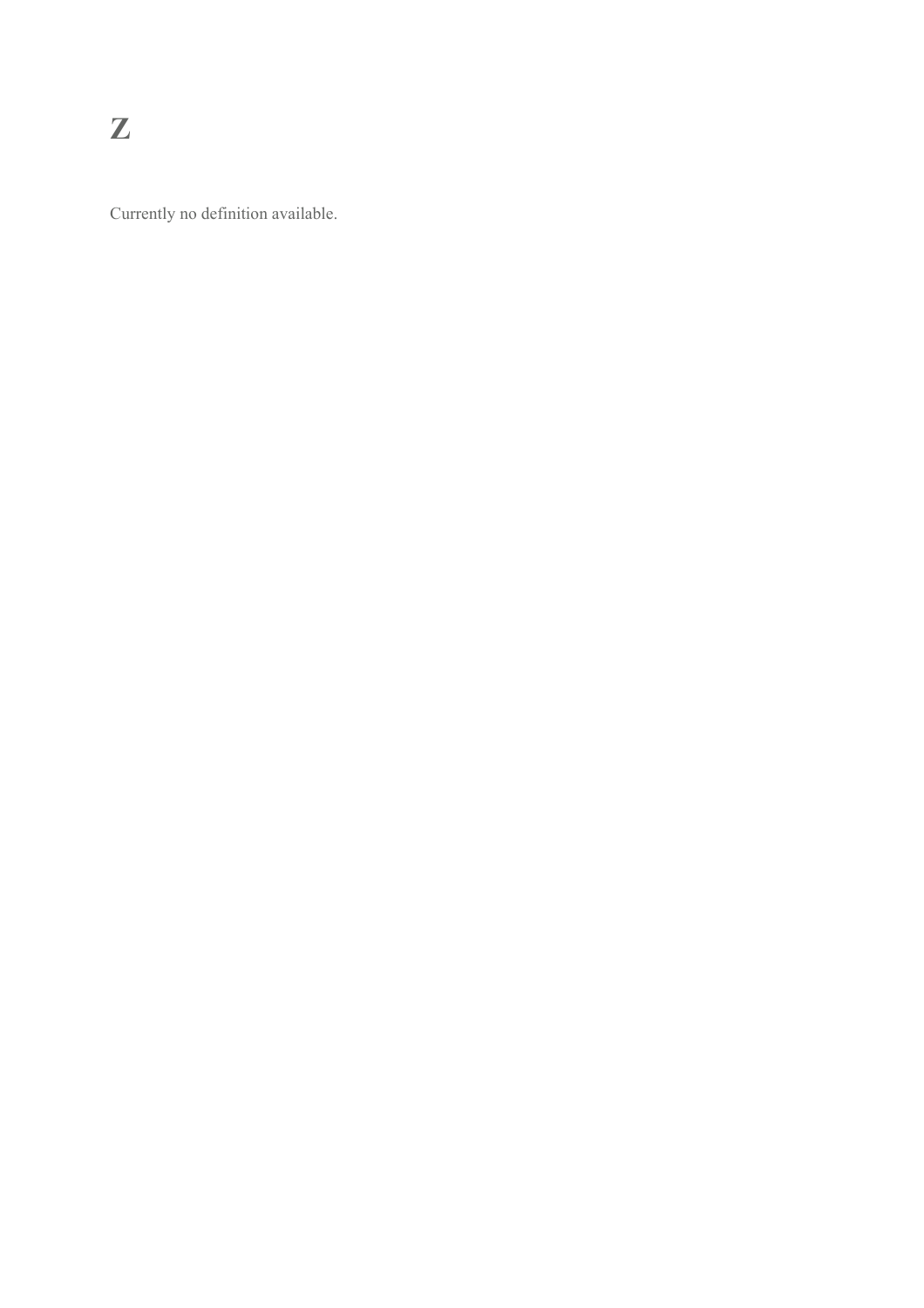# Z

Currently no definition available.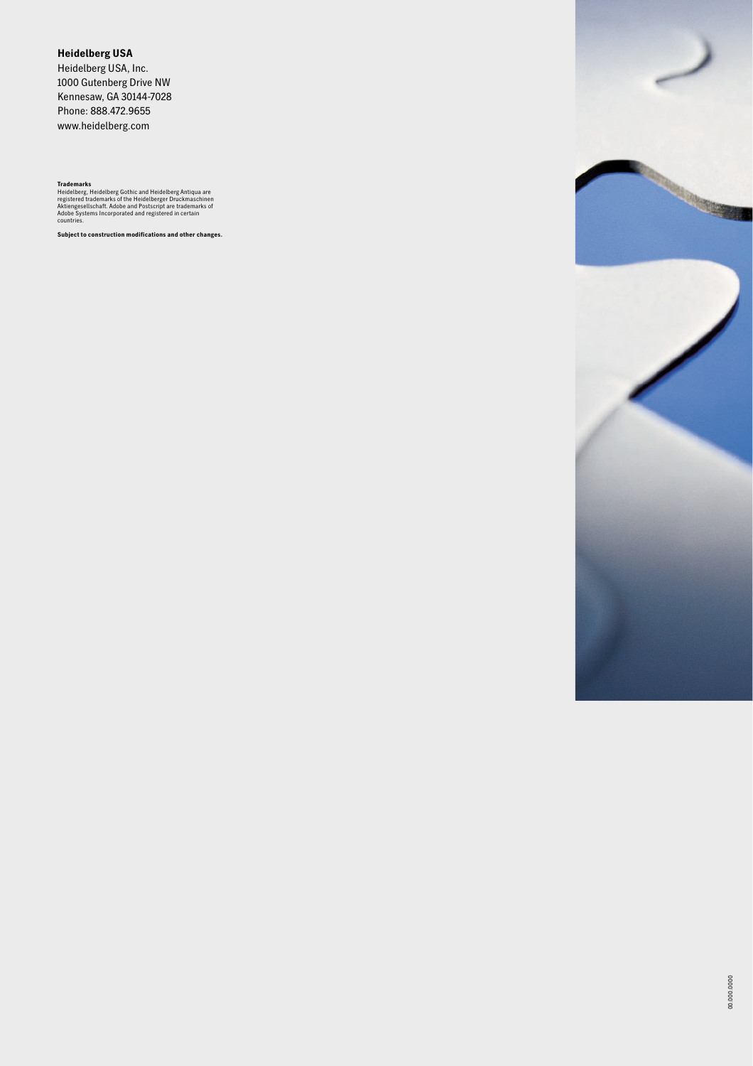**Heidelberg USA**

Heidelberg USA, Inc.
1000 Gutenberg Drive NW
Kennesaw, GA 30144-7028
Phone: 888.472.9655
www.heidelberg.com

**Trademarks**
Heidelberg, Heidelberg Gothic and Heidelberg Antiqua are registered trademarks of the Heidelberger Druckmaschinen Aktiengesellschaft. Adobe and Postscript are trademarks of Adobe Systems Incorporated and registered in certain countries.

**Subject to construction modifications and other changes.**

00.000.0000